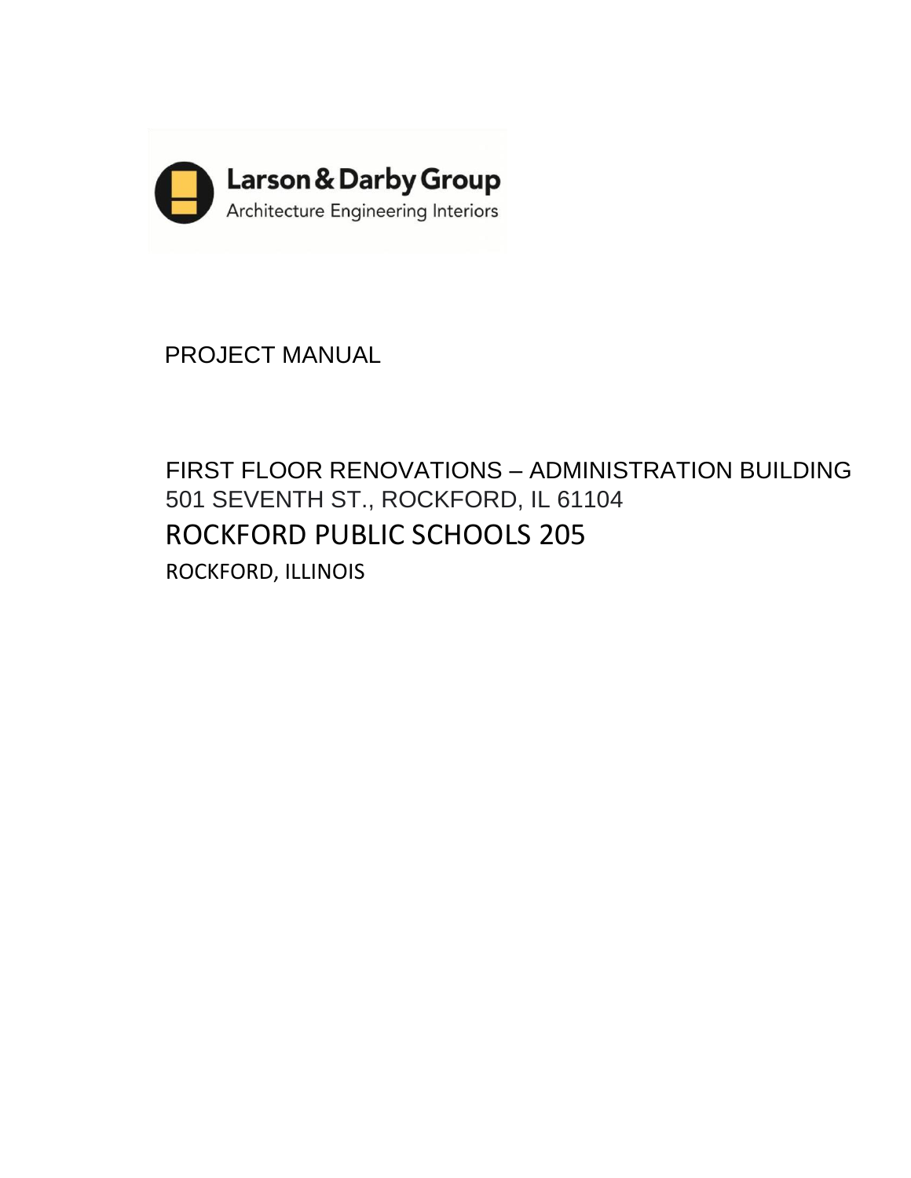Larson & Darby Group

Architecture Engineering Interiors

# PROJECT MANUAL

## FIRST FLOOR RENOVATIONS – ADMINISTRATION BUILDING

501 SEVENTH ST., ROCKFORD, IL 61104

## ROCKFORD PUBLIC SCHOOLS 205

ROCKFORD, ILLINOIS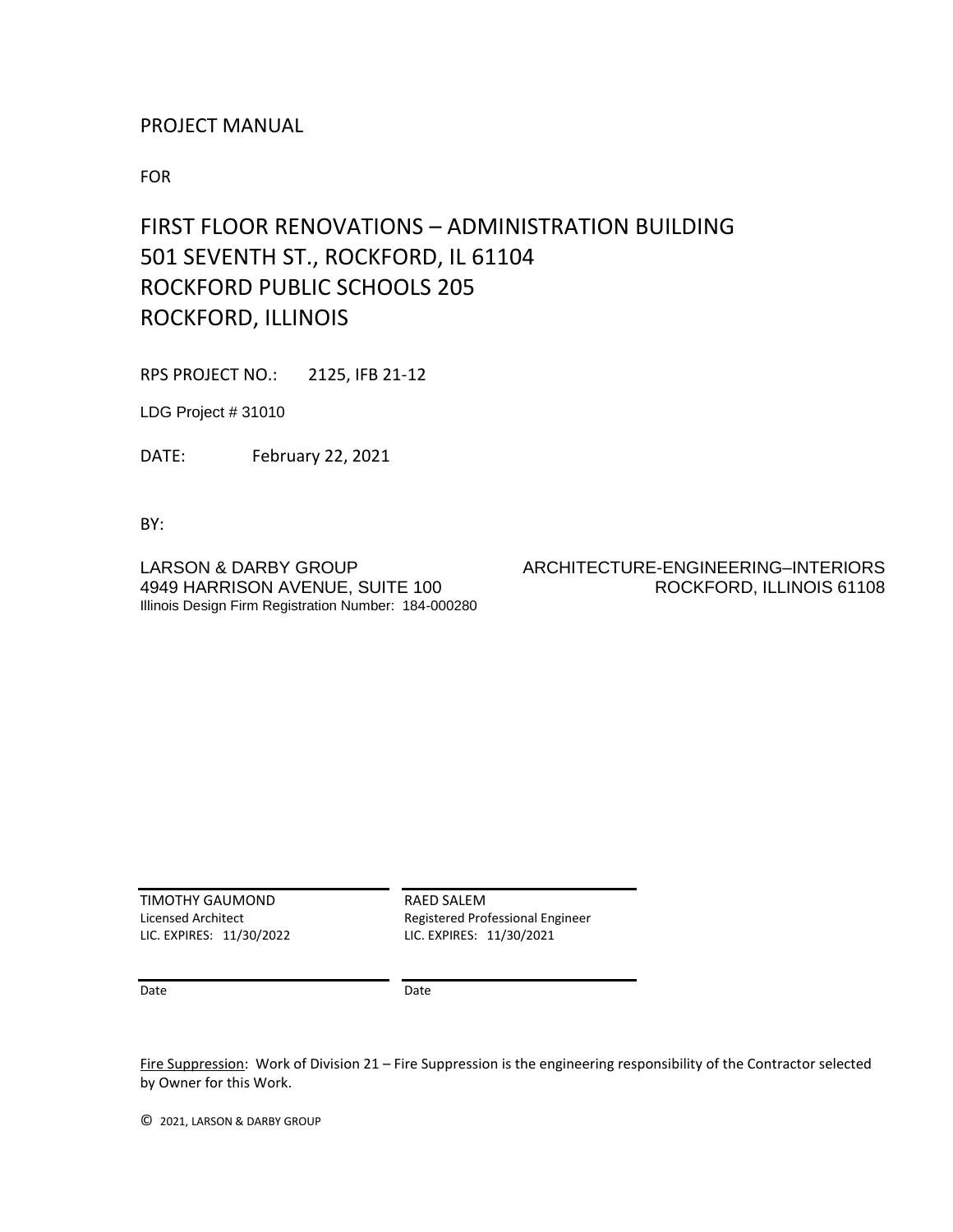PROJECT MANUAL

FOR

# FIRST FLOOR RENOVATIONS – ADMINISTRATION BUILDING
# 501 SEVENTH ST., ROCKFORD, IL 61104
# ROCKFORD PUBLIC SCHOOLS 205
# ROCKFORD, ILLINOIS

RPS PROJECT NO.: 2125, IFB 21-12

LDG Project # 31010

DATE: February 22, 2021

BY:

LARSON & DARBY GROUP
4949 HARRISON AVENUE, SUITE 100
Illinois Design Firm Registration Number: 184-000280

ARCHITECTURE-ENGINEERING–INTERIORS
ROCKFORD, ILLINOIS 61108

| | |
|---|---|
| TIMOTHY GAUMOND<br>Licensed Architect<br>LIC. EXPIRES: 11/30/2022 | RAED SALEM<br>Registered Professional Engineer<br>LIC. EXPIRES: 11/30/2021 |
| Date | Date |

Fire Suppression: Work of Division 21 – Fire Suppression is the engineering responsibility of the Contractor selected by Owner for this Work.

© 2021, LARSON & DARBY GROUP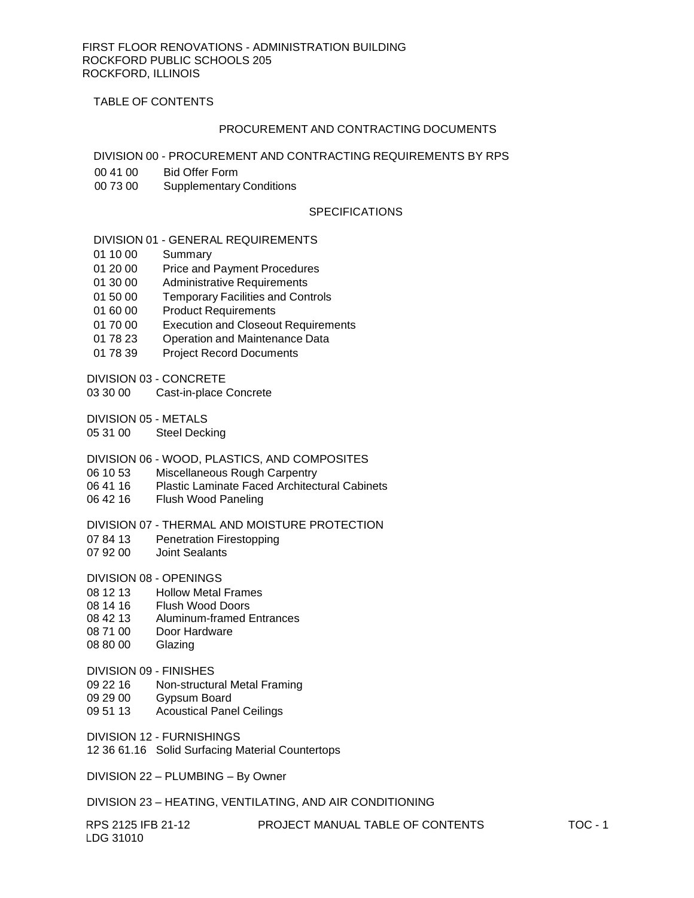FIRST FLOOR RENOVATIONS - ADMINISTRATION BUILDING
ROCKFORD PUBLIC SCHOOLS 205
ROCKFORD, ILLINOIS

# TABLE OF CONTENTS

## PROCUREMENT AND CONTRACTING DOCUMENTS

### DIVISION 00 - PROCUREMENT AND CONTRACTING REQUIREMENTS BY RPS

00 41 00 Bid Offer Form
00 73 00 Supplementary Conditions

## SPECIFICATIONS

### DIVISION 01 - GENERAL REQUIREMENTS

01 10 00 Summary
01 20 00 Price and Payment Procedures
01 30 00 Administrative Requirements
01 50 00 Temporary Facilities and Controls
01 60 00 Product Requirements
01 70 00 Execution and Closeout Requirements
01 78 23 Operation and Maintenance Data
01 78 39 Project Record Documents

### DIVISION 03 - CONCRETE

03 30 00 Cast-in-place Concrete

### DIVISION 05 - METALS

05 31 00 Steel Decking

### DIVISION 06 - WOOD, PLASTICS, AND COMPOSITES

06 10 53 Miscellaneous Rough Carpentry
06 41 16 Plastic Laminate Faced Architectural Cabinets
06 42 16 Flush Wood Paneling

### DIVISION 07 - THERMAL AND MOISTURE PROTECTION

07 84 13 Penetration Firestopping
07 92 00 Joint Sealants

### DIVISION 08 - OPENINGS

08 12 13 Hollow Metal Frames
08 14 16 Flush Wood Doors
08 42 13 Aluminum-framed Entrances
08 71 00 Door Hardware
08 80 00 Glazing

### DIVISION 09 - FINISHES

09 22 16 Non-structural Metal Framing
09 29 00 Gypsum Board
09 51 13 Acoustical Panel Ceilings

### DIVISION 12 - FURNISHINGS

12 36 61.16 Solid Surfacing Material Countertops

### DIVISION 22 – PLUMBING – By Owner

### DIVISION 23 – HEATING, VENTILATING, AND AIR CONDITIONING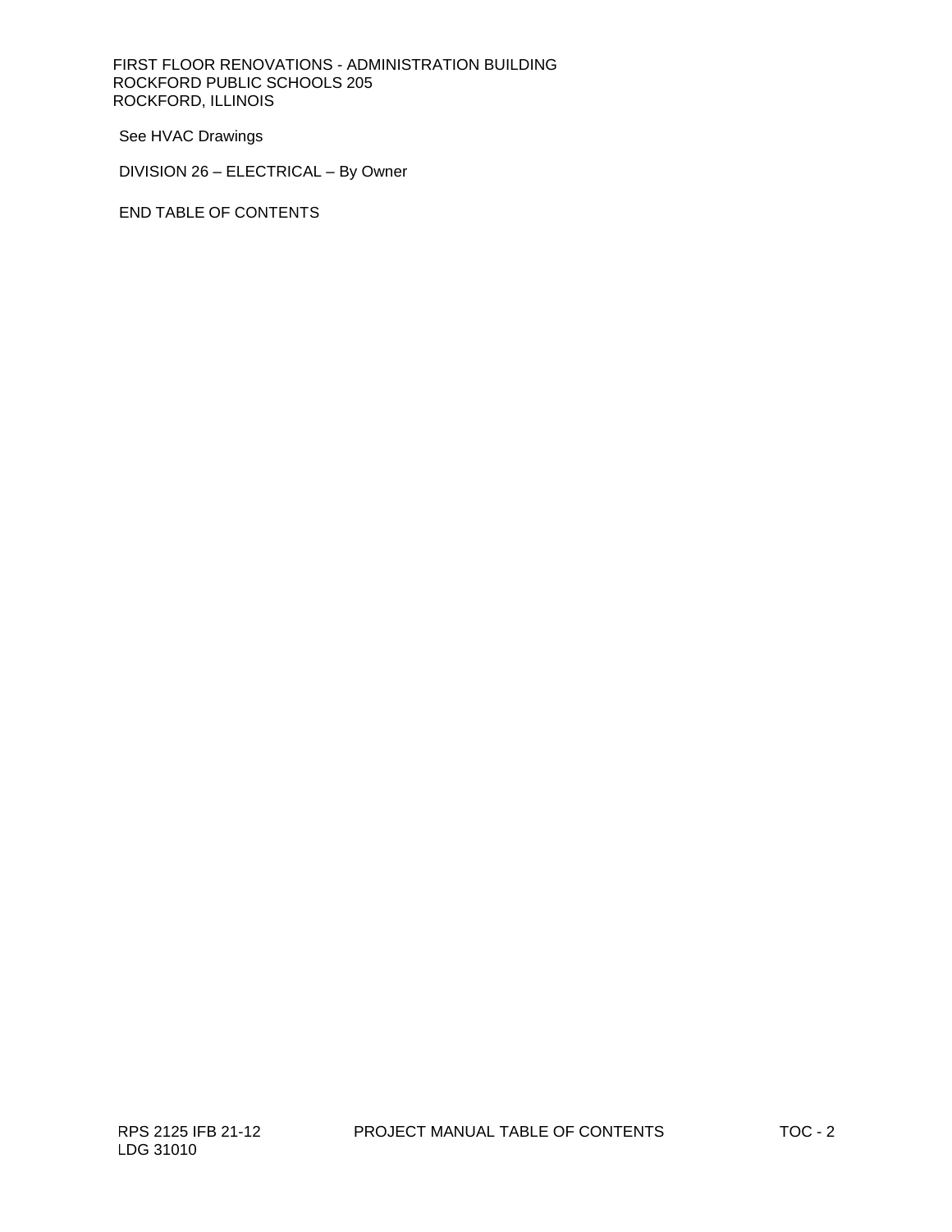See HVAC Drawings

DIVISION 26 – ELECTRICAL – By Owner

END TABLE OF CONTENTS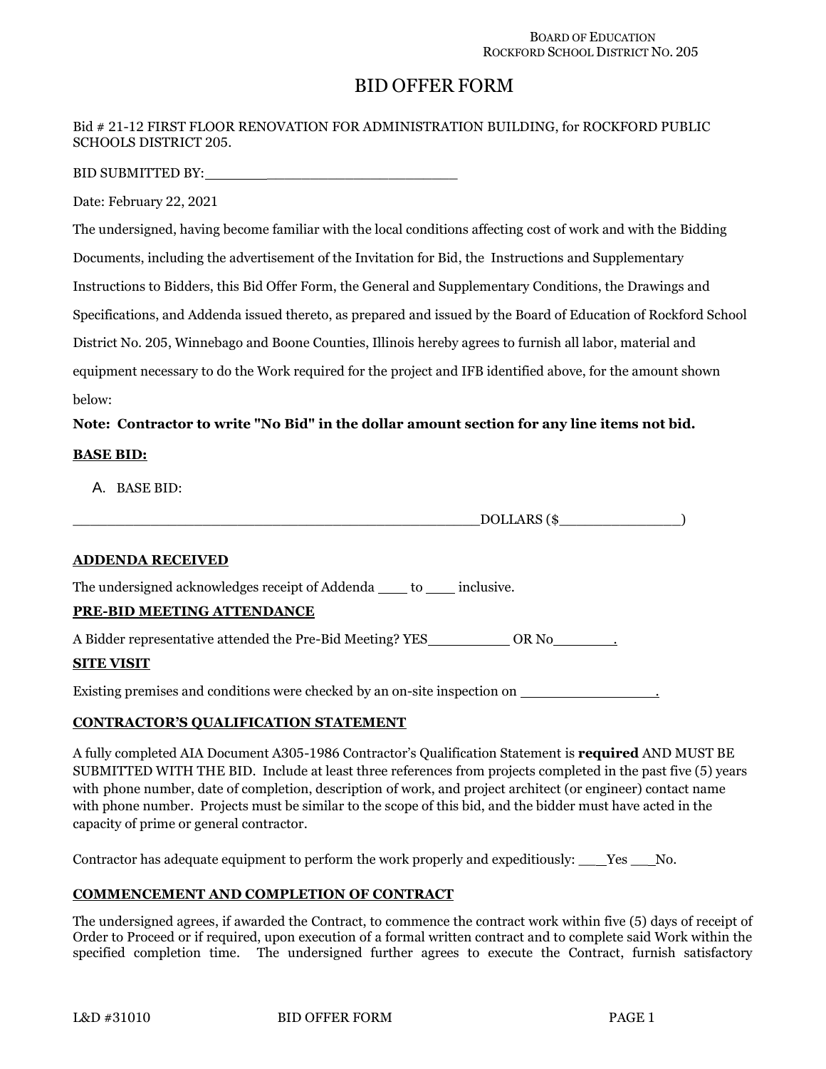BOARD OF EDUCATION
ROCKFORD SCHOOL DISTRICT NO. 205

# BID OFFER FORM

Bid # 21-12 FIRST FLOOR RENOVATION FOR ADMINISTRATION BUILDING, for ROCKFORD PUBLIC SCHOOLS DISTRICT 205.

BID SUBMITTED BY:________________________________

Date: February 22, 2021

The undersigned, having become familiar with the local conditions affecting cost of work and with the Bidding Documents, including the advertisement of the Invitation for Bid, the Instructions and Supplementary Instructions to Bidders, this Bid Offer Form, the General and Supplementary Conditions, the Drawings and Specifications, and Addenda issued thereto, as prepared and issued by the Board of Education of Rockford School District No. 205, Winnebago and Boone Counties, Illinois hereby agrees to furnish all labor, material and equipment necessary to do the Work required for the project and IFB identified above, for the amount shown below:

**Note: Contractor to write "No Bid" in the dollar amount section for any line items not bid.**

**BASE BID:**

A. BASE BID:

__________________________________________________DOLLARS ($_______________)

**ADDENDA RECEIVED**

The undersigned acknowledges receipt of Addenda ____ to ____ inclusive.

**PRE-BID MEETING ATTENDANCE**

A Bidder representative attended the Pre-Bid Meeting? YES__________ OR No________.

**SITE VISIT**

Existing premises and conditions were checked by an on-site inspection on ________________.

**CONTRACTOR'S QUALIFICATION STATEMENT**

A fully completed AIA Document A305-1986 Contractor's Qualification Statement is **required** AND MUST BE SUBMITTED WITH THE BID. Include at least three references from projects completed in the past five (5) years with phone number, date of completion, description of work, and project architect (or engineer) contact name with phone number. Projects must be similar to the scope of this bid, and the bidder must have acted in the capacity of prime or general contractor.

Contractor has adequate equipment to perform the work properly and expeditiously: ___Yes ___No.

**COMMENCEMENT AND COMPLETION OF CONTRACT**

The undersigned agrees, if awarded the Contract, to commence the contract work within five (5) days of receipt of Order to Proceed or if required, upon execution of a formal written contract and to complete said Work within the specified completion time. The undersigned further agrees to execute the Contract, furnish satisfactory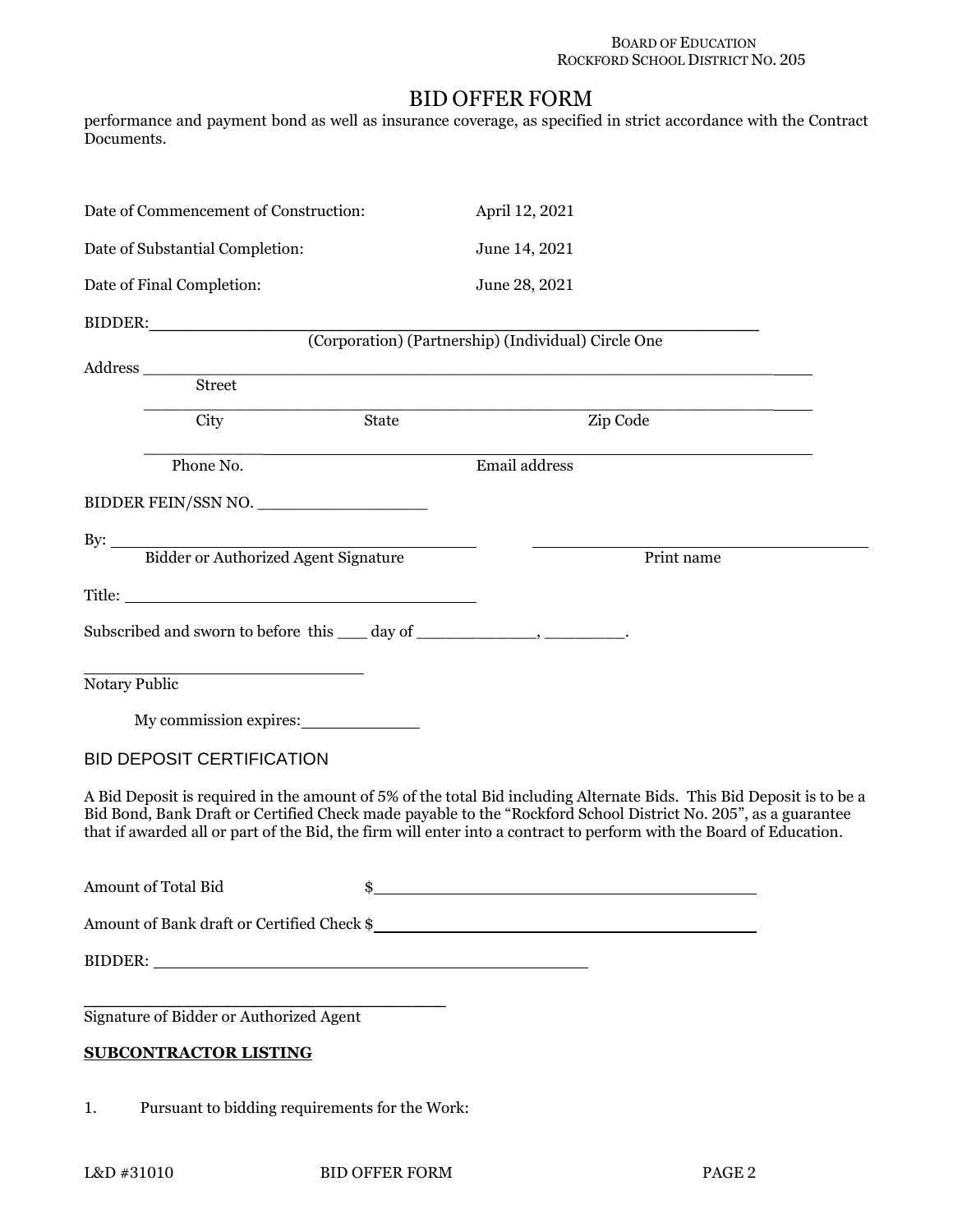# BID OFFER FORM

performance and payment bond as well as insurance coverage, as specified in strict accordance with the Contract Documents.

Date of Commencement of Construction: April 12, 2021

Date of Substantial Completion: June 14, 2021

Date of Final Completion: June 28, 2021

BIDDER:\_\_\_\_\_\_\_\_\_\_\_\_\_\_\_\_\_\_\_\_\_\_\_\_\_\_\_\_\_\_\_\_\_\_\_\_\_\_\_\_\_\_\_\_\_\_\_\_\_\_\_\_\_\_\_\_\_\_\_\_

(Corporation) (Partnership) (Individual) Circle One

Address \_\_\_\_\_\_\_\_\_\_\_\_\_\_\_\_\_\_\_\_\_\_\_\_\_\_\_\_\_\_\_\_\_\_\_\_\_\_\_\_\_\_\_\_\_\_\_\_\_\_\_\_\_\_\_\_\_\_\_\_\_\_\_

Street

\_\_\_\_\_\_\_\_\_\_\_\_\_\_\_\_\_\_\_\_\_\_\_\_\_\_\_\_\_\_\_\_\_\_\_\_\_\_\_\_\_\_\_\_\_\_\_\_\_\_\_\_\_\_\_\_\_\_\_\_\_\_\_\_\_\_\_\_\_\_

City State Zip Code

\_\_\_\_\_\_\_\_\_\_\_\_\_\_\_\_\_\_\_\_\_\_\_\_\_\_\_\_\_\_\_\_\_\_\_\_\_\_\_\_\_\_\_\_\_\_\_\_\_\_\_\_\_\_\_\_\_\_\_\_\_\_\_\_\_\_\_\_\_\_

Phone No. Email address

BIDDER FEIN/SSN NO. \_\_\_\_\_\_\_\_\_\_\_\_\_\_\_\_\_\_\_

By: \_\_\_\_\_\_\_\_\_\_\_\_\_\_\_\_\_\_\_\_\_\_\_\_\_\_\_\_\_\_\_\_\_\_\_\_\_\_\_\_ \_\_\_\_\_\_\_\_\_\_\_\_\_\_\_\_\_\_\_\_\_\_\_\_\_\_\_\_\_\_\_\_\_\_\_\_\_\_

Bidder or Authorized Agent Signature Print name

Title: \_\_\_\_\_\_\_\_\_\_\_\_\_\_\_\_\_\_\_\_\_\_\_\_\_\_\_\_\_\_\_\_\_\_\_\_\_\_

Subscribed and sworn to before this \_\_\_ day of \_\_\_\_\_\_\_\_\_\_\_\_\_, \_\_\_\_\_\_\_\_\_.

\_\_\_\_\_\_\_\_\_\_\_\_\_\_\_\_\_\_\_\_\_\_\_\_\_\_\_\_\_\_\_\_

Notary Public

My commission expires:\_\_\_\_\_\_\_\_\_\_\_\_\_

## BID DEPOSIT CERTIFICATION

A Bid Deposit is required in the amount of 5% of the total Bid including Alternate Bids. This Bid Deposit is to be a Bid Bond, Bank Draft or Certified Check made payable to the "Rockford School District No. 205", as a guarantee that if awarded all or part of the Bid, the firm will enter into a contract to perform with the Board of Education.

Amount of Total Bid $\_\_\_\_\_\_\_\_\_\_\_\_\_\_\_\_\_\_\_\_\_\_\_\_\_\_\_\_\_\_\_\_\_\_\_\_\_\_\_\_\_\_

Amount of Bank draft or Certified Check $\_\_\_\_\_\_\_\_\_\_\_\_\_\_\_\_\_\_\_\_\_\_\_\_\_\_\_\_\_\_\_\_\_\_\_\_\_\_\_\_\_\_

BIDDER: \_\_\_\_\_\_\_\_\_\_\_\_\_\_\_\_\_\_\_\_\_\_\_\_\_\_\_\_\_\_\_\_\_\_\_\_\_\_\_\_\_\_\_\_\_\_\_\_

\_\_\_\_\_\_\_\_\_\_\_\_\_\_\_\_\_\_\_\_\_\_\_\_\_\_\_\_\_\_\_\_\_\_\_\_\_\_\_\_

Signature of Bidder or Authorized Agent

**SUBCONTRACTOR LISTING**

1. Pursuant to bidding requirements for the Work: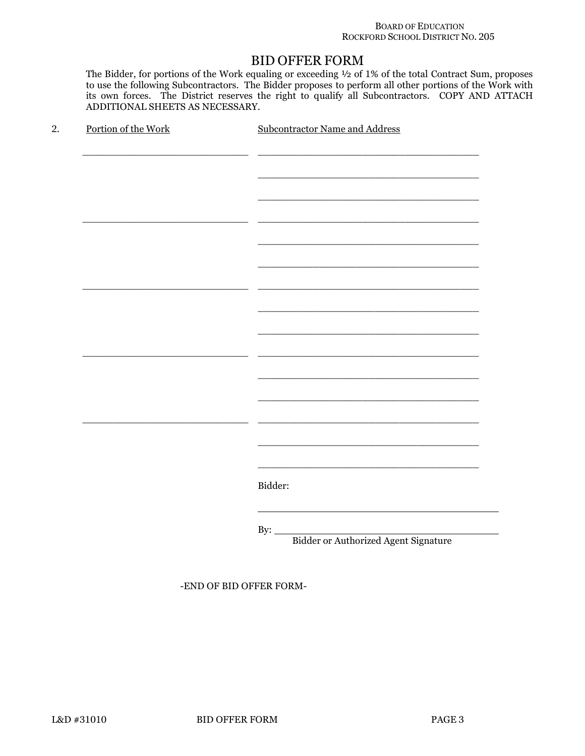# BID OFFER FORM

The Bidder, for portions of the Work equaling or exceeding ½ of 1% of the total Contract Sum, proposes to use the following Subcontractors. The Bidder proposes to perform all other portions of the Work with its own forces. The District reserves the right to qualify all Subcontractors. COPY AND ATTACH ADDITIONAL SHEETS AS NECESSARY.

2. Portion of the Work — Subcontractor Name and Address

| Portion of the Work | Subcontractor Name and Address |
|---|---|
| ______________________ | ______________________________ |
| | ______________________________ |
| | ______________________________ |
| ______________________ | ______________________________ |
| | ______________________________ |
| | ______________________________ |
| ______________________ | ______________________________ |
| | ______________________________ |
| | ______________________________ |
| ______________________ | ______________________________ |
| | ______________________________ |
| | ______________________________ |
| ______________________ | ______________________________ |
| | ______________________________ |
| | ______________________________ |

Bidder:

______________________________

By: ______________________________
Bidder or Authorized Agent Signature

-END OF BID OFFER FORM-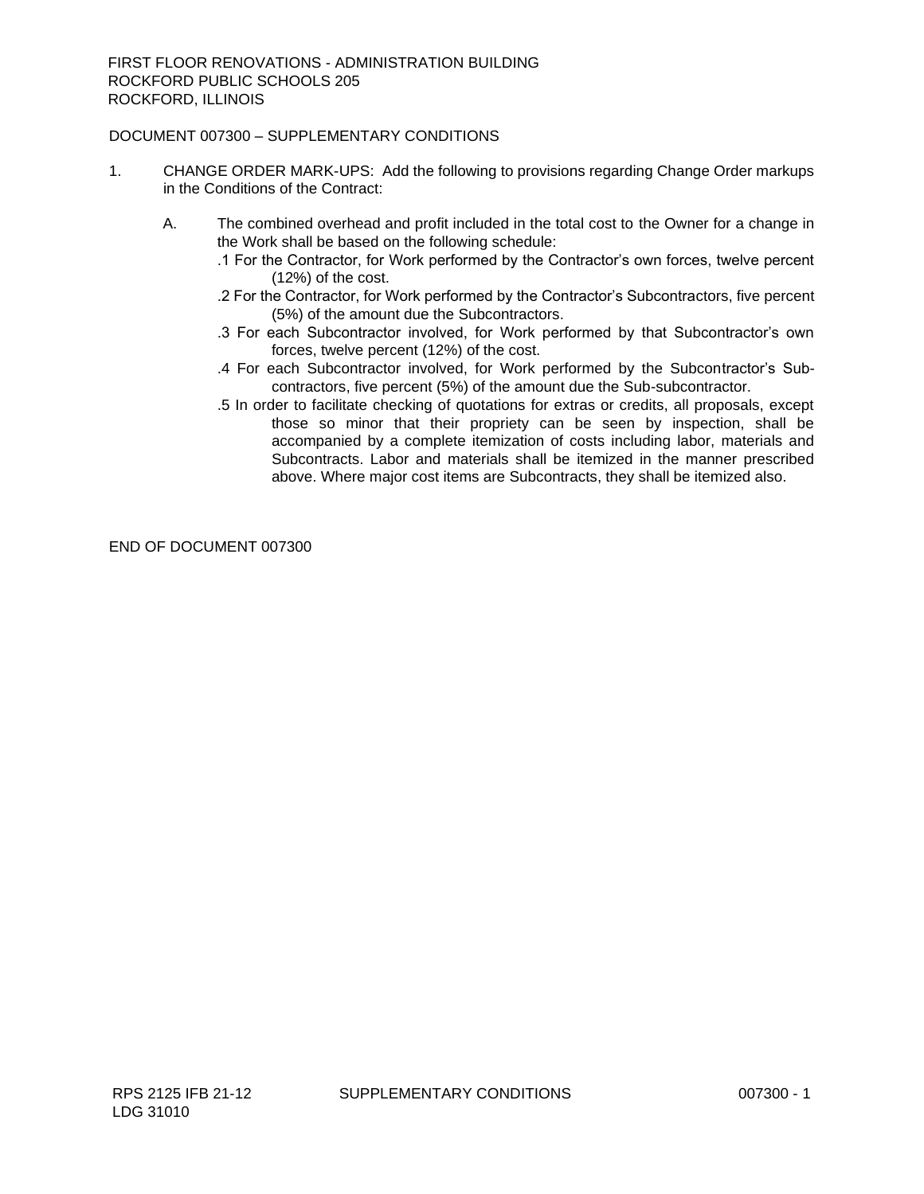FIRST FLOOR RENOVATIONS - ADMINISTRATION BUILDING
ROCKFORD PUBLIC SCHOOLS 205
ROCKFORD, ILLINOIS

# DOCUMENT 007300 – SUPPLEMENTARY CONDITIONS

1. CHANGE ORDER MARK-UPS: Add the following to provisions regarding Change Order markups in the Conditions of the Contract:

   A. The combined overhead and profit included in the total cost to the Owner for a change in the Work shall be based on the following schedule:

      .1 For the Contractor, for Work performed by the Contractor's own forces, twelve percent (12%) of the cost.

      .2 For the Contractor, for Work performed by the Contractor's Subcontractors, five percent (5%) of the amount due the Subcontractors.

      .3 For each Subcontractor involved, for Work performed by that Subcontractor's own forces, twelve percent (12%) of the cost.

      .4 For each Subcontractor involved, for Work performed by the Subcontractor's Sub-contractors, five percent (5%) of the amount due the Sub-subcontractor.

      .5 In order to facilitate checking of quotations for extras or credits, all proposals, except those so minor that their propriety can be seen by inspection, shall be accompanied by a complete itemization of costs including labor, materials and Subcontracts. Labor and materials shall be itemized in the manner prescribed above. Where major cost items are Subcontracts, they shall be itemized also.

END OF DOCUMENT 007300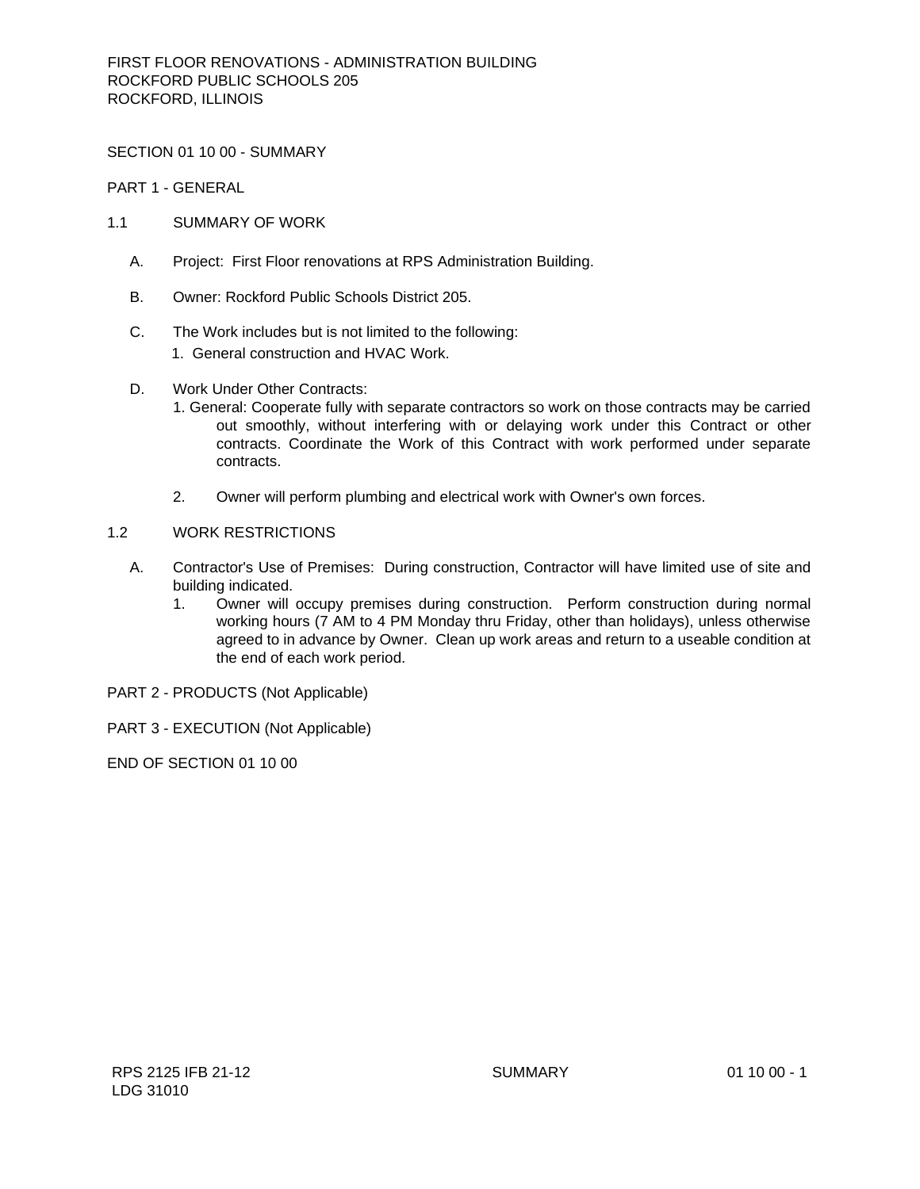SECTION 01 10 00 - SUMMARY

PART 1 - GENERAL

1.1 SUMMARY OF WORK

A. Project: First Floor renovations at RPS Administration Building.

B. Owner: Rockford Public Schools District 205.

C. The Work includes but is not limited to the following:
   1. General construction and HVAC Work.

D. Work Under Other Contracts:
   1. General: Cooperate fully with separate contractors so work on those contracts may be carried out smoothly, without interfering with or delaying work under this Contract or other contracts. Coordinate the Work of this Contract with work performed under separate contracts.

   2. Owner will perform plumbing and electrical work with Owner's own forces.

1.2 WORK RESTRICTIONS

A. Contractor's Use of Premises: During construction, Contractor will have limited use of site and building indicated.
   1. Owner will occupy premises during construction. Perform construction during normal working hours (7 AM to 4 PM Monday thru Friday, other than holidays), unless otherwise agreed to in advance by Owner. Clean up work areas and return to a useable condition at the end of each work period.

PART 2 - PRODUCTS (Not Applicable)

PART 3 - EXECUTION (Not Applicable)

END OF SECTION 01 10 00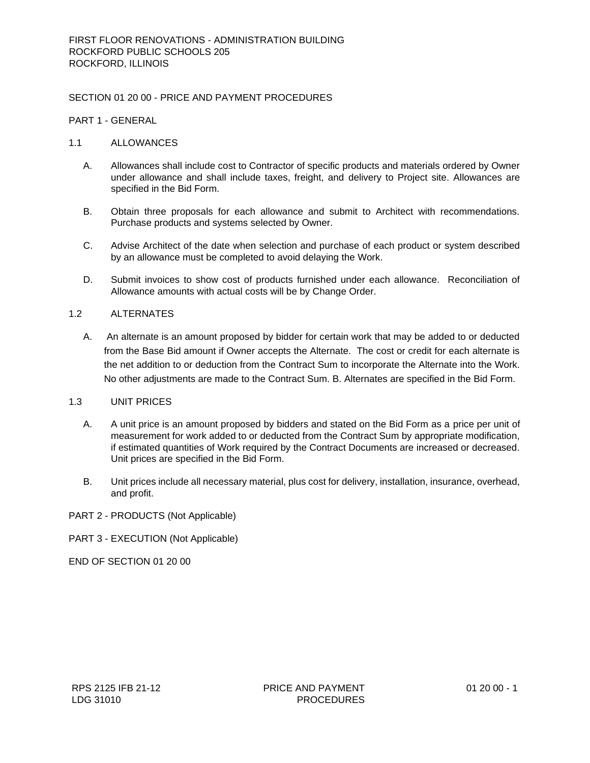FIRST FLOOR RENOVATIONS - ADMINISTRATION BUILDING
ROCKFORD PUBLIC SCHOOLS 205
ROCKFORD, ILLINOIS

# SECTION 01 20 00 - PRICE AND PAYMENT PROCEDURES

## PART 1 - GENERAL

### 1.1 ALLOWANCES

A. Allowances shall include cost to Contractor of specific products and materials ordered by Owner under allowance and shall include taxes, freight, and delivery to Project site. Allowances are specified in the Bid Form.

B. Obtain three proposals for each allowance and submit to Architect with recommendations. Purchase products and systems selected by Owner.

C. Advise Architect of the date when selection and purchase of each product or system described by an allowance must be completed to avoid delaying the Work.

D. Submit invoices to show cost of products furnished under each allowance. Reconciliation of Allowance amounts with actual costs will be by Change Order.

### 1.2 ALTERNATES

A. An alternate is an amount proposed by bidder for certain work that may be added to or deducted from the Base Bid amount if Owner accepts the Alternate. The cost or credit for each alternate is the net addition to or deduction from the Contract Sum to incorporate the Alternate into the Work. No other adjustments are made to the Contract Sum. B. Alternates are specified in the Bid Form.

### 1.3 UNIT PRICES

A. A unit price is an amount proposed by bidders and stated on the Bid Form as a price per unit of measurement for work added to or deducted from the Contract Sum by appropriate modification, if estimated quantities of Work required by the Contract Documents are increased or decreased. Unit prices are specified in the Bid Form.

B. Unit prices include all necessary material, plus cost for delivery, installation, insurance, overhead, and profit.

## PART 2 - PRODUCTS (Not Applicable)

## PART 3 - EXECUTION (Not Applicable)

END OF SECTION 01 20 00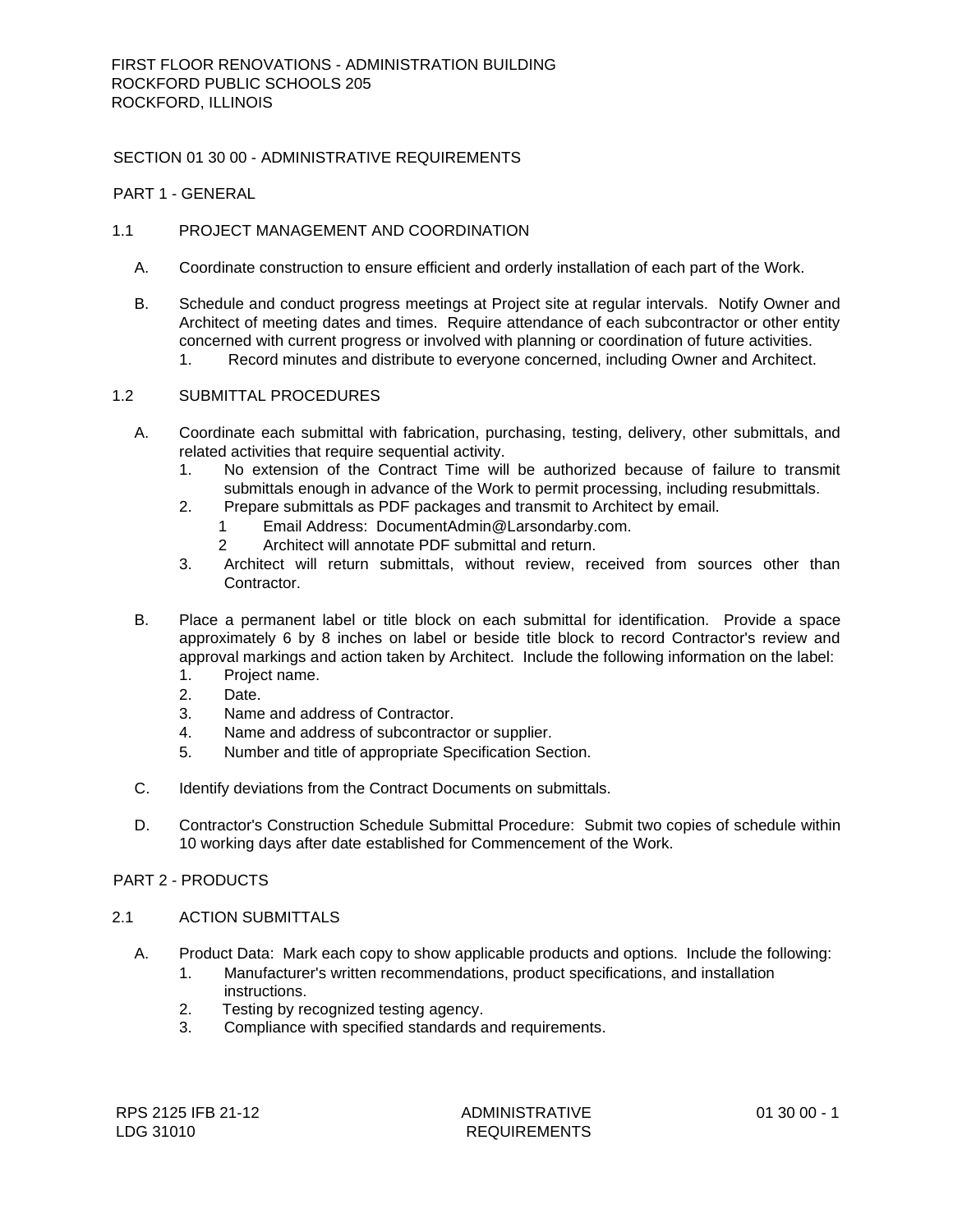FIRST FLOOR RENOVATIONS - ADMINISTRATION BUILDING
ROCKFORD PUBLIC SCHOOLS 205
ROCKFORD, ILLINOIS

## SECTION 01 30 00 - ADMINISTRATIVE REQUIREMENTS

### PART 1 - GENERAL

#### 1.1 PROJECT MANAGEMENT AND COORDINATION

A. Coordinate construction to ensure efficient and orderly installation of each part of the Work.

B. Schedule and conduct progress meetings at Project site at regular intervals. Notify Owner and Architect of meeting dates and times. Require attendance of each subcontractor or other entity concerned with current progress or involved with planning or coordination of future activities.
   1. Record minutes and distribute to everyone concerned, including Owner and Architect.

#### 1.2 SUBMITTAL PROCEDURES

A. Coordinate each submittal with fabrication, purchasing, testing, delivery, other submittals, and related activities that require sequential activity.
   1. No extension of the Contract Time will be authorized because of failure to transmit submittals enough in advance of the Work to permit processing, including resubmittals.
   2. Prepare submittals as PDF packages and transmit to Architect by email.
      1 Email Address: DocumentAdmin@Larsondarby.com.
      2 Architect will annotate PDF submittal and return.
   3. Architect will return submittals, without review, received from sources other than Contractor.

B. Place a permanent label or title block on each submittal for identification. Provide a space approximately 6 by 8 inches on label or beside title block to record Contractor's review and approval markings and action taken by Architect. Include the following information on the label:
   1. Project name.
   2. Date.
   3. Name and address of Contractor.
   4. Name and address of subcontractor or supplier.
   5. Number and title of appropriate Specification Section.

C. Identify deviations from the Contract Documents on submittals.

D. Contractor's Construction Schedule Submittal Procedure: Submit two copies of schedule within 10 working days after date established for Commencement of the Work.

### PART 2 - PRODUCTS

#### 2.1 ACTION SUBMITTALS

A. Product Data: Mark each copy to show applicable products and options. Include the following:
   1. Manufacturer's written recommendations, product specifications, and installation instructions.
   2. Testing by recognized testing agency.
   3. Compliance with specified standards and requirements.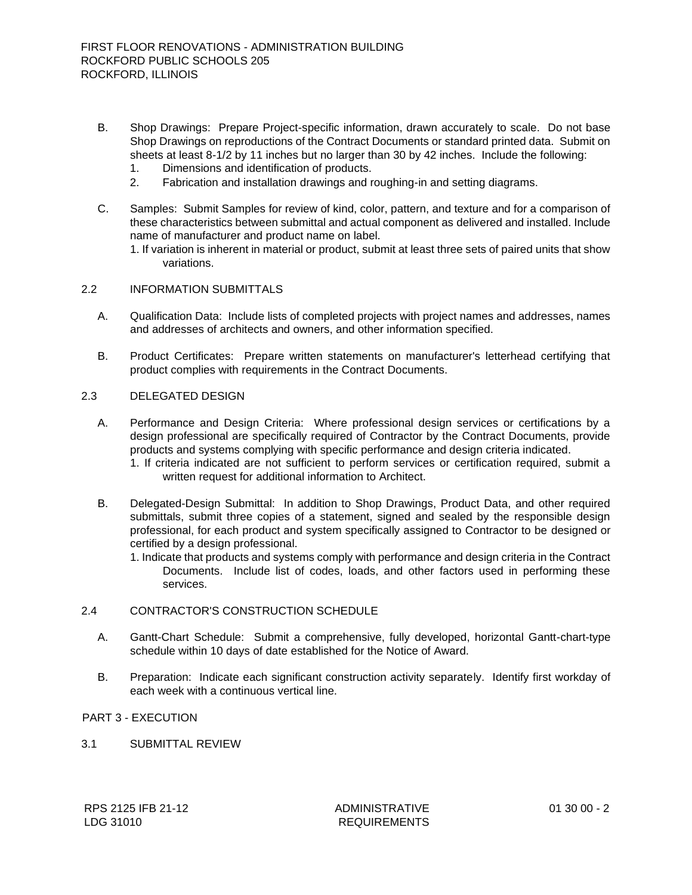B. Shop Drawings: Prepare Project-specific information, drawn accurately to scale. Do not base Shop Drawings on reproductions of the Contract Documents or standard printed data. Submit on sheets at least 8-1/2 by 11 inches but no larger than 30 by 42 inches. Include the following:
   1. Dimensions and identification of products.
   2. Fabrication and installation drawings and roughing-in and setting diagrams.

C. Samples: Submit Samples for review of kind, color, pattern, and texture and for a comparison of these characteristics between submittal and actual component as delivered and installed. Include name of manufacturer and product name on label.
   1. If variation is inherent in material or product, submit at least three sets of paired units that show variations.

2.2 INFORMATION SUBMITTALS

A. Qualification Data: Include lists of completed projects with project names and addresses, names and addresses of architects and owners, and other information specified.

B. Product Certificates: Prepare written statements on manufacturer's letterhead certifying that product complies with requirements in the Contract Documents.

2.3 DELEGATED DESIGN

A. Performance and Design Criteria: Where professional design services or certifications by a design professional are specifically required of Contractor by the Contract Documents, provide products and systems complying with specific performance and design criteria indicated.
   1. If criteria indicated are not sufficient to perform services or certification required, submit a written request for additional information to Architect.

B. Delegated-Design Submittal: In addition to Shop Drawings, Product Data, and other required submittals, submit three copies of a statement, signed and sealed by the responsible design professional, for each product and system specifically assigned to Contractor to be designed or certified by a design professional.
   1. Indicate that products and systems comply with performance and design criteria in the Contract Documents. Include list of codes, loads, and other factors used in performing these services.

2.4 CONTRACTOR'S CONSTRUCTION SCHEDULE

A. Gantt-Chart Schedule: Submit a comprehensive, fully developed, horizontal Gantt-chart-type schedule within 10 days of date established for the Notice of Award.

B. Preparation: Indicate each significant construction activity separately. Identify first workday of each week with a continuous vertical line.

PART 3 - EXECUTION

3.1 SUBMITTAL REVIEW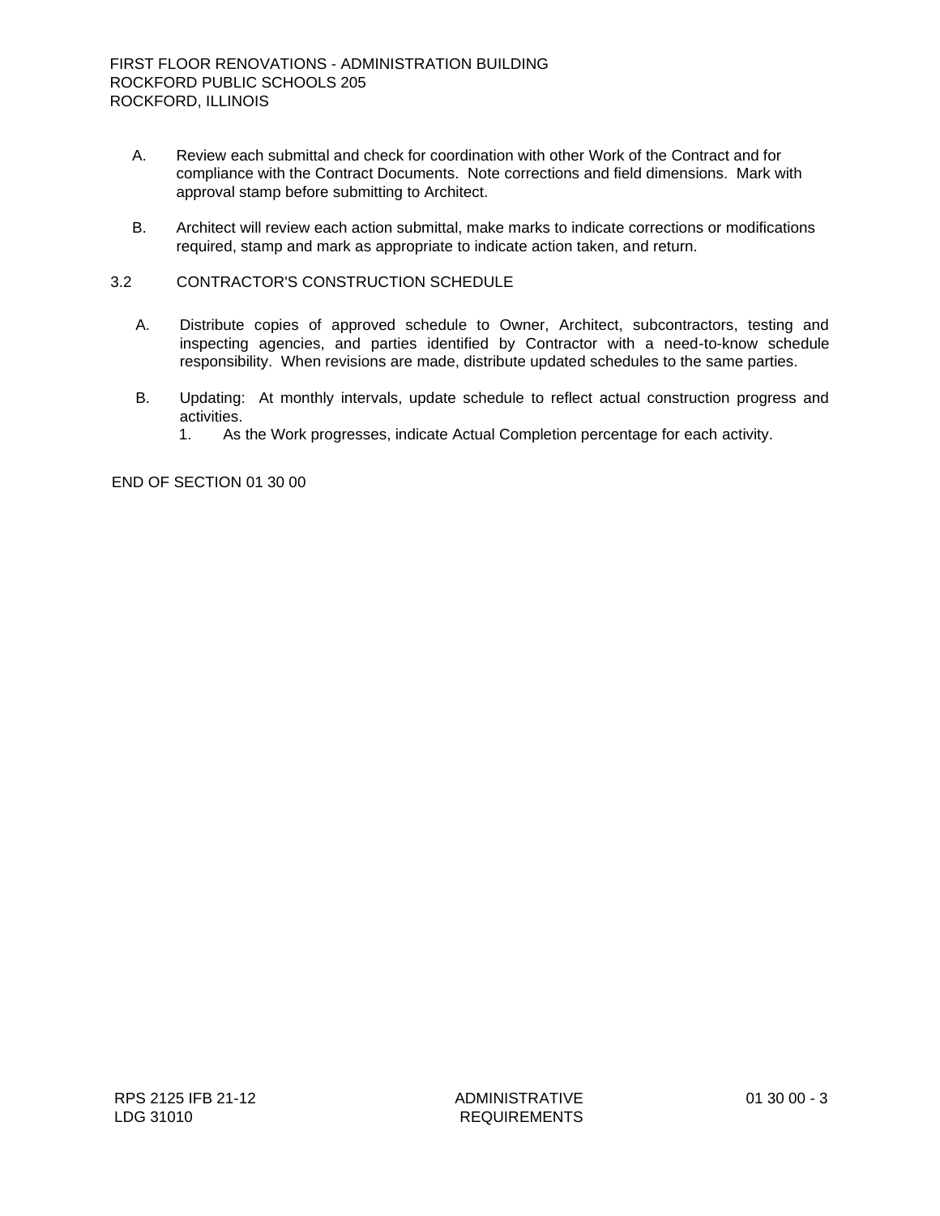A. Review each submittal and check for coordination with other Work of the Contract and for compliance with the Contract Documents. Note corrections and field dimensions. Mark with approval stamp before submitting to Architect.

B. Architect will review each action submittal, make marks to indicate corrections or modifications required, stamp and mark as appropriate to indicate action taken, and return.

## 3.2 CONTRACTOR'S CONSTRUCTION SCHEDULE

A. Distribute copies of approved schedule to Owner, Architect, subcontractors, testing and inspecting agencies, and parties identified by Contractor with a need-to-know schedule responsibility. When revisions are made, distribute updated schedules to the same parties.

B. Updating: At monthly intervals, update schedule to reflect actual construction progress and activities.
   1. As the Work progresses, indicate Actual Completion percentage for each activity.

END OF SECTION 01 30 00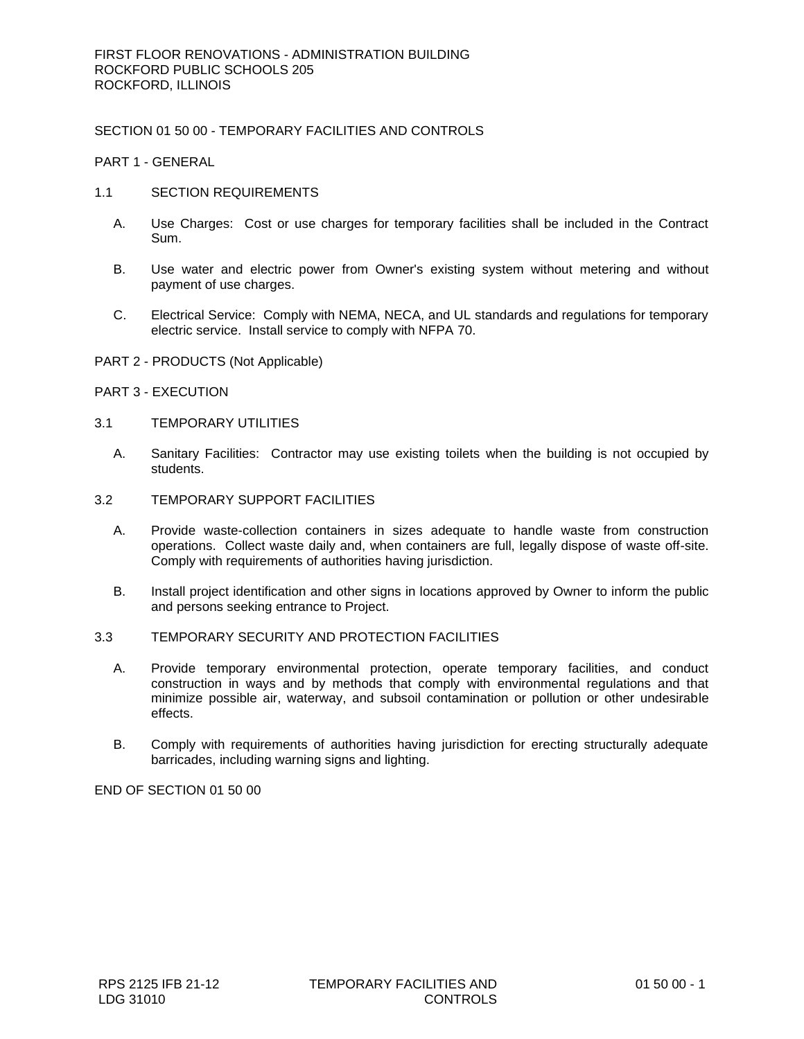# SECTION 01 50 00 - TEMPORARY FACILITIES AND CONTROLS

## PART 1 - GENERAL

### 1.1 SECTION REQUIREMENTS

A. Use Charges: Cost or use charges for temporary facilities shall be included in the Contract Sum.

B. Use water and electric power from Owner's existing system without metering and without payment of use charges.

C. Electrical Service: Comply with NEMA, NECA, and UL standards and regulations for temporary electric service. Install service to comply with NFPA 70.

## PART 2 - PRODUCTS (Not Applicable)

## PART 3 - EXECUTION

### 3.1 TEMPORARY UTILITIES

A. Sanitary Facilities: Contractor may use existing toilets when the building is not occupied by students.

### 3.2 TEMPORARY SUPPORT FACILITIES

A. Provide waste-collection containers in sizes adequate to handle waste from construction operations. Collect waste daily and, when containers are full, legally dispose of waste off-site. Comply with requirements of authorities having jurisdiction.

B. Install project identification and other signs in locations approved by Owner to inform the public and persons seeking entrance to Project.

### 3.3 TEMPORARY SECURITY AND PROTECTION FACILITIES

A. Provide temporary environmental protection, operate temporary facilities, and conduct construction in ways and by methods that comply with environmental regulations and that minimize possible air, waterway, and subsoil contamination or pollution or other undesirable effects.

B. Comply with requirements of authorities having jurisdiction for erecting structurally adequate barricades, including warning signs and lighting.

END OF SECTION 01 50 00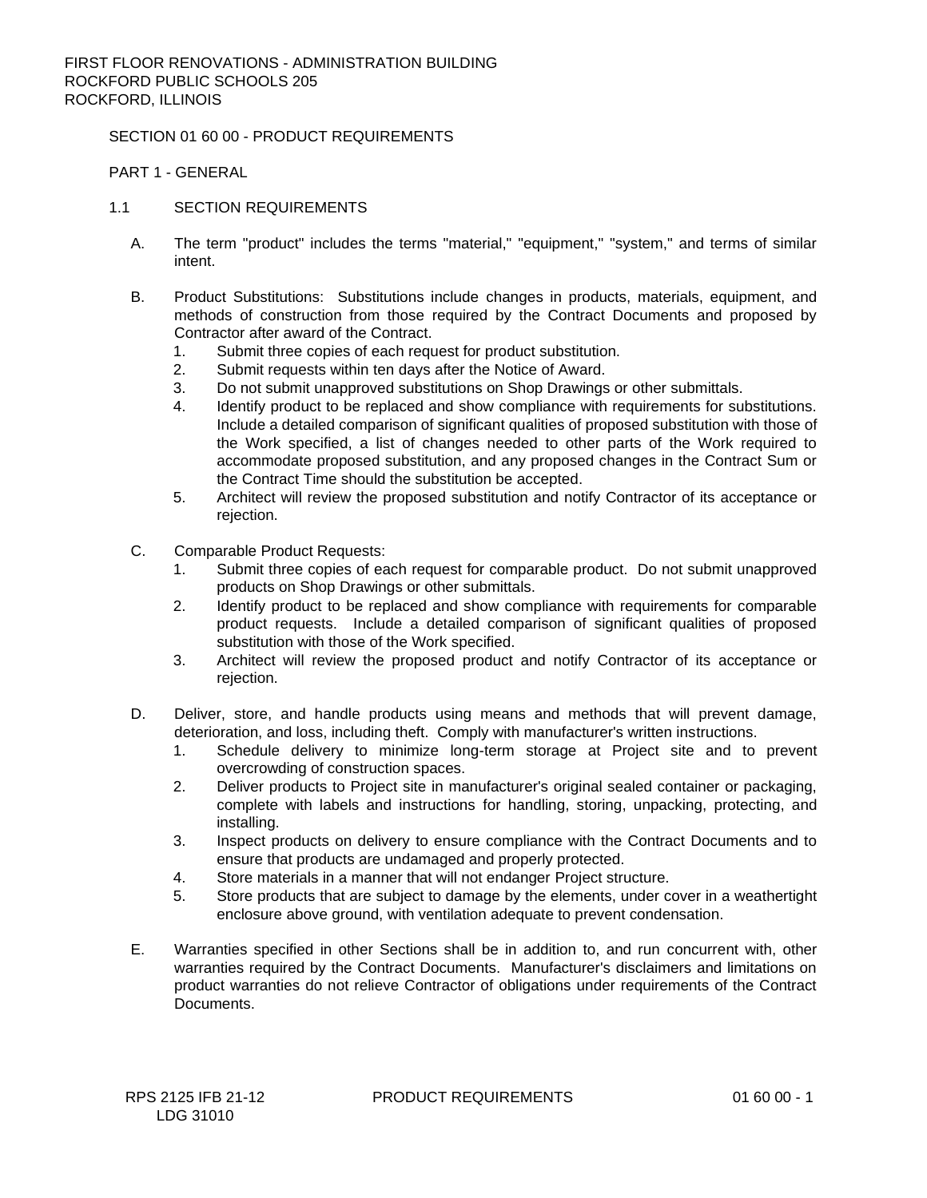## SECTION 01 60 00 - PRODUCT REQUIREMENTS

### PART 1 - GENERAL

#### 1.1 SECTION REQUIREMENTS

A. The term "product" includes the terms "material," "equipment," "system," and terms of similar intent.

B. Product Substitutions: Substitutions include changes in products, materials, equipment, and methods of construction from those required by the Contract Documents and proposed by Contractor after award of the Contract.
   1. Submit three copies of each request for product substitution.
   2. Submit requests within ten days after the Notice of Award.
   3. Do not submit unapproved substitutions on Shop Drawings or other submittals.
   4. Identify product to be replaced and show compliance with requirements for substitutions. Include a detailed comparison of significant qualities of proposed substitution with those of the Work specified, a list of changes needed to other parts of the Work required to accommodate proposed substitution, and any proposed changes in the Contract Sum or the Contract Time should the substitution be accepted.
   5. Architect will review the proposed substitution and notify Contractor of its acceptance or rejection.

C. Comparable Product Requests:
   1. Submit three copies of each request for comparable product. Do not submit unapproved products on Shop Drawings or other submittals.
   2. Identify product to be replaced and show compliance with requirements for comparable product requests. Include a detailed comparison of significant qualities of proposed substitution with those of the Work specified.
   3. Architect will review the proposed product and notify Contractor of its acceptance or rejection.

D. Deliver, store, and handle products using means and methods that will prevent damage, deterioration, and loss, including theft. Comply with manufacturer's written instructions.
   1. Schedule delivery to minimize long-term storage at Project site and to prevent overcrowding of construction spaces.
   2. Deliver products to Project site in manufacturer's original sealed container or packaging, complete with labels and instructions for handling, storing, unpacking, protecting, and installing.
   3. Inspect products on delivery to ensure compliance with the Contract Documents and to ensure that products are undamaged and properly protected.
   4. Store materials in a manner that will not endanger Project structure.
   5. Store products that are subject to damage by the elements, under cover in a weathertight enclosure above ground, with ventilation adequate to prevent condensation.

E. Warranties specified in other Sections shall be in addition to, and run concurrent with, other warranties required by the Contract Documents. Manufacturer's disclaimers and limitations on product warranties do not relieve Contractor of obligations under requirements of the Contract Documents.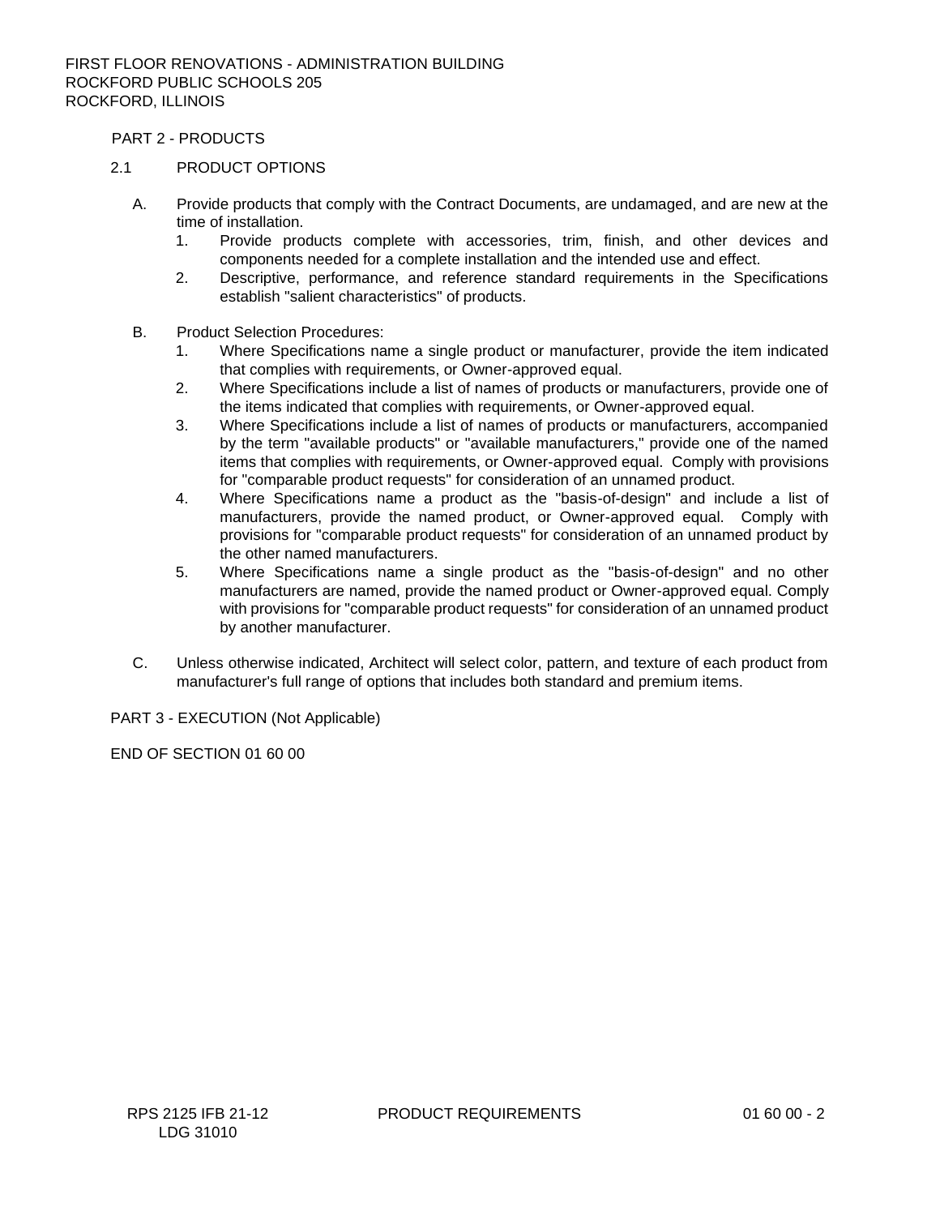## PART 2 - PRODUCTS

### 2.1 PRODUCT OPTIONS

A. Provide products that comply with the Contract Documents, are undamaged, and are new at the time of installation.
   1. Provide products complete with accessories, trim, finish, and other devices and components needed for a complete installation and the intended use and effect.
   2. Descriptive, performance, and reference standard requirements in the Specifications establish "salient characteristics" of products.

B. Product Selection Procedures:
   1. Where Specifications name a single product or manufacturer, provide the item indicated that complies with requirements, or Owner-approved equal.
   2. Where Specifications include a list of names of products or manufacturers, provide one of the items indicated that complies with requirements, or Owner-approved equal.
   3. Where Specifications include a list of names of products or manufacturers, accompanied by the term "available products" or "available manufacturers," provide one of the named items that complies with requirements, or Owner-approved equal. Comply with provisions for "comparable product requests" for consideration of an unnamed product.
   4. Where Specifications name a product as the "basis-of-design" and include a list of manufacturers, provide the named product, or Owner-approved equal. Comply with provisions for "comparable product requests" for consideration of an unnamed product by the other named manufacturers.
   5. Where Specifications name a single product as the "basis-of-design" and no other manufacturers are named, provide the named product or Owner-approved equal. Comply with provisions for "comparable product requests" for consideration of an unnamed product by another manufacturer.

C. Unless otherwise indicated, Architect will select color, pattern, and texture of each product from manufacturer's full range of options that includes both standard and premium items.

## PART 3 - EXECUTION (Not Applicable)

END OF SECTION 01 60 00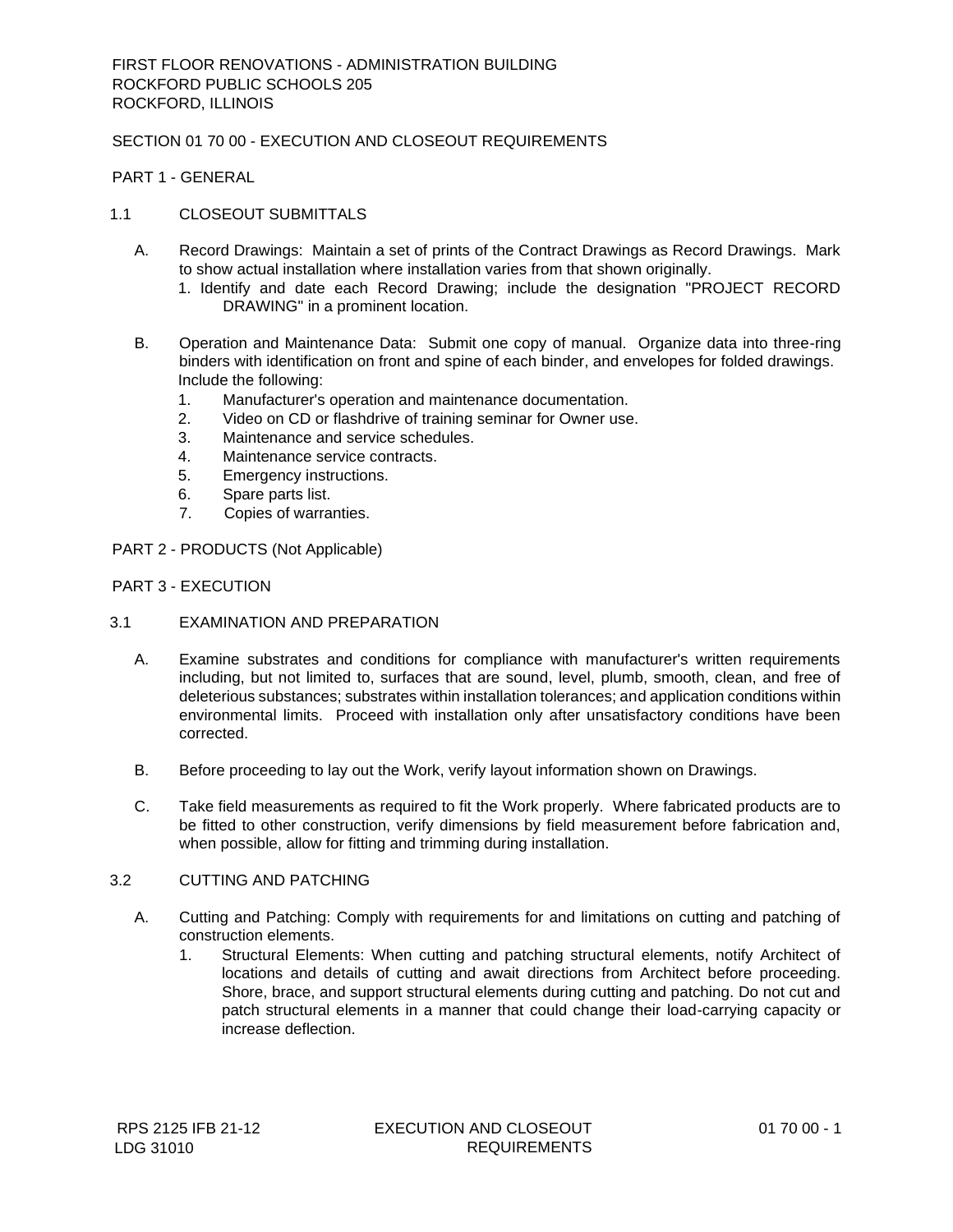FIRST FLOOR RENOVATIONS - ADMINISTRATION BUILDING
ROCKFORD PUBLIC SCHOOLS 205
ROCKFORD, ILLINOIS

# SECTION 01 70 00 - EXECUTION AND CLOSEOUT REQUIREMENTS

## PART 1 - GENERAL

### 1.1 CLOSEOUT SUBMITTALS

A. Record Drawings: Maintain a set of prints of the Contract Drawings as Record Drawings. Mark to show actual installation where installation varies from that shown originally.
   1. Identify and date each Record Drawing; include the designation "PROJECT RECORD DRAWING" in a prominent location.

B. Operation and Maintenance Data: Submit one copy of manual. Organize data into three-ring binders with identification on front and spine of each binder, and envelopes for folded drawings. Include the following:
   1. Manufacturer's operation and maintenance documentation.
   2. Video on CD or flashdrive of training seminar for Owner use.
   3. Maintenance and service schedules.
   4. Maintenance service contracts.
   5. Emergency instructions.
   6. Spare parts list.
   7. Copies of warranties.

## PART 2 - PRODUCTS (Not Applicable)

## PART 3 - EXECUTION

### 3.1 EXAMINATION AND PREPARATION

A. Examine substrates and conditions for compliance with manufacturer's written requirements including, but not limited to, surfaces that are sound, level, plumb, smooth, clean, and free of deleterious substances; substrates within installation tolerances; and application conditions within environmental limits. Proceed with installation only after unsatisfactory conditions have been corrected.

B. Before proceeding to lay out the Work, verify layout information shown on Drawings.

C. Take field measurements as required to fit the Work properly. Where fabricated products are to be fitted to other construction, verify dimensions by field measurement before fabrication and, when possible, allow for fitting and trimming during installation.

### 3.2 CUTTING AND PATCHING

A. Cutting and Patching: Comply with requirements for and limitations on cutting and patching of construction elements.
   1. Structural Elements: When cutting and patching structural elements, notify Architect of locations and details of cutting and await directions from Architect before proceeding. Shore, brace, and support structural elements during cutting and patching. Do not cut and patch structural elements in a manner that could change their load-carrying capacity or increase deflection.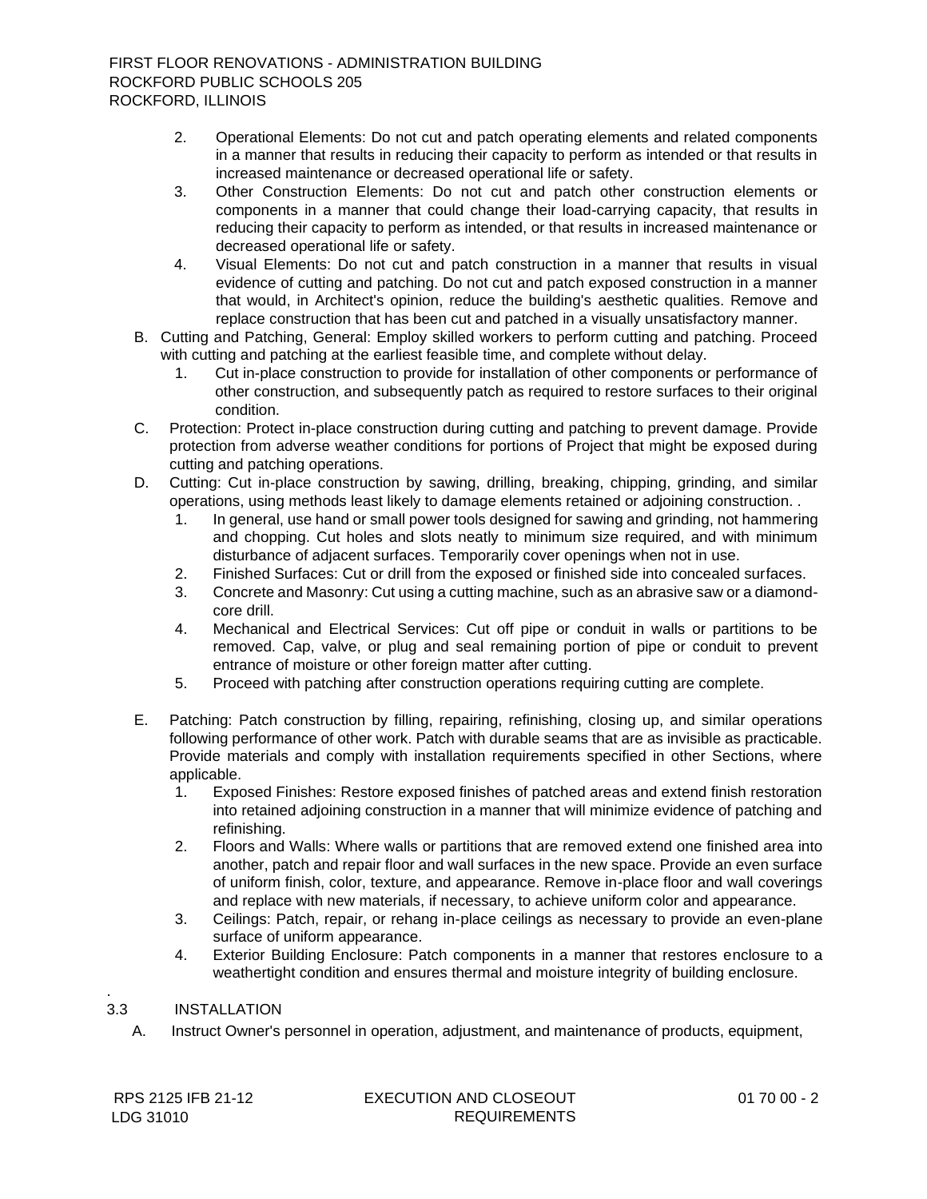2. Operational Elements: Do not cut and patch operating elements and related components in a manner that results in reducing their capacity to perform as intended or that results in increased maintenance or decreased operational life or safety.
3. Other Construction Elements: Do not cut and patch other construction elements or components in a manner that could change their load-carrying capacity, that results in reducing their capacity to perform as intended, or that results in increased maintenance or decreased operational life or safety.
4. Visual Elements: Do not cut and patch construction in a manner that results in visual evidence of cutting and patching. Do not cut and patch exposed construction in a manner that would, in Architect's opinion, reduce the building's aesthetic qualities. Remove and replace construction that has been cut and patched in a visually unsatisfactory manner.

B. Cutting and Patching, General: Employ skilled workers to perform cutting and patching. Proceed with cutting and patching at the earliest feasible time, and complete without delay.
   1. Cut in-place construction to provide for installation of other components or performance of other construction, and subsequently patch as required to restore surfaces to their original condition.

C. Protection: Protect in-place construction during cutting and patching to prevent damage. Provide protection from adverse weather conditions for portions of Project that might be exposed during cutting and patching operations.

D. Cutting: Cut in-place construction by sawing, drilling, breaking, chipping, grinding, and similar operations, using methods least likely to damage elements retained or adjoining construction. .
   1. In general, use hand or small power tools designed for sawing and grinding, not hammering and chopping. Cut holes and slots neatly to minimum size required, and with minimum disturbance of adjacent surfaces. Temporarily cover openings when not in use.
   2. Finished Surfaces: Cut or drill from the exposed or finished side into concealed surfaces.
   3. Concrete and Masonry: Cut using a cutting machine, such as an abrasive saw or a diamond-core drill.
   4. Mechanical and Electrical Services: Cut off pipe or conduit in walls or partitions to be removed. Cap, valve, or plug and seal remaining portion of pipe or conduit to prevent entrance of moisture or other foreign matter after cutting.
   5. Proceed with patching after construction operations requiring cutting are complete.

E. Patching: Patch construction by filling, repairing, refinishing, closing up, and similar operations following performance of other work. Patch with durable seams that are as invisible as practicable. Provide materials and comply with installation requirements specified in other Sections, where applicable.
   1. Exposed Finishes: Restore exposed finishes of patched areas and extend finish restoration into retained adjoining construction in a manner that will minimize evidence of patching and refinishing.
   2. Floors and Walls: Where walls or partitions that are removed extend one finished area into another, patch and repair floor and wall surfaces in the new space. Provide an even surface of uniform finish, color, texture, and appearance. Remove in-place floor and wall coverings and replace with new materials, if necessary, to achieve uniform color and appearance.
   3. Ceilings: Patch, repair, or rehang in-place ceilings as necessary to provide an even-plane surface of uniform appearance.
   4. Exterior Building Enclosure: Patch components in a manner that restores enclosure to a weathertight condition and ensures thermal and moisture integrity of building enclosure.

## 3.3 INSTALLATION

A. Instruct Owner's personnel in operation, adjustment, and maintenance of products, equipment,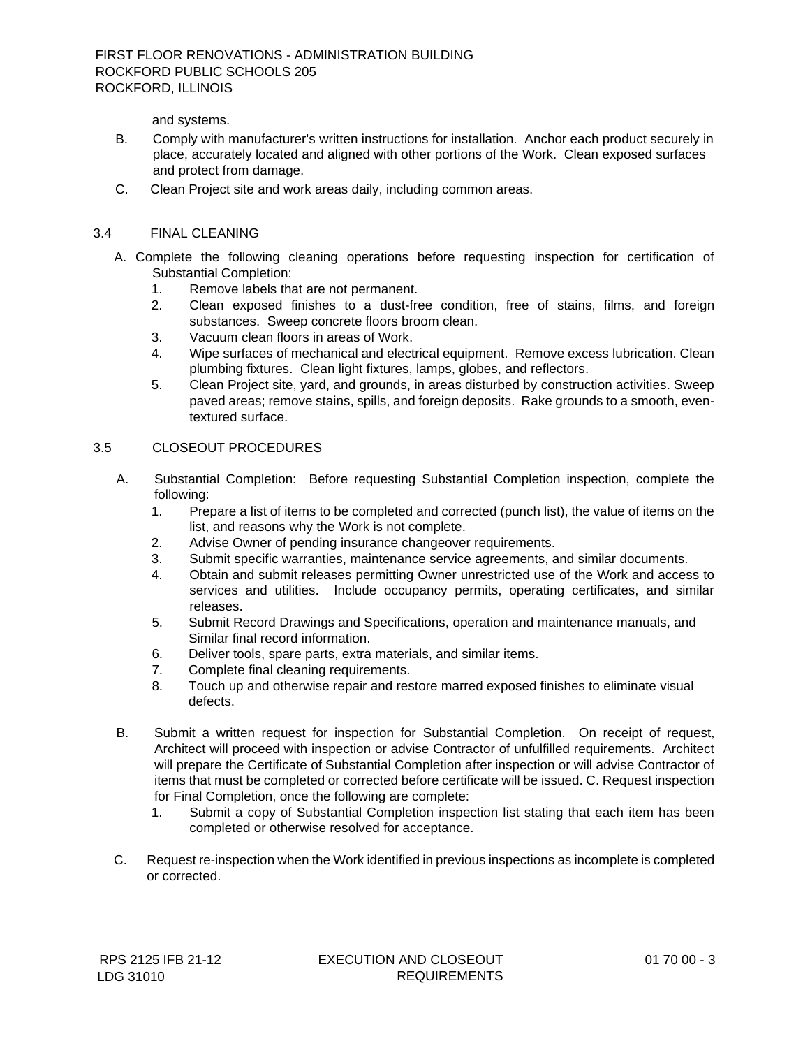and systems.

B. Comply with manufacturer's written instructions for installation. Anchor each product securely in place, accurately located and aligned with other portions of the Work. Clean exposed surfaces and protect from damage.

C. Clean Project site and work areas daily, including common areas.

3.4 FINAL CLEANING

A. Complete the following cleaning operations before requesting inspection for certification of Substantial Completion:
   1. Remove labels that are not permanent.
   2. Clean exposed finishes to a dust-free condition, free of stains, films, and foreign substances. Sweep concrete floors broom clean.
   3. Vacuum clean floors in areas of Work.
   4. Wipe surfaces of mechanical and electrical equipment. Remove excess lubrication. Clean plumbing fixtures. Clean light fixtures, lamps, globes, and reflectors.
   5. Clean Project site, yard, and grounds, in areas disturbed by construction activities. Sweep paved areas; remove stains, spills, and foreign deposits. Rake grounds to a smooth, even-textured surface.

3.5 CLOSEOUT PROCEDURES

A. Substantial Completion: Before requesting Substantial Completion inspection, complete the following:
   1. Prepare a list of items to be completed and corrected (punch list), the value of items on the list, and reasons why the Work is not complete.
   2. Advise Owner of pending insurance changeover requirements.
   3. Submit specific warranties, maintenance service agreements, and similar documents.
   4. Obtain and submit releases permitting Owner unrestricted use of the Work and access to services and utilities. Include occupancy permits, operating certificates, and similar releases.
   5. Submit Record Drawings and Specifications, operation and maintenance manuals, and Similar final record information.
   6. Deliver tools, spare parts, extra materials, and similar items.
   7. Complete final cleaning requirements.
   8. Touch up and otherwise repair and restore marred exposed finishes to eliminate visual defects.

B. Submit a written request for inspection for Substantial Completion. On receipt of request, Architect will proceed with inspection or advise Contractor of unfulfilled requirements. Architect will prepare the Certificate of Substantial Completion after inspection or will advise Contractor of items that must be completed or corrected before certificate will be issued. C. Request inspection for Final Completion, once the following are complete:
   1. Submit a copy of Substantial Completion inspection list stating that each item has been completed or otherwise resolved for acceptance.

C. Request re-inspection when the Work identified in previous inspections as incomplete is completed or corrected.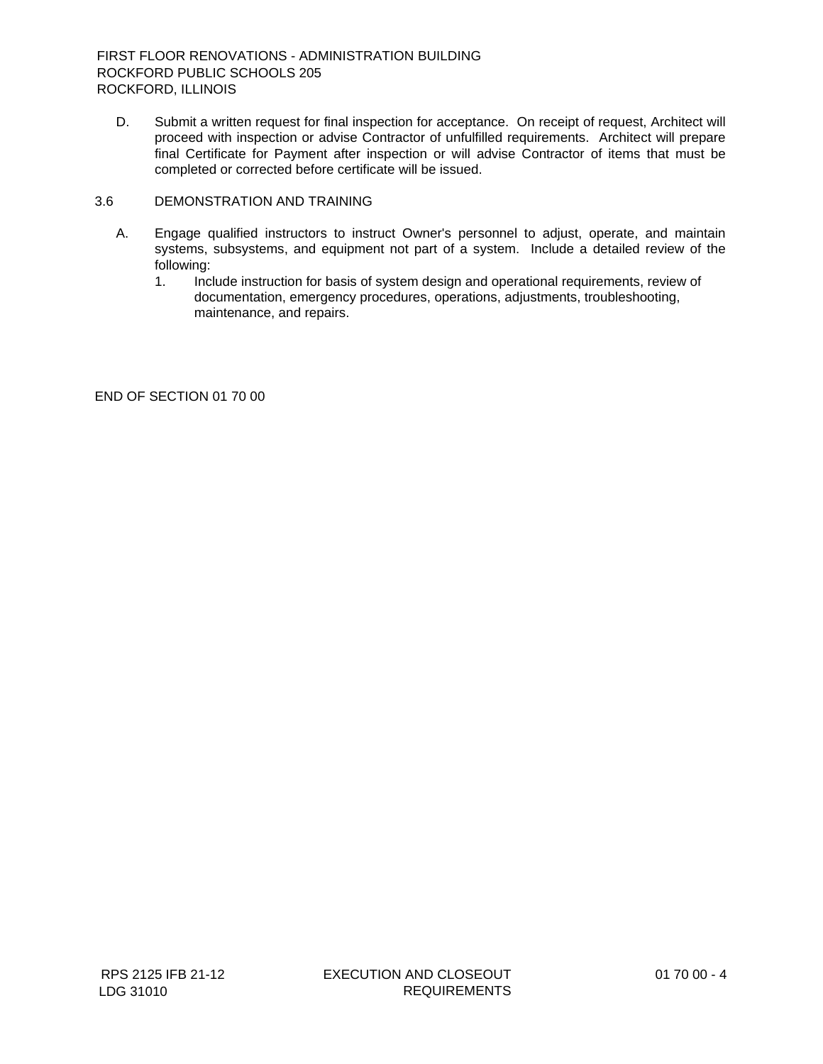D. Submit a written request for final inspection for acceptance. On receipt of request, Architect will proceed with inspection or advise Contractor of unfulfilled requirements. Architect will prepare final Certificate for Payment after inspection or will advise Contractor of items that must be completed or corrected before certificate will be issued.

### 3.6 DEMONSTRATION AND TRAINING

A. Engage qualified instructors to instruct Owner's personnel to adjust, operate, and maintain systems, subsystems, and equipment not part of a system. Include a detailed review of the following:

1. Include instruction for basis of system design and operational requirements, review of documentation, emergency procedures, operations, adjustments, troubleshooting, maintenance, and repairs.

END OF SECTION 01 70 00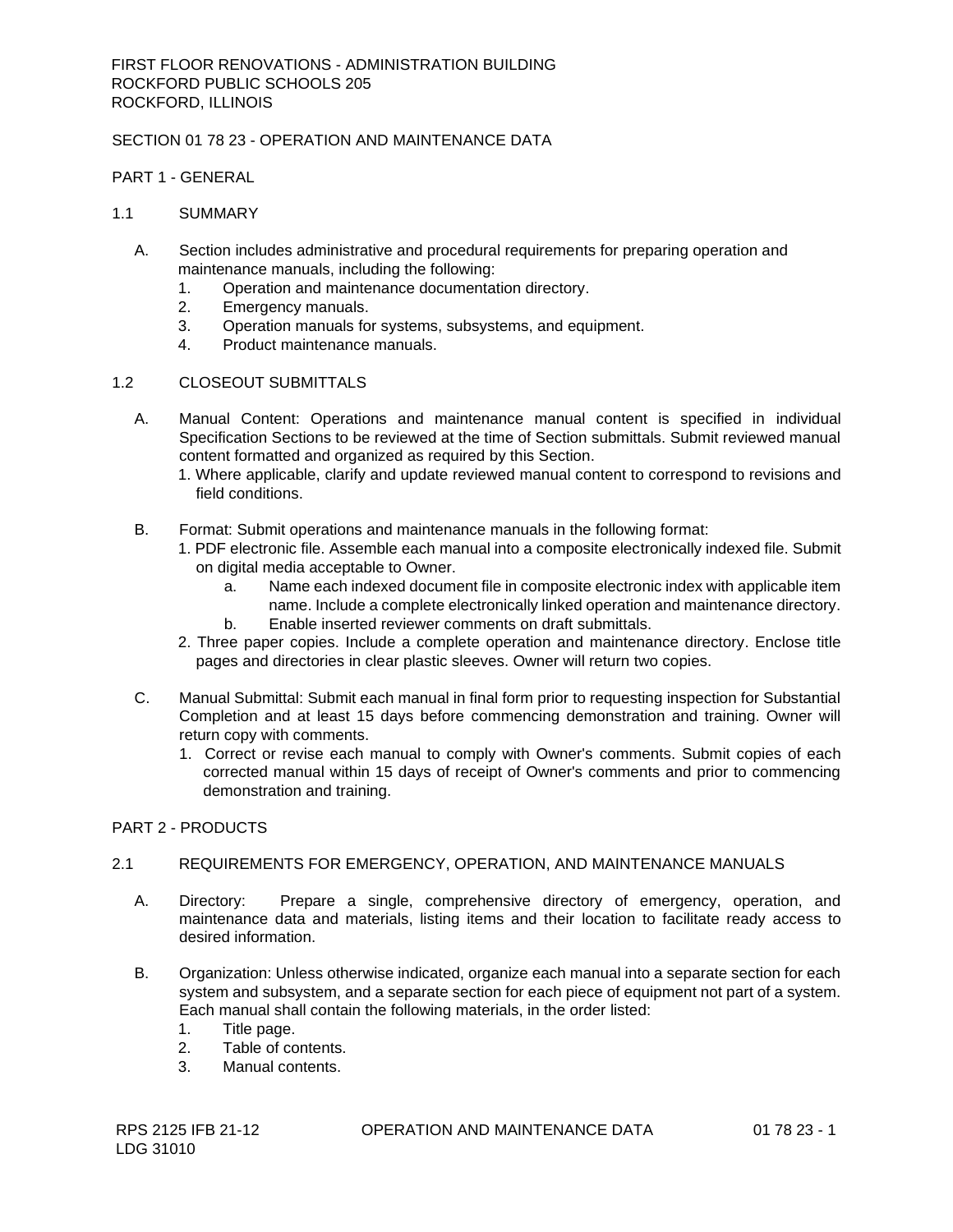FIRST FLOOR RENOVATIONS - ADMINISTRATION BUILDING
ROCKFORD PUBLIC SCHOOLS 205
ROCKFORD, ILLINOIS

# SECTION 01 78 23 - OPERATION AND MAINTENANCE DATA

## PART 1 - GENERAL

### 1.1 SUMMARY

A. Section includes administrative and procedural requirements for preparing operation and maintenance manuals, including the following:
   1. Operation and maintenance documentation directory.
   2. Emergency manuals.
   3. Operation manuals for systems, subsystems, and equipment.
   4. Product maintenance manuals.

### 1.2 CLOSEOUT SUBMITTALS

A. Manual Content: Operations and maintenance manual content is specified in individual Specification Sections to be reviewed at the time of Section submittals. Submit reviewed manual content formatted and organized as required by this Section.
   1. Where applicable, clarify and update reviewed manual content to correspond to revisions and field conditions.

B. Format: Submit operations and maintenance manuals in the following format:
   1. PDF electronic file. Assemble each manual into a composite electronically indexed file. Submit on digital media acceptable to Owner.
      a. Name each indexed document file in composite electronic index with applicable item name. Include a complete electronically linked operation and maintenance directory.
      b. Enable inserted reviewer comments on draft submittals.
   2. Three paper copies. Include a complete operation and maintenance directory. Enclose title pages and directories in clear plastic sleeves. Owner will return two copies.

C. Manual Submittal: Submit each manual in final form prior to requesting inspection for Substantial Completion and at least 15 days before commencing demonstration and training. Owner will return copy with comments.
   1. Correct or revise each manual to comply with Owner's comments. Submit copies of each corrected manual within 15 days of receipt of Owner's comments and prior to commencing demonstration and training.

## PART 2 - PRODUCTS

### 2.1 REQUIREMENTS FOR EMERGENCY, OPERATION, AND MAINTENANCE MANUALS

A. Directory: Prepare a single, comprehensive directory of emergency, operation, and maintenance data and materials, listing items and their location to facilitate ready access to desired information.

B. Organization: Unless otherwise indicated, organize each manual into a separate section for each system and subsystem, and a separate section for each piece of equipment not part of a system. Each manual shall contain the following materials, in the order listed:
   1. Title page.
   2. Table of contents.
   3. Manual contents.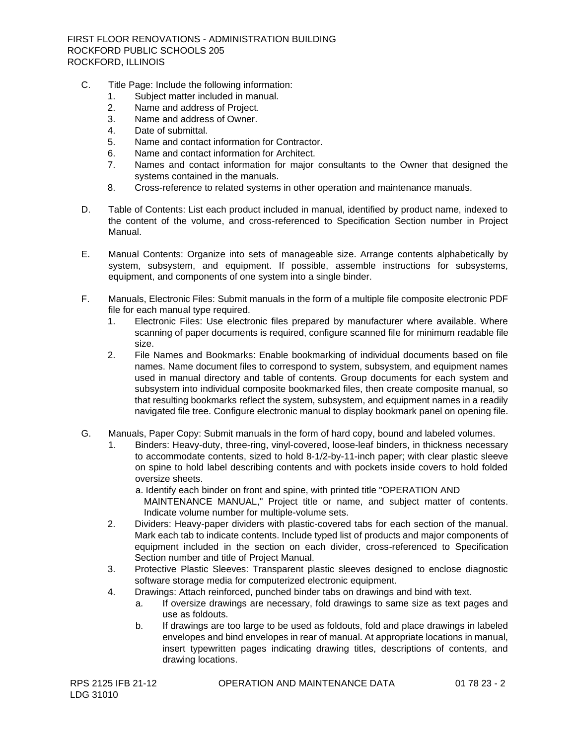C. Title Page: Include the following information:
   1. Subject matter included in manual.
   2. Name and address of Project.
   3. Name and address of Owner.
   4. Date of submittal.
   5. Name and contact information for Contractor.
   6. Name and contact information for Architect.
   7. Names and contact information for major consultants to the Owner that designed the systems contained in the manuals.
   8. Cross-reference to related systems in other operation and maintenance manuals.

D. Table of Contents: List each product included in manual, identified by product name, indexed to the content of the volume, and cross-referenced to Specification Section number in Project Manual.

E. Manual Contents: Organize into sets of manageable size. Arrange contents alphabetically by system, subsystem, and equipment. If possible, assemble instructions for subsystems, equipment, and components of one system into a single binder.

F. Manuals, Electronic Files: Submit manuals in the form of a multiple file composite electronic PDF file for each manual type required.
   1. Electronic Files: Use electronic files prepared by manufacturer where available. Where scanning of paper documents is required, configure scanned file for minimum readable file size.
   2. File Names and Bookmarks: Enable bookmarking of individual documents based on file names. Name document files to correspond to system, subsystem, and equipment names used in manual directory and table of contents. Group documents for each system and subsystem into individual composite bookmarked files, then create composite manual, so that resulting bookmarks reflect the system, subsystem, and equipment names in a readily navigated file tree. Configure electronic manual to display bookmark panel on opening file.

G. Manuals, Paper Copy: Submit manuals in the form of hard copy, bound and labeled volumes.
   1. Binders: Heavy-duty, three-ring, vinyl-covered, loose-leaf binders, in thickness necessary to accommodate contents, sized to hold 8-1/2-by-11-inch paper; with clear plastic sleeve on spine to hold label describing contents and with pockets inside covers to hold folded oversize sheets.
      a. Identify each binder on front and spine, with printed title "OPERATION AND MAINTENANCE MANUAL," Project title or name, and subject matter of contents. Indicate volume number for multiple-volume sets.
   2. Dividers: Heavy-paper dividers with plastic-covered tabs for each section of the manual. Mark each tab to indicate contents. Include typed list of products and major components of equipment included in the section on each divider, cross-referenced to Specification Section number and title of Project Manual.
   3. Protective Plastic Sleeves: Transparent plastic sleeves designed to enclose diagnostic software storage media for computerized electronic equipment.
   4. Drawings: Attach reinforced, punched binder tabs on drawings and bind with text.
      a. If oversize drawings are necessary, fold drawings to same size as text pages and use as foldouts.
      b. If drawings are too large to be used as foldouts, fold and place drawings in labeled envelopes and bind envelopes in rear of manual. At appropriate locations in manual, insert typewritten pages indicating drawing titles, descriptions of contents, and drawing locations.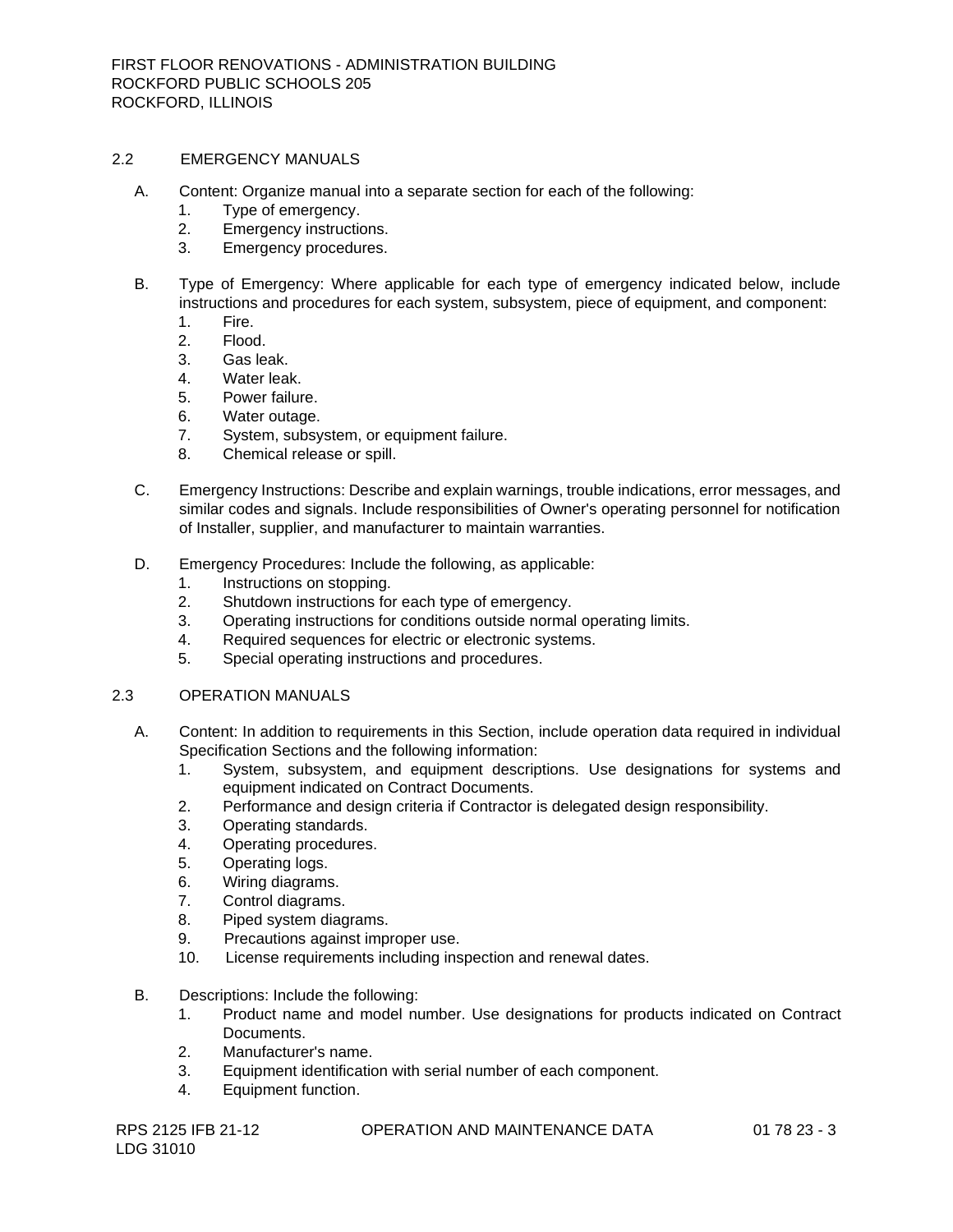## 2.2 EMERGENCY MANUALS

A. Content: Organize manual into a separate section for each of the following:
   1. Type of emergency.
   2. Emergency instructions.
   3. Emergency procedures.

B. Type of Emergency: Where applicable for each type of emergency indicated below, include instructions and procedures for each system, subsystem, piece of equipment, and component:
   1. Fire.
   2. Flood.
   3. Gas leak.
   4. Water leak.
   5. Power failure.
   6. Water outage.
   7. System, subsystem, or equipment failure.
   8. Chemical release or spill.

C. Emergency Instructions: Describe and explain warnings, trouble indications, error messages, and similar codes and signals. Include responsibilities of Owner's operating personnel for notification of Installer, supplier, and manufacturer to maintain warranties.

D. Emergency Procedures: Include the following, as applicable:
   1. Instructions on stopping.
   2. Shutdown instructions for each type of emergency.
   3. Operating instructions for conditions outside normal operating limits.
   4. Required sequences for electric or electronic systems.
   5. Special operating instructions and procedures.

## 2.3 OPERATION MANUALS

A. Content: In addition to requirements in this Section, include operation data required in individual Specification Sections and the following information:
   1. System, subsystem, and equipment descriptions. Use designations for systems and equipment indicated on Contract Documents.
   2. Performance and design criteria if Contractor is delegated design responsibility.
   3. Operating standards.
   4. Operating procedures.
   5. Operating logs.
   6. Wiring diagrams.
   7. Control diagrams.
   8. Piped system diagrams.
   9. Precautions against improper use.
   10. License requirements including inspection and renewal dates.

B. Descriptions: Include the following:
   1. Product name and model number. Use designations for products indicated on Contract Documents.
   2. Manufacturer's name.
   3. Equipment identification with serial number of each component.
   4. Equipment function.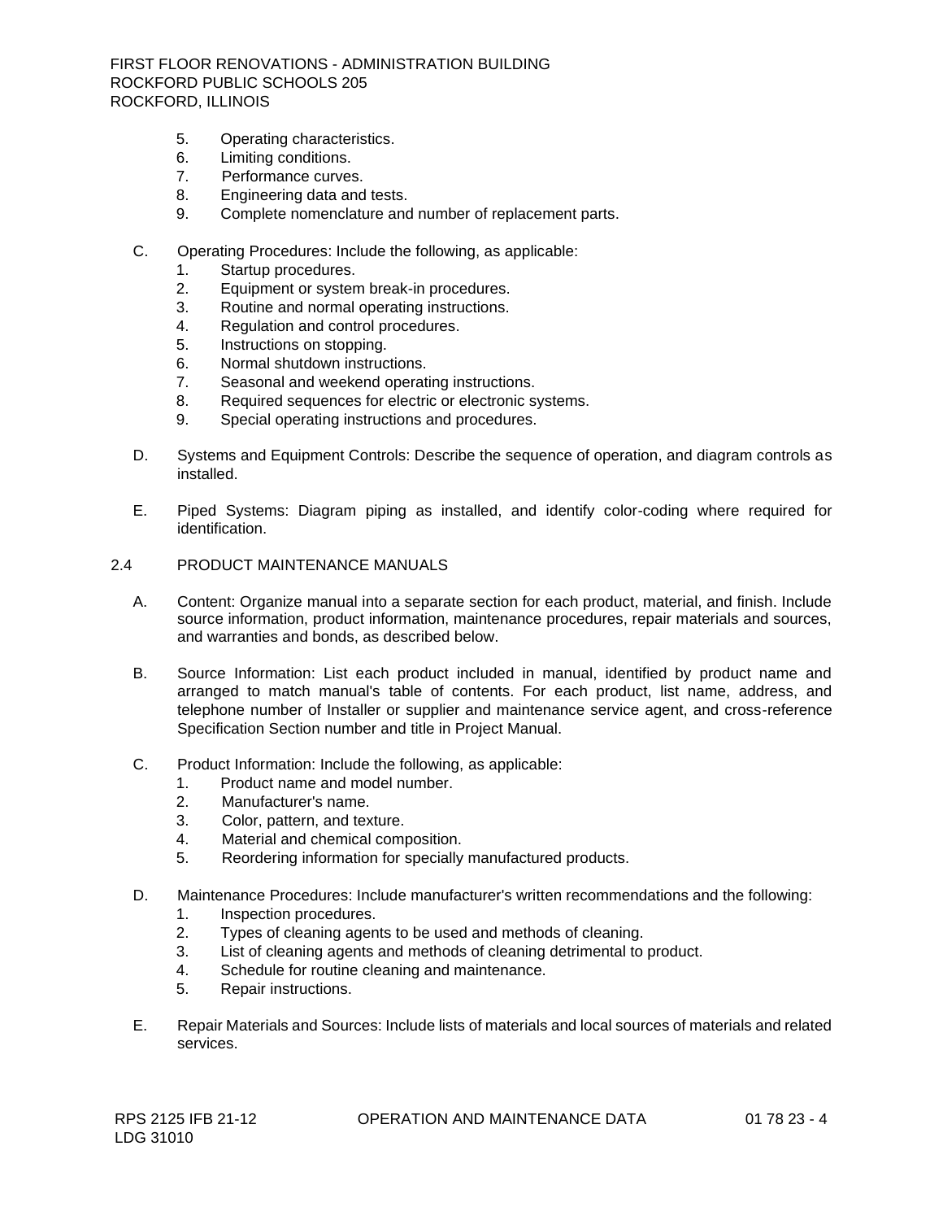5. Operating characteristics.
6. Limiting conditions.
7. Performance curves.
8. Engineering data and tests.
9. Complete nomenclature and number of replacement parts.

C. Operating Procedures: Include the following, as applicable:
   1. Startup procedures.
   2. Equipment or system break-in procedures.
   3. Routine and normal operating instructions.
   4. Regulation and control procedures.
   5. Instructions on stopping.
   6. Normal shutdown instructions.
   7. Seasonal and weekend operating instructions.
   8. Required sequences for electric or electronic systems.
   9. Special operating instructions and procedures.

D. Systems and Equipment Controls: Describe the sequence of operation, and diagram controls as installed.

E. Piped Systems: Diagram piping as installed, and identify color-coding where required for identification.

## 2.4 PRODUCT MAINTENANCE MANUALS

A. Content: Organize manual into a separate section for each product, material, and finish. Include source information, product information, maintenance procedures, repair materials and sources, and warranties and bonds, as described below.

B. Source Information: List each product included in manual, identified by product name and arranged to match manual's table of contents. For each product, list name, address, and telephone number of Installer or supplier and maintenance service agent, and cross-reference Specification Section number and title in Project Manual.

C. Product Information: Include the following, as applicable:
   1. Product name and model number.
   2. Manufacturer's name.
   3. Color, pattern, and texture.
   4. Material and chemical composition.
   5. Reordering information for specially manufactured products.

D. Maintenance Procedures: Include manufacturer's written recommendations and the following:
   1. Inspection procedures.
   2. Types of cleaning agents to be used and methods of cleaning.
   3. List of cleaning agents and methods of cleaning detrimental to product.
   4. Schedule for routine cleaning and maintenance.
   5. Repair instructions.

E. Repair Materials and Sources: Include lists of materials and local sources of materials and related services.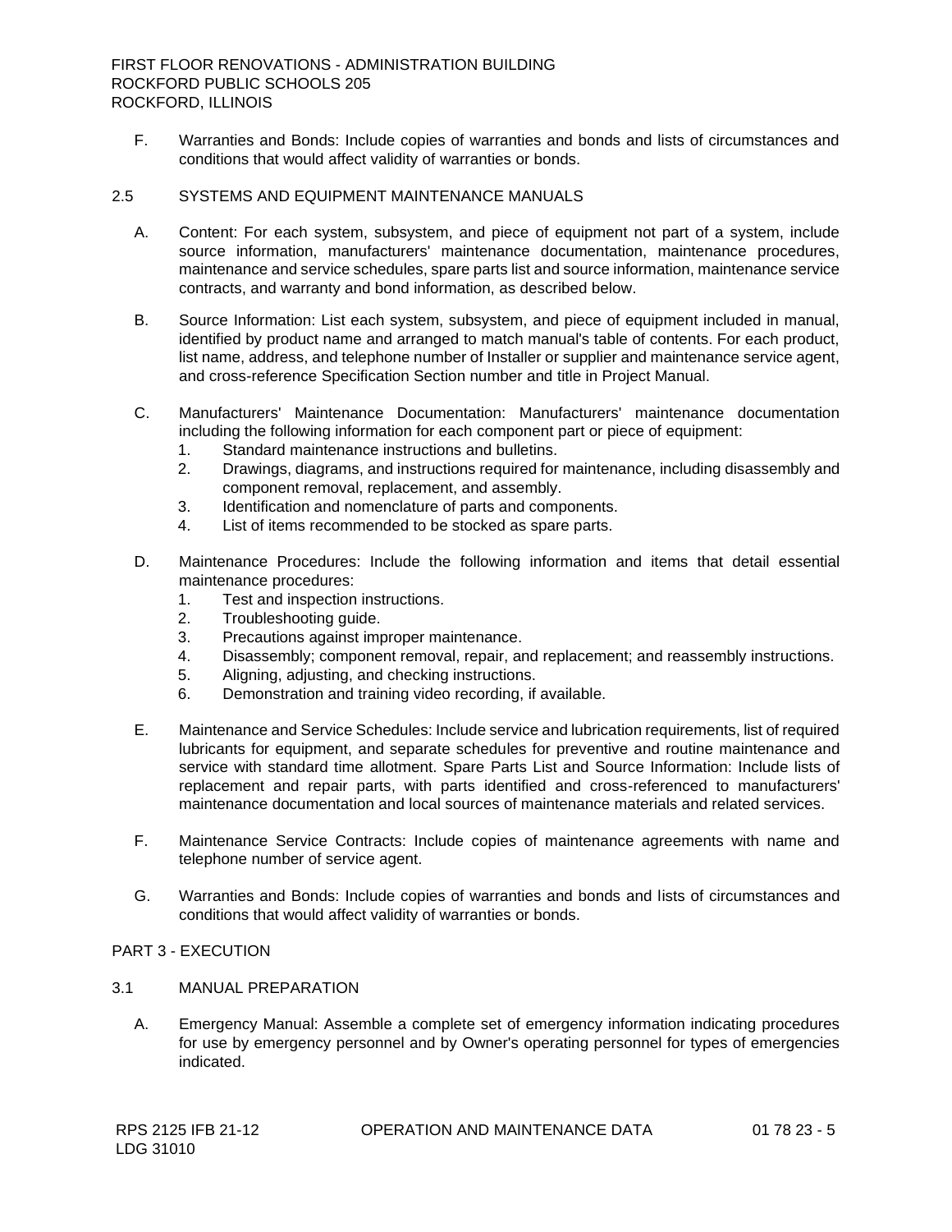F. Warranties and Bonds: Include copies of warranties and bonds and lists of circumstances and conditions that would affect validity of warranties or bonds.

## 2.5 SYSTEMS AND EQUIPMENT MAINTENANCE MANUALS

A. Content: For each system, subsystem, and piece of equipment not part of a system, include source information, manufacturers' maintenance documentation, maintenance procedures, maintenance and service schedules, spare parts list and source information, maintenance service contracts, and warranty and bond information, as described below.

B. Source Information: List each system, subsystem, and piece of equipment included in manual, identified by product name and arranged to match manual's table of contents. For each product, list name, address, and telephone number of Installer or supplier and maintenance service agent, and cross-reference Specification Section number and title in Project Manual.

C. Manufacturers' Maintenance Documentation: Manufacturers' maintenance documentation including the following information for each component part or piece of equipment:
   1. Standard maintenance instructions and bulletins.
   2. Drawings, diagrams, and instructions required for maintenance, including disassembly and component removal, replacement, and assembly.
   3. Identification and nomenclature of parts and components.
   4. List of items recommended to be stocked as spare parts.

D. Maintenance Procedures: Include the following information and items that detail essential maintenance procedures:
   1. Test and inspection instructions.
   2. Troubleshooting guide.
   3. Precautions against improper maintenance.
   4. Disassembly; component removal, repair, and replacement; and reassembly instructions.
   5. Aligning, adjusting, and checking instructions.
   6. Demonstration and training video recording, if available.

E. Maintenance and Service Schedules: Include service and lubrication requirements, list of required lubricants for equipment, and separate schedules for preventive and routine maintenance and service with standard time allotment. Spare Parts List and Source Information: Include lists of replacement and repair parts, with parts identified and cross-referenced to manufacturers' maintenance documentation and local sources of maintenance materials and related services.

F. Maintenance Service Contracts: Include copies of maintenance agreements with name and telephone number of service agent.

G. Warranties and Bonds: Include copies of warranties and bonds and lists of circumstances and conditions that would affect validity of warranties or bonds.

# PART 3 - EXECUTION

## 3.1 MANUAL PREPARATION

A. Emergency Manual: Assemble a complete set of emergency information indicating procedures for use by emergency personnel and by Owner's operating personnel for types of emergencies indicated.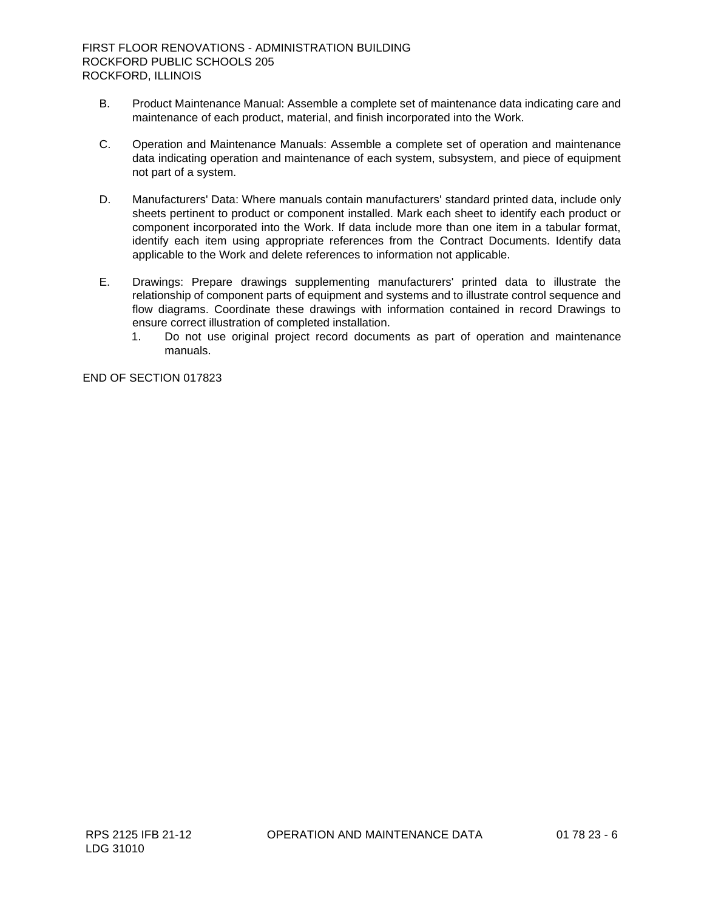B. Product Maintenance Manual: Assemble a complete set of maintenance data indicating care and maintenance of each product, material, and finish incorporated into the Work.

C. Operation and Maintenance Manuals: Assemble a complete set of operation and maintenance data indicating operation and maintenance of each system, subsystem, and piece of equipment not part of a system.

D. Manufacturers' Data: Where manuals contain manufacturers' standard printed data, include only sheets pertinent to product or component installed. Mark each sheet to identify each product or component incorporated into the Work. If data include more than one item in a tabular format, identify each item using appropriate references from the Contract Documents. Identify data applicable to the Work and delete references to information not applicable.

E. Drawings: Prepare drawings supplementing manufacturers' printed data to illustrate the relationship of component parts of equipment and systems and to illustrate control sequence and flow diagrams. Coordinate these drawings with information contained in record Drawings to ensure correct illustration of completed installation.

   1. Do not use original project record documents as part of operation and maintenance manuals.

END OF SECTION 017823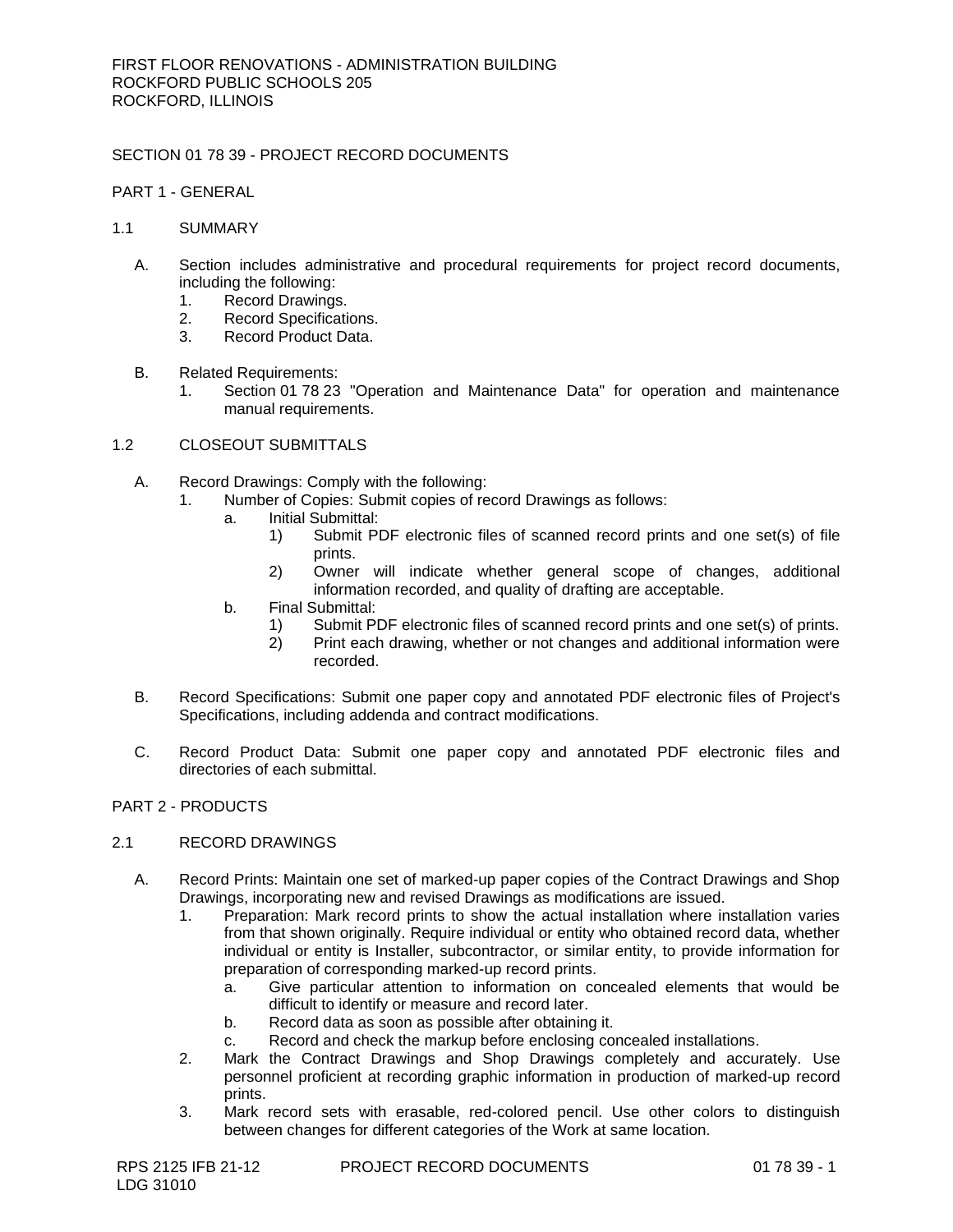FIRST FLOOR RENOVATIONS - ADMINISTRATION BUILDING
ROCKFORD PUBLIC SCHOOLS 205
ROCKFORD, ILLINOIS

# SECTION 01 78 39 - PROJECT RECORD DOCUMENTS

## PART 1 - GENERAL

### 1.1 SUMMARY

A. Section includes administrative and procedural requirements for project record documents, including the following:
   1. Record Drawings.
   2. Record Specifications.
   3. Record Product Data.

B. Related Requirements:
   1. Section 01 78 23 "Operation and Maintenance Data" for operation and maintenance manual requirements.

### 1.2 CLOSEOUT SUBMITTALS

A. Record Drawings: Comply with the following:
   1. Number of Copies: Submit copies of record Drawings as follows:
      a. Initial Submittal:
         1) Submit PDF electronic files of scanned record prints and one set(s) of file prints.
         2) Owner will indicate whether general scope of changes, additional information recorded, and quality of drafting are acceptable.
      b. Final Submittal:
         1) Submit PDF electronic files of scanned record prints and one set(s) of prints.
         2) Print each drawing, whether or not changes and additional information were recorded.

B. Record Specifications: Submit one paper copy and annotated PDF electronic files of Project's Specifications, including addenda and contract modifications.

C. Record Product Data: Submit one paper copy and annotated PDF electronic files and directories of each submittal.

## PART 2 - PRODUCTS

### 2.1 RECORD DRAWINGS

A. Record Prints: Maintain one set of marked-up paper copies of the Contract Drawings and Shop Drawings, incorporating new and revised Drawings as modifications are issued.
   1. Preparation: Mark record prints to show the actual installation where installation varies from that shown originally. Require individual or entity who obtained record data, whether individual or entity is Installer, subcontractor, or similar entity, to provide information for preparation of corresponding marked-up record prints.
      a. Give particular attention to information on concealed elements that would be difficult to identify or measure and record later.
      b. Record data as soon as possible after obtaining it.
      c. Record and check the markup before enclosing concealed installations.
   2. Mark the Contract Drawings and Shop Drawings completely and accurately. Use personnel proficient at recording graphic information in production of marked-up record prints.
   3. Mark record sets with erasable, red-colored pencil. Use other colors to distinguish between changes for different categories of the Work at same location.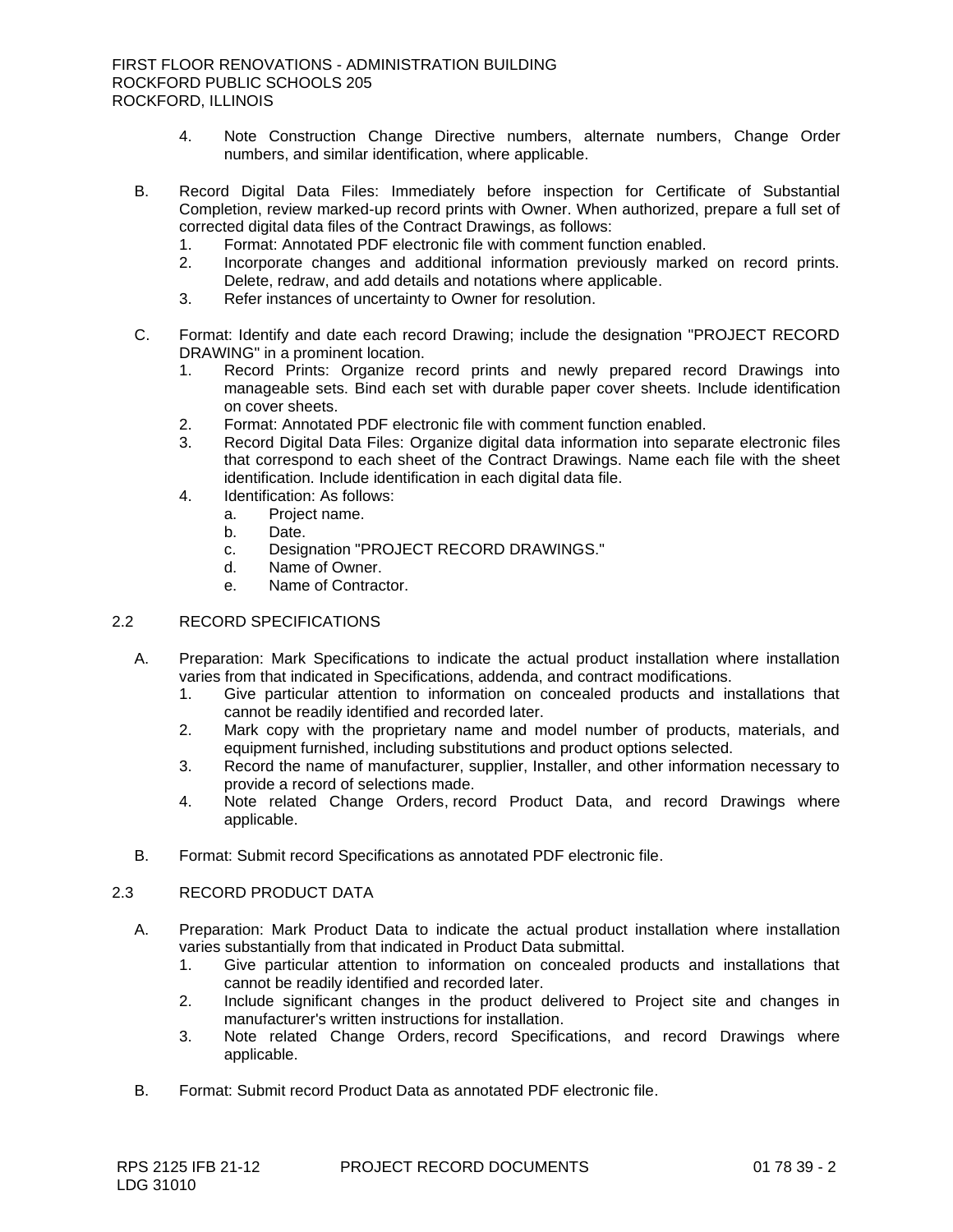4. Note Construction Change Directive numbers, alternate numbers, Change Order numbers, and similar identification, where applicable.

B. Record Digital Data Files: Immediately before inspection for Certificate of Substantial Completion, review marked-up record prints with Owner. When authorized, prepare a full set of corrected digital data files of the Contract Drawings, as follows:
   1. Format: Annotated PDF electronic file with comment function enabled.
   2. Incorporate changes and additional information previously marked on record prints. Delete, redraw, and add details and notations where applicable.
   3. Refer instances of uncertainty to Owner for resolution.

C. Format: Identify and date each record Drawing; include the designation "PROJECT RECORD DRAWING" in a prominent location.
   1. Record Prints: Organize record prints and newly prepared record Drawings into manageable sets. Bind each set with durable paper cover sheets. Include identification on cover sheets.
   2. Format: Annotated PDF electronic file with comment function enabled.
   3. Record Digital Data Files: Organize digital data information into separate electronic files that correspond to each sheet of the Contract Drawings. Name each file with the sheet identification. Include identification in each digital data file.
   4. Identification: As follows:
      a. Project name.
      b. Date.
      c. Designation "PROJECT RECORD DRAWINGS."
      d. Name of Owner.
      e. Name of Contractor.

## 2.2 RECORD SPECIFICATIONS

A. Preparation: Mark Specifications to indicate the actual product installation where installation varies from that indicated in Specifications, addenda, and contract modifications.
   1. Give particular attention to information on concealed products and installations that cannot be readily identified and recorded later.
   2. Mark copy with the proprietary name and model number of products, materials, and equipment furnished, including substitutions and product options selected.
   3. Record the name of manufacturer, supplier, Installer, and other information necessary to provide a record of selections made.
   4. Note related Change Orders, record Product Data, and record Drawings where applicable.

B. Format: Submit record Specifications as annotated PDF electronic file.

## 2.3 RECORD PRODUCT DATA

A. Preparation: Mark Product Data to indicate the actual product installation where installation varies substantially from that indicated in Product Data submittal.
   1. Give particular attention to information on concealed products and installations that cannot be readily identified and recorded later.
   2. Include significant changes in the product delivered to Project site and changes in manufacturer's written instructions for installation.
   3. Note related Change Orders, record Specifications, and record Drawings where applicable.

B. Format: Submit record Product Data as annotated PDF electronic file.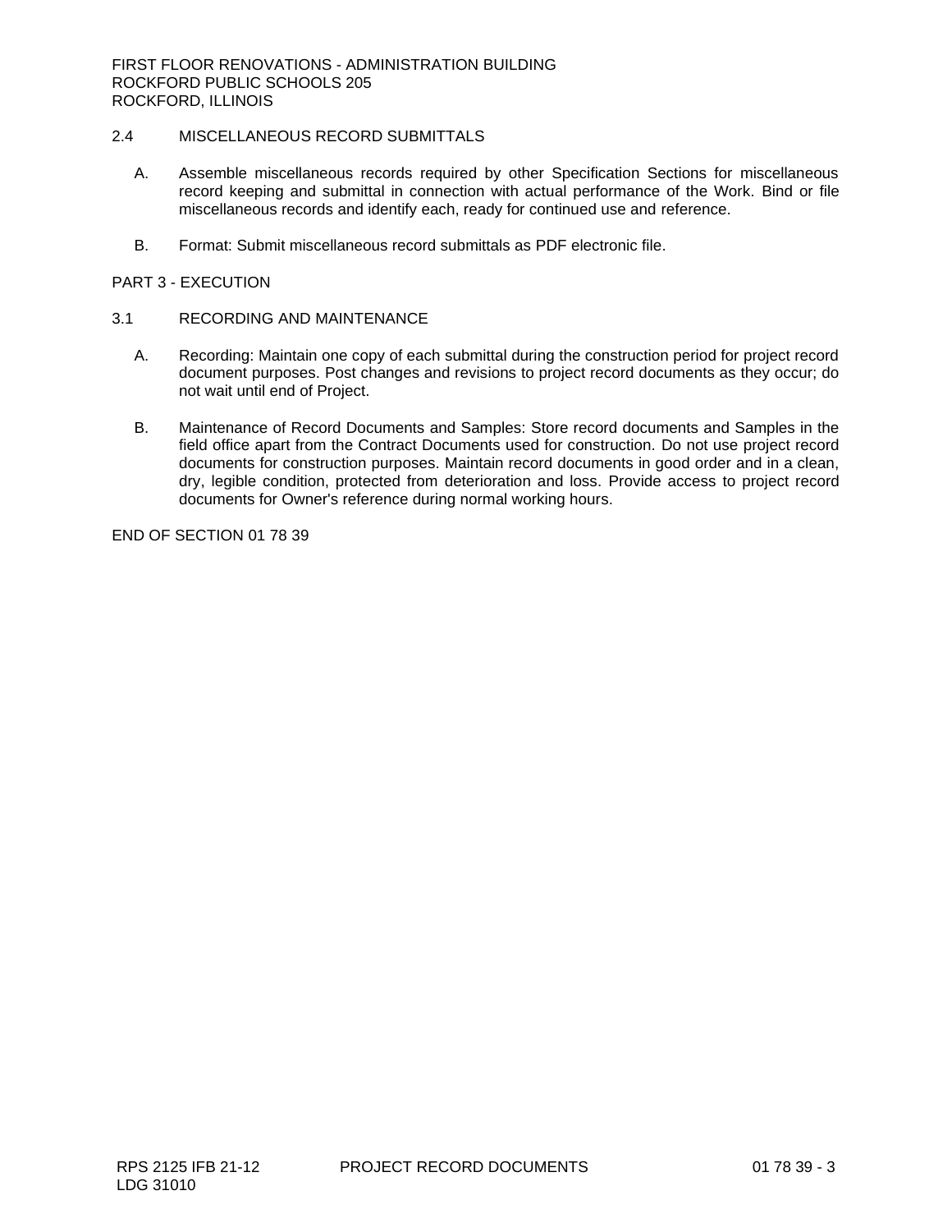2.4 MISCELLANEOUS RECORD SUBMITTALS

A. Assemble miscellaneous records required by other Specification Sections for miscellaneous record keeping and submittal in connection with actual performance of the Work. Bind or file miscellaneous records and identify each, ready for continued use and reference.

B. Format: Submit miscellaneous record submittals as PDF electronic file.

PART 3 - EXECUTION

3.1 RECORDING AND MAINTENANCE

A. Recording: Maintain one copy of each submittal during the construction period for project record document purposes. Post changes and revisions to project record documents as they occur; do not wait until end of Project.

B. Maintenance of Record Documents and Samples: Store record documents and Samples in the field office apart from the Contract Documents used for construction. Do not use project record documents for construction purposes. Maintain record documents in good order and in a clean, dry, legible condition, protected from deterioration and loss. Provide access to project record documents for Owner's reference during normal working hours.

END OF SECTION 01 78 39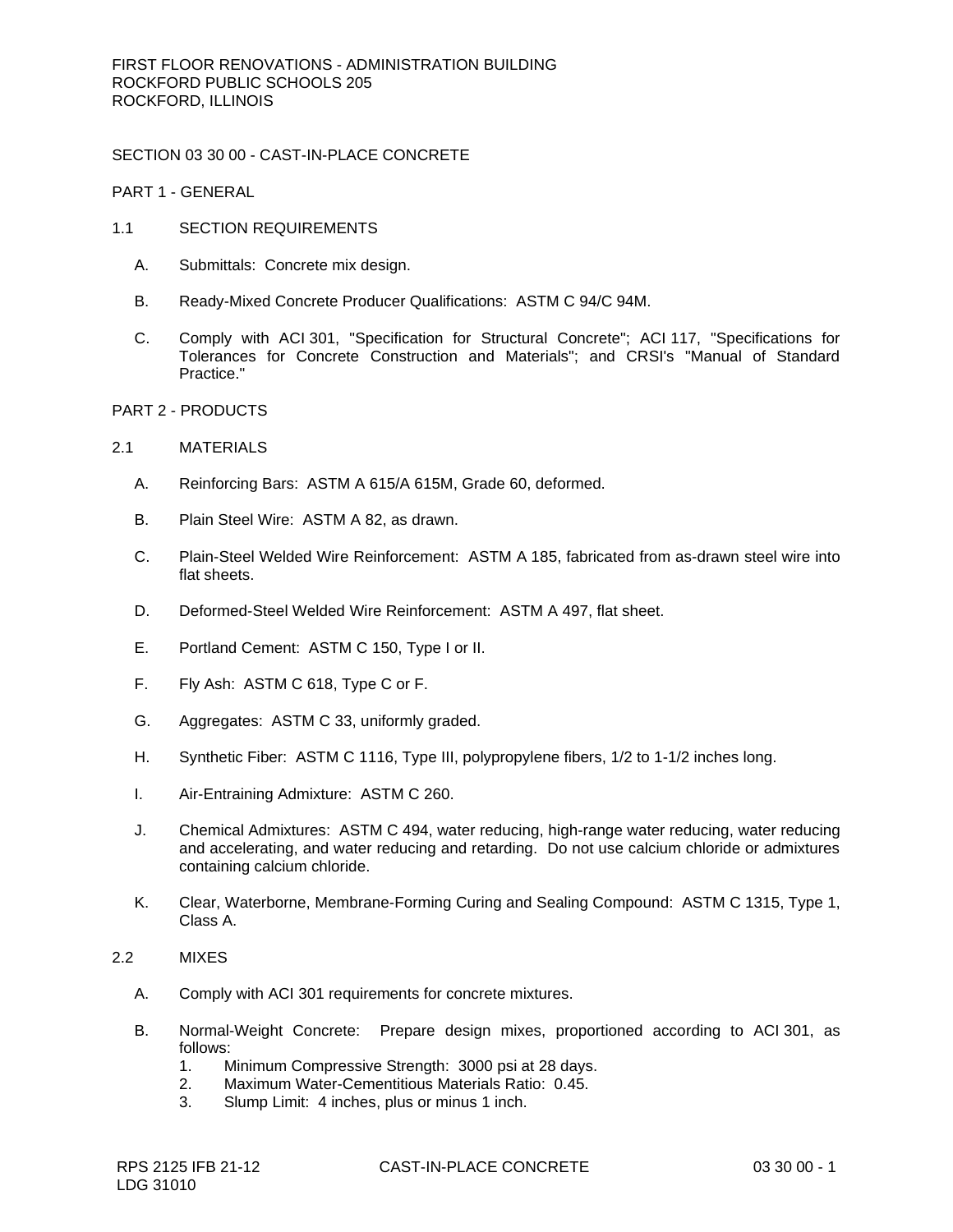FIRST FLOOR RENOVATIONS - ADMINISTRATION BUILDING
ROCKFORD PUBLIC SCHOOLS 205
ROCKFORD, ILLINOIS

# SECTION 03 30 00 - CAST-IN-PLACE CONCRETE

## PART 1 - GENERAL

### 1.1 SECTION REQUIREMENTS

A. Submittals: Concrete mix design.

B. Ready-Mixed Concrete Producer Qualifications: ASTM C 94/C 94M.

C. Comply with ACI 301, "Specification for Structural Concrete"; ACI 117, "Specifications for Tolerances for Concrete Construction and Materials"; and CRSI's "Manual of Standard Practice."

## PART 2 - PRODUCTS

### 2.1 MATERIALS

A. Reinforcing Bars: ASTM A 615/A 615M, Grade 60, deformed.

B. Plain Steel Wire: ASTM A 82, as drawn.

C. Plain-Steel Welded Wire Reinforcement: ASTM A 185, fabricated from as-drawn steel wire into flat sheets.

D. Deformed-Steel Welded Wire Reinforcement: ASTM A 497, flat sheet.

E. Portland Cement: ASTM C 150, Type I or II.

F. Fly Ash: ASTM C 618, Type C or F.

G. Aggregates: ASTM C 33, uniformly graded.

H. Synthetic Fiber: ASTM C 1116, Type III, polypropylene fibers, 1/2 to 1-1/2 inches long.

I. Air-Entraining Admixture: ASTM C 260.

J. Chemical Admixtures: ASTM C 494, water reducing, high-range water reducing, water reducing and accelerating, and water reducing and retarding. Do not use calcium chloride or admixtures containing calcium chloride.

K. Clear, Waterborne, Membrane-Forming Curing and Sealing Compound: ASTM C 1315, Type 1, Class A.

### 2.2 MIXES

A. Comply with ACI 301 requirements for concrete mixtures.

B. Normal-Weight Concrete: Prepare design mixes, proportioned according to ACI 301, as follows:
   1. Minimum Compressive Strength: 3000 psi at 28 days.
   2. Maximum Water-Cementitious Materials Ratio: 0.45.
   3. Slump Limit: 4 inches, plus or minus 1 inch.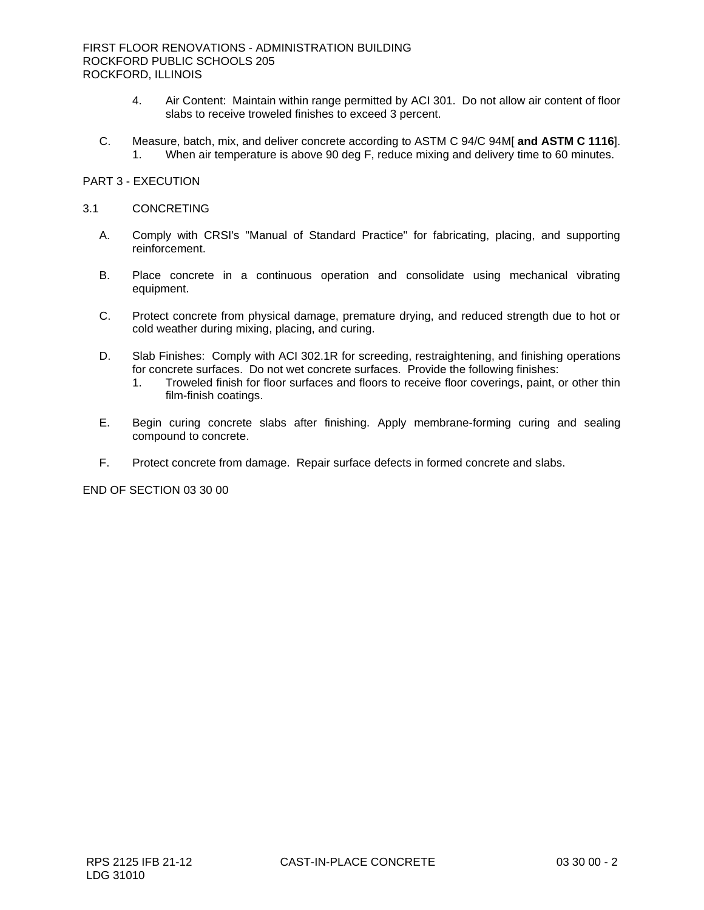4. Air Content: Maintain within range permitted by ACI 301. Do not allow air content of floor slabs to receive troweled finishes to exceed 3 percent.

C. Measure, batch, mix, and deliver concrete according to ASTM C 94/C 94M[ **and ASTM C 1116**].
   1. When air temperature is above 90 deg F, reduce mixing and delivery time to 60 minutes.

## PART 3 - EXECUTION

### 3.1 CONCRETING

A. Comply with CRSI's "Manual of Standard Practice" for fabricating, placing, and supporting reinforcement.

B. Place concrete in a continuous operation and consolidate using mechanical vibrating equipment.

C. Protect concrete from physical damage, premature drying, and reduced strength due to hot or cold weather during mixing, placing, and curing.

D. Slab Finishes: Comply with ACI 302.1R for screeding, restraightening, and finishing operations for concrete surfaces. Do not wet concrete surfaces. Provide the following finishes:
   1. Troweled finish for floor surfaces and floors to receive floor coverings, paint, or other thin film-finish coatings.

E. Begin curing concrete slabs after finishing. Apply membrane-forming curing and sealing compound to concrete.

F. Protect concrete from damage. Repair surface defects in formed concrete and slabs.

END OF SECTION 03 30 00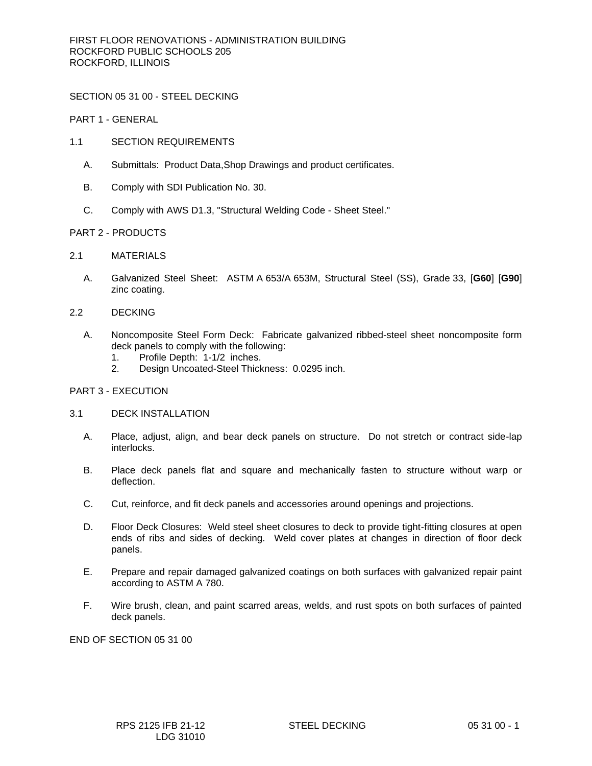FIRST FLOOR RENOVATIONS - ADMINISTRATION BUILDING
ROCKFORD PUBLIC SCHOOLS 205
ROCKFORD, ILLINOIS

# SECTION 05 31 00 - STEEL DECKING

## PART 1 - GENERAL

### 1.1 SECTION REQUIREMENTS

A. Submittals: Product Data,Shop Drawings and product certificates.

B. Comply with SDI Publication No. 30.

C. Comply with AWS D1.3, "Structural Welding Code - Sheet Steel."

## PART 2 - PRODUCTS

### 2.1 MATERIALS

A. Galvanized Steel Sheet: ASTM A 653/A 653M, Structural Steel (SS), Grade 33, [**G60**] [**G90**] zinc coating.

### 2.2 DECKING

A. Noncomposite Steel Form Deck: Fabricate galvanized ribbed-steel sheet noncomposite form deck panels to comply with the following:
   1. Profile Depth: 1-1/2 inches.
   2. Design Uncoated-Steel Thickness: 0.0295 inch.

## PART 3 - EXECUTION

### 3.1 DECK INSTALLATION

A. Place, adjust, align, and bear deck panels on structure. Do not stretch or contract side-lap interlocks.

B. Place deck panels flat and square and mechanically fasten to structure without warp or deflection.

C. Cut, reinforce, and fit deck panels and accessories around openings and projections.

D. Floor Deck Closures: Weld steel sheet closures to deck to provide tight-fitting closures at open ends of ribs and sides of decking. Weld cover plates at changes in direction of floor deck panels.

E. Prepare and repair damaged galvanized coatings on both surfaces with galvanized repair paint according to ASTM A 780.

F. Wire brush, clean, and paint scarred areas, welds, and rust spots on both surfaces of painted deck panels.

END OF SECTION 05 31 00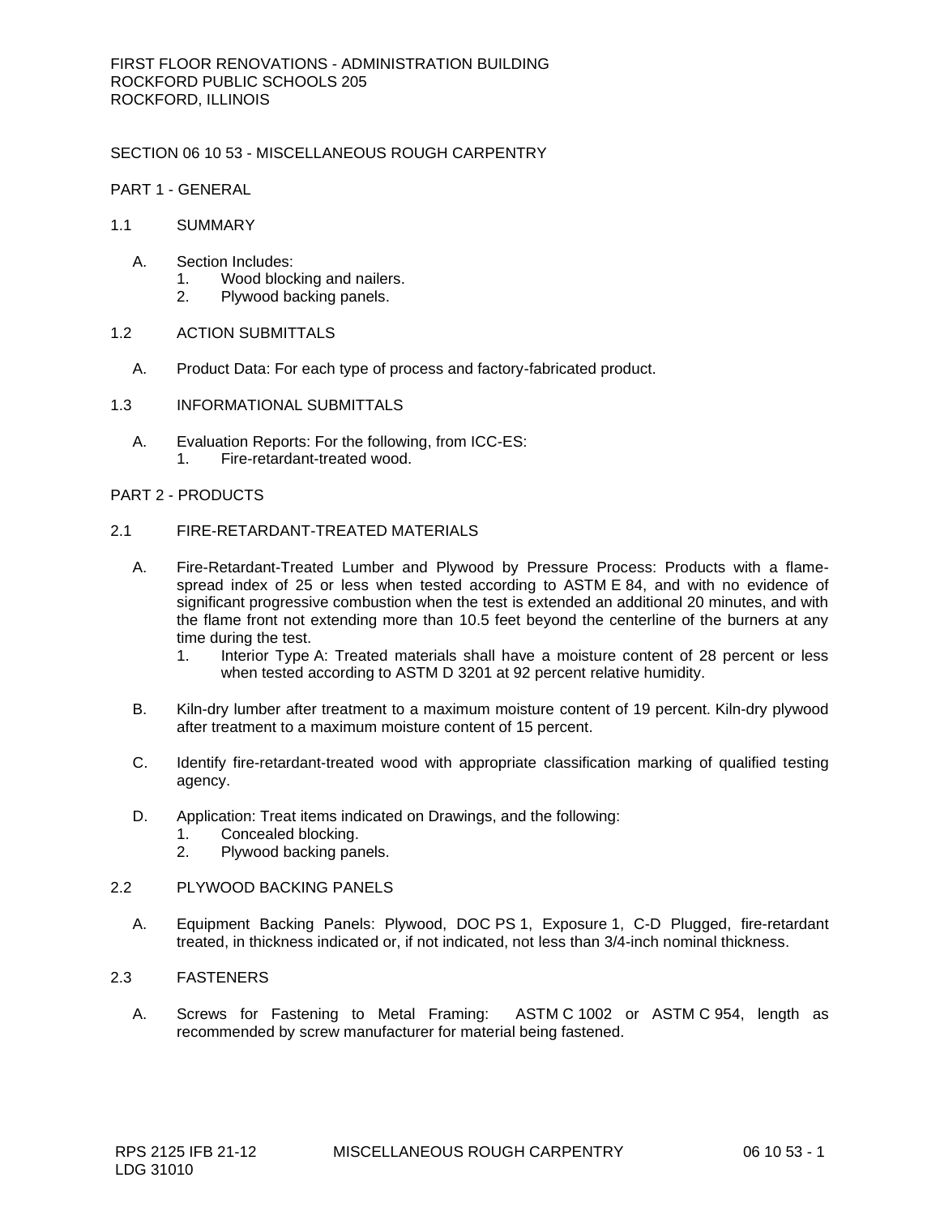SECTION 06 10 53 - MISCELLANEOUS ROUGH CARPENTRY

PART 1 - GENERAL

1.1 SUMMARY

A. Section Includes:
   1. Wood blocking and nailers.
   2. Plywood backing panels.

1.2 ACTION SUBMITTALS

A. Product Data: For each type of process and factory-fabricated product.

1.3 INFORMATIONAL SUBMITTALS

A. Evaluation Reports: For the following, from ICC-ES:
   1. Fire-retardant-treated wood.

PART 2 - PRODUCTS

2.1 FIRE-RETARDANT-TREATED MATERIALS

A. Fire-Retardant-Treated Lumber and Plywood by Pressure Process: Products with a flame-spread index of 25 or less when tested according to ASTM E 84, and with no evidence of significant progressive combustion when the test is extended an additional 20 minutes, and with the flame front not extending more than 10.5 feet beyond the centerline of the burners at any time during the test.
   1. Interior Type A: Treated materials shall have a moisture content of 28 percent or less when tested according to ASTM D 3201 at 92 percent relative humidity.

B. Kiln-dry lumber after treatment to a maximum moisture content of 19 percent. Kiln-dry plywood after treatment to a maximum moisture content of 15 percent.

C. Identify fire-retardant-treated wood with appropriate classification marking of qualified testing agency.

D. Application: Treat items indicated on Drawings, and the following:
   1. Concealed blocking.
   2. Plywood backing panels.

2.2 PLYWOOD BACKING PANELS

A. Equipment Backing Panels: Plywood, DOC PS 1, Exposure 1, C-D Plugged, fire-retardant treated, in thickness indicated or, if not indicated, not less than 3/4-inch nominal thickness.

2.3 FASTENERS

A. Screws for Fastening to Metal Framing: ASTM C 1002 or ASTM C 954, length as recommended by screw manufacturer for material being fastened.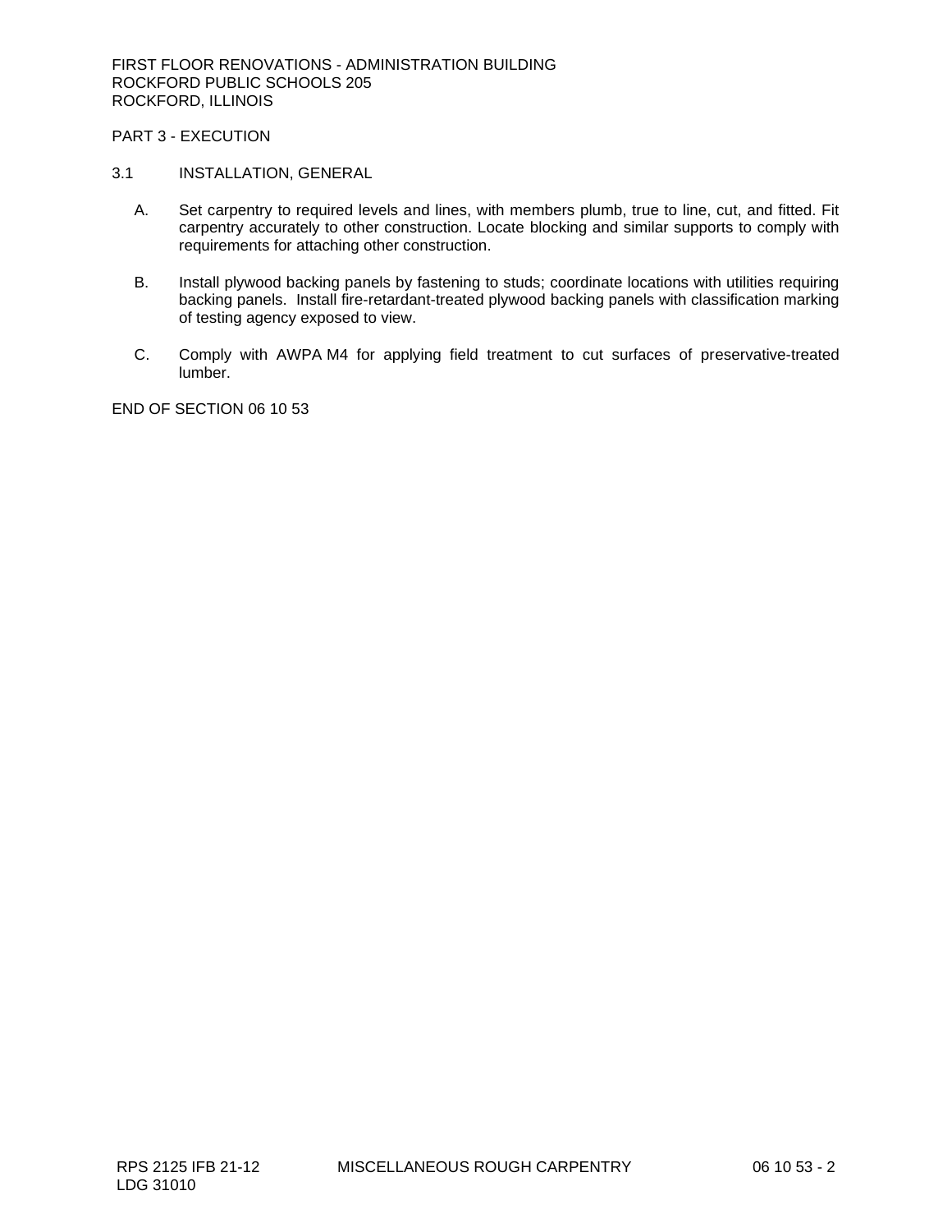## PART 3 - EXECUTION

### 3.1 INSTALLATION, GENERAL

A. Set carpentry to required levels and lines, with members plumb, true to line, cut, and fitted. Fit carpentry accurately to other construction. Locate blocking and similar supports to comply with requirements for attaching other construction.

B. Install plywood backing panels by fastening to studs; coordinate locations with utilities requiring backing panels. Install fire-retardant-treated plywood backing panels with classification marking of testing agency exposed to view.

C. Comply with AWPA M4 for applying field treatment to cut surfaces of preservative-treated lumber.

END OF SECTION 06 10 53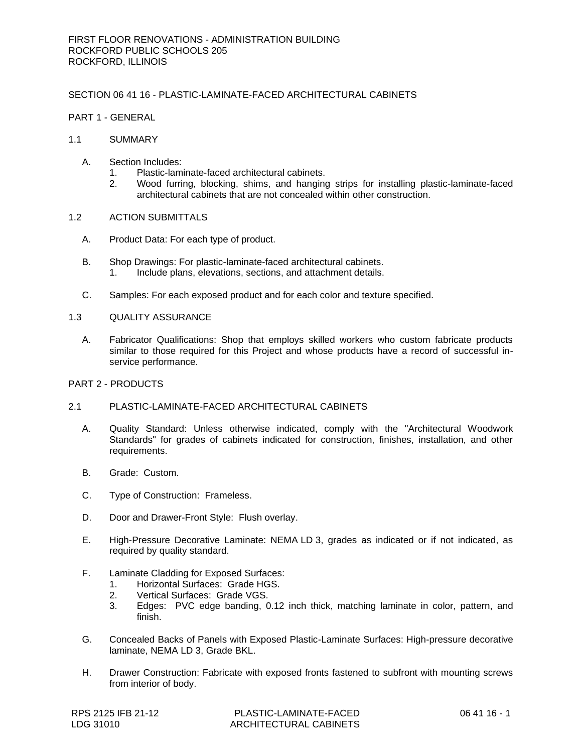FIRST FLOOR RENOVATIONS - ADMINISTRATION BUILDING
ROCKFORD PUBLIC SCHOOLS 205
ROCKFORD, ILLINOIS

## SECTION 06 41 16 - PLASTIC-LAMINATE-FACED ARCHITECTURAL CABINETS

### PART 1 - GENERAL

#### 1.1 SUMMARY

A. Section Includes:
   1. Plastic-laminate-faced architectural cabinets.
   2. Wood furring, blocking, shims, and hanging strips for installing plastic-laminate-faced architectural cabinets that are not concealed within other construction.

#### 1.2 ACTION SUBMITTALS

A. Product Data: For each type of product.

B. Shop Drawings: For plastic-laminate-faced architectural cabinets.
   1. Include plans, elevations, sections, and attachment details.

C. Samples: For each exposed product and for each color and texture specified.

#### 1.3 QUALITY ASSURANCE

A. Fabricator Qualifications: Shop that employs skilled workers who custom fabricate products similar to those required for this Project and whose products have a record of successful in-service performance.

### PART 2 - PRODUCTS

#### 2.1 PLASTIC-LAMINATE-FACED ARCHITECTURAL CABINETS

A. Quality Standard: Unless otherwise indicated, comply with the "Architectural Woodwork Standards" for grades of cabinets indicated for construction, finishes, installation, and other requirements.

B. Grade: Custom.

C. Type of Construction: Frameless.

D. Door and Drawer-Front Style: Flush overlay.

E. High-Pressure Decorative Laminate: NEMA LD 3, grades as indicated or if not indicated, as required by quality standard.

F. Laminate Cladding for Exposed Surfaces:
   1. Horizontal Surfaces: Grade HGS.
   2. Vertical Surfaces: Grade VGS.
   3. Edges: PVC edge banding, 0.12 inch thick, matching laminate in color, pattern, and finish.

G. Concealed Backs of Panels with Exposed Plastic-Laminate Surfaces: High-pressure decorative laminate, NEMA LD 3, Grade BKL.

H. Drawer Construction: Fabricate with exposed fronts fastened to subfront with mounting screws from interior of body.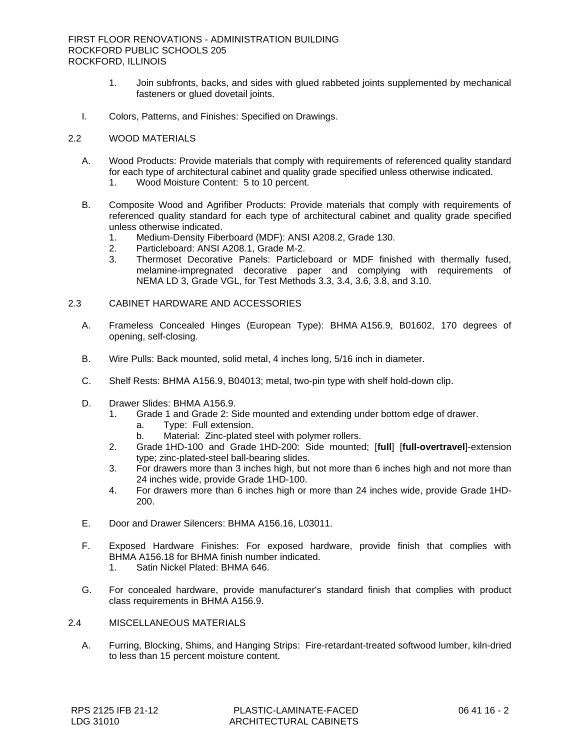1. Join subfronts, backs, and sides with glued rabbeted joints supplemented by mechanical fasteners or glued dovetail joints.

I. Colors, Patterns, and Finishes: Specified on Drawings.

## 2.2 WOOD MATERIALS

A. Wood Products: Provide materials that comply with requirements of referenced quality standard for each type of architectural cabinet and quality grade specified unless otherwise indicated.
   1. Wood Moisture Content: 5 to 10 percent.

B. Composite Wood and Agrifiber Products: Provide materials that comply with requirements of referenced quality standard for each type of architectural cabinet and quality grade specified unless otherwise indicated.
   1. Medium-Density Fiberboard (MDF): ANSI A208.2, Grade 130.
   2. Particleboard: ANSI A208.1, Grade M-2.
   3. Thermoset Decorative Panels: Particleboard or MDF finished with thermally fused, melamine-impregnated decorative paper and complying with requirements of NEMA LD 3, Grade VGL, for Test Methods 3.3, 3.4, 3.6, 3.8, and 3.10.

## 2.3 CABINET HARDWARE AND ACCESSORIES

A. Frameless Concealed Hinges (European Type): BHMA A156.9, B01602, 170 degrees of opening, self-closing.

B. Wire Pulls: Back mounted, solid metal, 4 inches long, 5/16 inch in diameter.

C. Shelf Rests: BHMA A156.9, B04013; metal, two-pin type with shelf hold-down clip.

D. Drawer Slides: BHMA A156.9.
   1. Grade 1 and Grade 2: Side mounted and extending under bottom edge of drawer.
      a. Type: Full extension.
      b. Material: Zinc-plated steel with polymer rollers.
   2. Grade 1HD-100 and Grade 1HD-200: Side mounted; [**full**] [**full-overtravel**]-extension type; zinc-plated-steel ball-bearing slides.
   3. For drawers more than 3 inches high, but not more than 6 inches high and not more than 24 inches wide, provide Grade 1HD-100.
   4. For drawers more than 6 inches high or more than 24 inches wide, provide Grade 1HD-200.

E. Door and Drawer Silencers: BHMA A156.16, L03011.

F. Exposed Hardware Finishes: For exposed hardware, provide finish that complies with BHMA A156.18 for BHMA finish number indicated.
   1. Satin Nickel Plated: BHMA 646.

G. For concealed hardware, provide manufacturer's standard finish that complies with product class requirements in BHMA A156.9.

## 2.4 MISCELLANEOUS MATERIALS

A. Furring, Blocking, Shims, and Hanging Strips: Fire-retardant-treated softwood lumber, kiln-dried to less than 15 percent moisture content.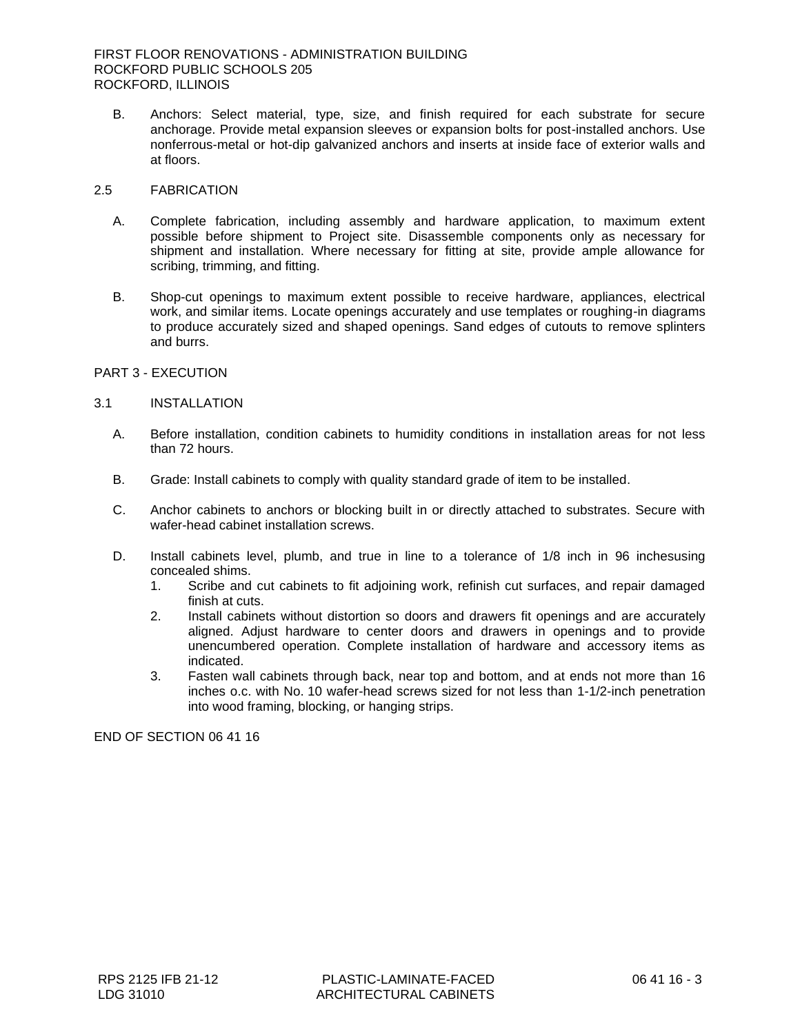B. Anchors: Select material, type, size, and finish required for each substrate for secure anchorage. Provide metal expansion sleeves or expansion bolts for post-installed anchors. Use nonferrous-metal or hot-dip galvanized anchors and inserts at inside face of exterior walls and at floors.

## 2.5 FABRICATION

A. Complete fabrication, including assembly and hardware application, to maximum extent possible before shipment to Project site. Disassemble components only as necessary for shipment and installation. Where necessary for fitting at site, provide ample allowance for scribing, trimming, and fitting.

B. Shop-cut openings to maximum extent possible to receive hardware, appliances, electrical work, and similar items. Locate openings accurately and use templates or roughing-in diagrams to produce accurately sized and shaped openings. Sand edges of cutouts to remove splinters and burrs.

# PART 3 - EXECUTION

## 3.1 INSTALLATION

A. Before installation, condition cabinets to humidity conditions in installation areas for not less than 72 hours.

B. Grade: Install cabinets to comply with quality standard grade of item to be installed.

C. Anchor cabinets to anchors or blocking built in or directly attached to substrates. Secure with wafer-head cabinet installation screws.

D. Install cabinets level, plumb, and true in line to a tolerance of 1/8 inch in 96 inchesusing concealed shims.

1. Scribe and cut cabinets to fit adjoining work, refinish cut surfaces, and repair damaged finish at cuts.
2. Install cabinets without distortion so doors and drawers fit openings and are accurately aligned. Adjust hardware to center doors and drawers in openings and to provide unencumbered operation. Complete installation of hardware and accessory items as indicated.
3. Fasten wall cabinets through back, near top and bottom, and at ends not more than 16 inches o.c. with No. 10 wafer-head screws sized for not less than 1-1/2-inch penetration into wood framing, blocking, or hanging strips.

END OF SECTION 06 41 16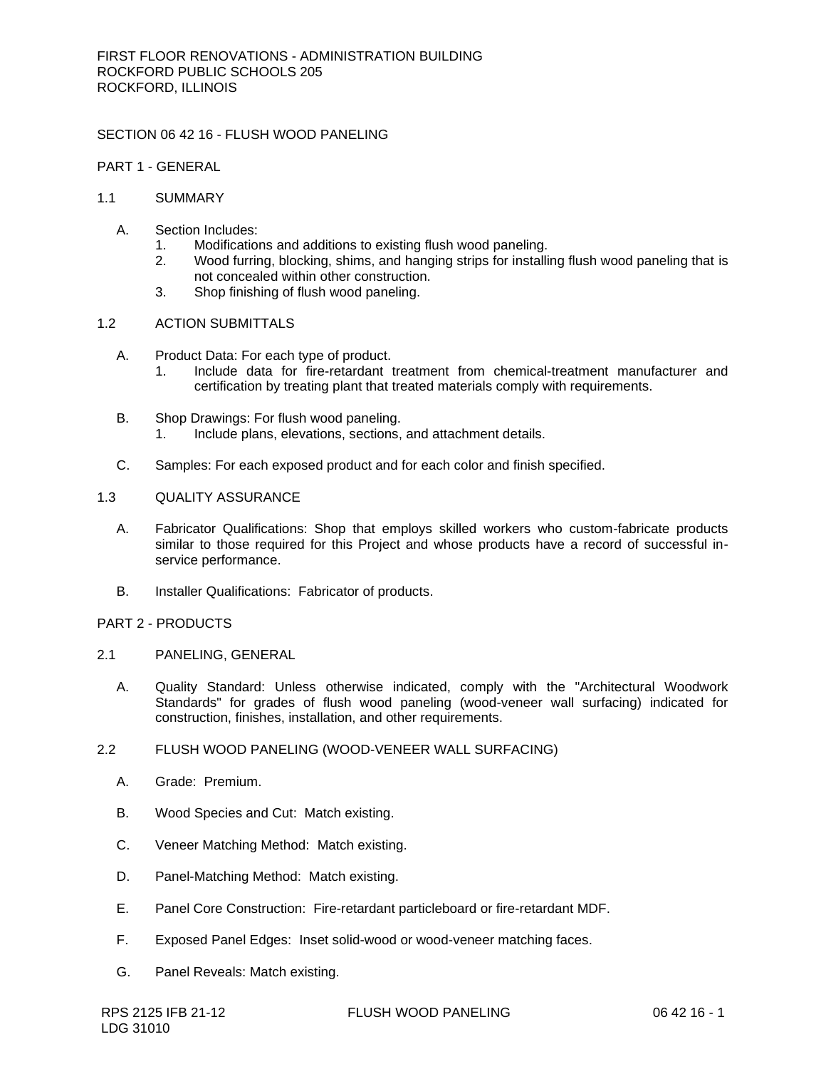## SECTION 06 42 16 - FLUSH WOOD PANELING

### PART 1 - GENERAL

#### 1.1 SUMMARY

A. Section Includes:
   1. Modifications and additions to existing flush wood paneling.
   2. Wood furring, blocking, shims, and hanging strips for installing flush wood paneling that is not concealed within other construction.
   3. Shop finishing of flush wood paneling.

#### 1.2 ACTION SUBMITTALS

A. Product Data: For each type of product.
   1. Include data for fire-retardant treatment from chemical-treatment manufacturer and certification by treating plant that treated materials comply with requirements.

B. Shop Drawings: For flush wood paneling.
   1. Include plans, elevations, sections, and attachment details.

C. Samples: For each exposed product and for each color and finish specified.

#### 1.3 QUALITY ASSURANCE

A. Fabricator Qualifications: Shop that employs skilled workers who custom-fabricate products similar to those required for this Project and whose products have a record of successful in-service performance.

B. Installer Qualifications: Fabricator of products.

### PART 2 - PRODUCTS

#### 2.1 PANELING, GENERAL

A. Quality Standard: Unless otherwise indicated, comply with the "Architectural Woodwork Standards" for grades of flush wood paneling (wood-veneer wall surfacing) indicated for construction, finishes, installation, and other requirements.

#### 2.2 FLUSH WOOD PANELING (WOOD-VENEER WALL SURFACING)

A. Grade: Premium.

B. Wood Species and Cut: Match existing.

C. Veneer Matching Method: Match existing.

D. Panel-Matching Method: Match existing.

E. Panel Core Construction: Fire-retardant particleboard or fire-retardant MDF.

F. Exposed Panel Edges: Inset solid-wood or wood-veneer matching faces.

G. Panel Reveals: Match existing.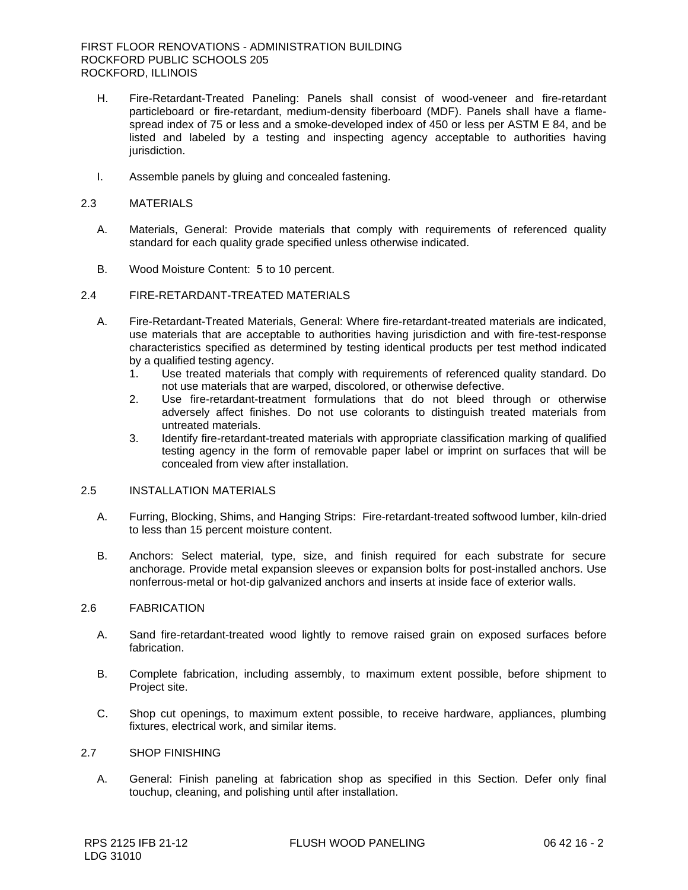H. Fire-Retardant-Treated Paneling: Panels shall consist of wood-veneer and fire-retardant particleboard or fire-retardant, medium-density fiberboard (MDF). Panels shall have a flame-spread index of 75 or less and a smoke-developed index of 450 or less per ASTM E 84, and be listed and labeled by a testing and inspecting agency acceptable to authorities having jurisdiction.

I. Assemble panels by gluing and concealed fastening.

## 2.3 MATERIALS

A. Materials, General: Provide materials that comply with requirements of referenced quality standard for each quality grade specified unless otherwise indicated.

B. Wood Moisture Content: 5 to 10 percent.

## 2.4 FIRE-RETARDANT-TREATED MATERIALS

A. Fire-Retardant-Treated Materials, General: Where fire-retardant-treated materials are indicated, use materials that are acceptable to authorities having jurisdiction and with fire-test-response characteristics specified as determined by testing identical products per test method indicated by a qualified testing agency.
   1. Use treated materials that comply with requirements of referenced quality standard. Do not use materials that are warped, discolored, or otherwise defective.
   2. Use fire-retardant-treatment formulations that do not bleed through or otherwise adversely affect finishes. Do not use colorants to distinguish treated materials from untreated materials.
   3. Identify fire-retardant-treated materials with appropriate classification marking of qualified testing agency in the form of removable paper label or imprint on surfaces that will be concealed from view after installation.

## 2.5 INSTALLATION MATERIALS

A. Furring, Blocking, Shims, and Hanging Strips: Fire-retardant-treated softwood lumber, kiln-dried to less than 15 percent moisture content.

B. Anchors: Select material, type, size, and finish required for each substrate for secure anchorage. Provide metal expansion sleeves or expansion bolts for post-installed anchors. Use nonferrous-metal or hot-dip galvanized anchors and inserts at inside face of exterior walls.

## 2.6 FABRICATION

A. Sand fire-retardant-treated wood lightly to remove raised grain on exposed surfaces before fabrication.

B. Complete fabrication, including assembly, to maximum extent possible, before shipment to Project site.

C. Shop cut openings, to maximum extent possible, to receive hardware, appliances, plumbing fixtures, electrical work, and similar items.

## 2.7 SHOP FINISHING

A. General: Finish paneling at fabrication shop as specified in this Section. Defer only final touchup, cleaning, and polishing until after installation.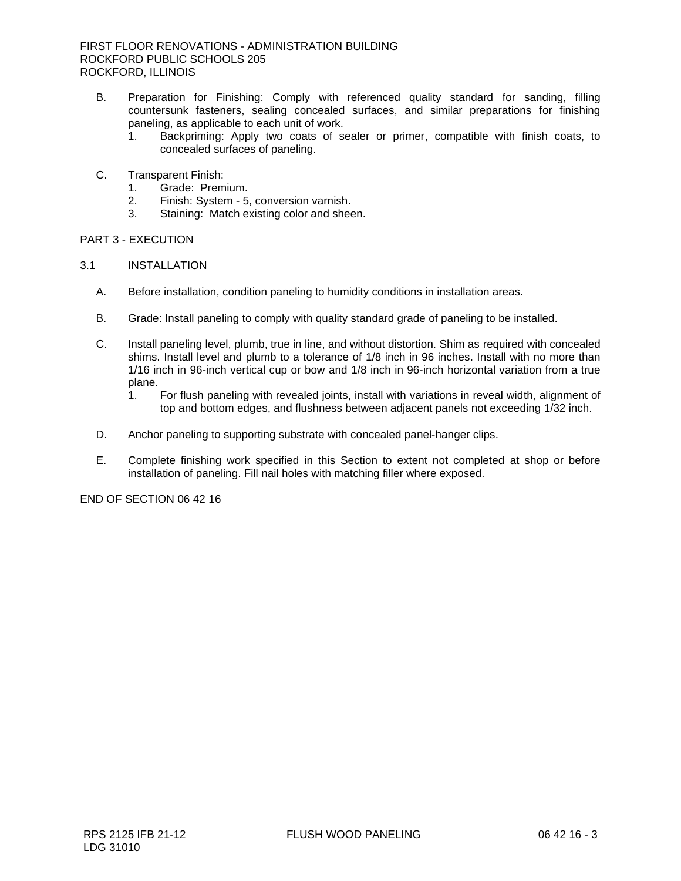B. Preparation for Finishing: Comply with referenced quality standard for sanding, filling countersunk fasteners, sealing concealed surfaces, and similar preparations for finishing paneling, as applicable to each unit of work.
   1. Backpriming: Apply two coats of sealer or primer, compatible with finish coats, to concealed surfaces of paneling.

C. Transparent Finish:
   1. Grade: Premium.
   2. Finish: System - 5, conversion varnish.
   3. Staining: Match existing color and sheen.

## PART 3 - EXECUTION

### 3.1 INSTALLATION

A. Before installation, condition paneling to humidity conditions in installation areas.

B. Grade: Install paneling to comply with quality standard grade of paneling to be installed.

C. Install paneling level, plumb, true in line, and without distortion. Shim as required with concealed shims. Install level and plumb to a tolerance of 1/8 inch in 96 inches. Install with no more than 1/16 inch in 96-inch vertical cup or bow and 1/8 inch in 96-inch horizontal variation from a true plane.
   1. For flush paneling with revealed joints, install with variations in reveal width, alignment of top and bottom edges, and flushness between adjacent panels not exceeding 1/32 inch.

D. Anchor paneling to supporting substrate with concealed panel-hanger clips.

E. Complete finishing work specified in this Section to extent not completed at shop or before installation of paneling. Fill nail holes with matching filler where exposed.

END OF SECTION 06 42 16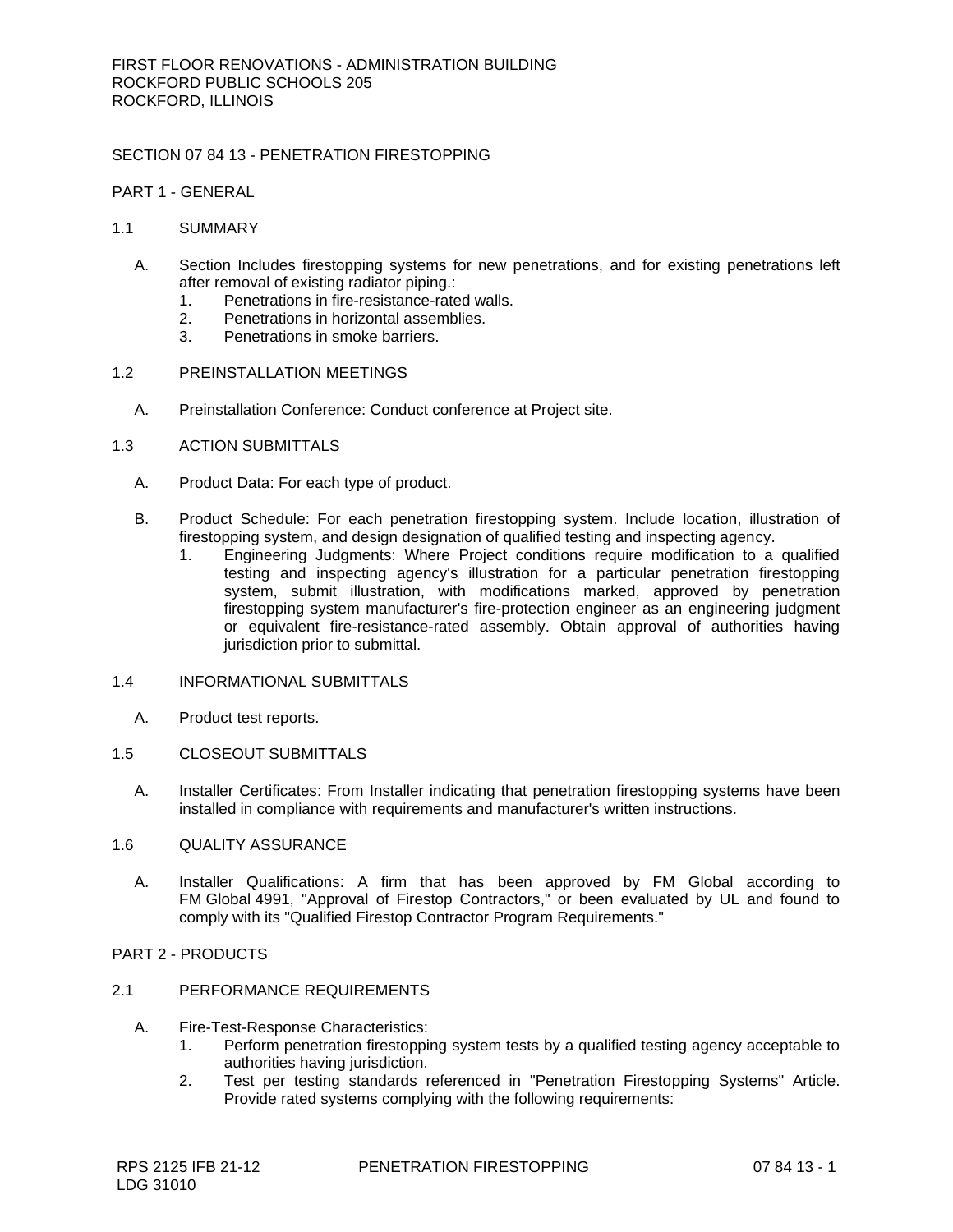FIRST FLOOR RENOVATIONS - ADMINISTRATION BUILDING
ROCKFORD PUBLIC SCHOOLS 205
ROCKFORD, ILLINOIS

## SECTION 07 84 13 - PENETRATION FIRESTOPPING

### PART 1 - GENERAL

#### 1.1 SUMMARY

A. Section Includes firestopping systems for new penetrations, and for existing penetrations left after removal of existing radiator piping.:
   1. Penetrations in fire-resistance-rated walls.
   2. Penetrations in horizontal assemblies.
   3. Penetrations in smoke barriers.

#### 1.2 PREINSTALLATION MEETINGS

A. Preinstallation Conference: Conduct conference at Project site.

#### 1.3 ACTION SUBMITTALS

A. Product Data: For each type of product.

B. Product Schedule: For each penetration firestopping system. Include location, illustration of firestopping system, and design designation of qualified testing and inspecting agency.
   1. Engineering Judgments: Where Project conditions require modification to a qualified testing and inspecting agency's illustration for a particular penetration firestopping system, submit illustration, with modifications marked, approved by penetration firestopping system manufacturer's fire-protection engineer as an engineering judgment or equivalent fire-resistance-rated assembly. Obtain approval of authorities having jurisdiction prior to submittal.

#### 1.4 INFORMATIONAL SUBMITTALS

A. Product test reports.

#### 1.5 CLOSEOUT SUBMITTALS

A. Installer Certificates: From Installer indicating that penetration firestopping systems have been installed in compliance with requirements and manufacturer's written instructions.

#### 1.6 QUALITY ASSURANCE

A. Installer Qualifications: A firm that has been approved by FM Global according to FM Global 4991, "Approval of Firestop Contractors," or been evaluated by UL and found to comply with its "Qualified Firestop Contractor Program Requirements."

### PART 2 - PRODUCTS

#### 2.1 PERFORMANCE REQUIREMENTS

A. Fire-Test-Response Characteristics:
   1. Perform penetration firestopping system tests by a qualified testing agency acceptable to authorities having jurisdiction.
   2. Test per testing standards referenced in "Penetration Firestopping Systems" Article. Provide rated systems complying with the following requirements: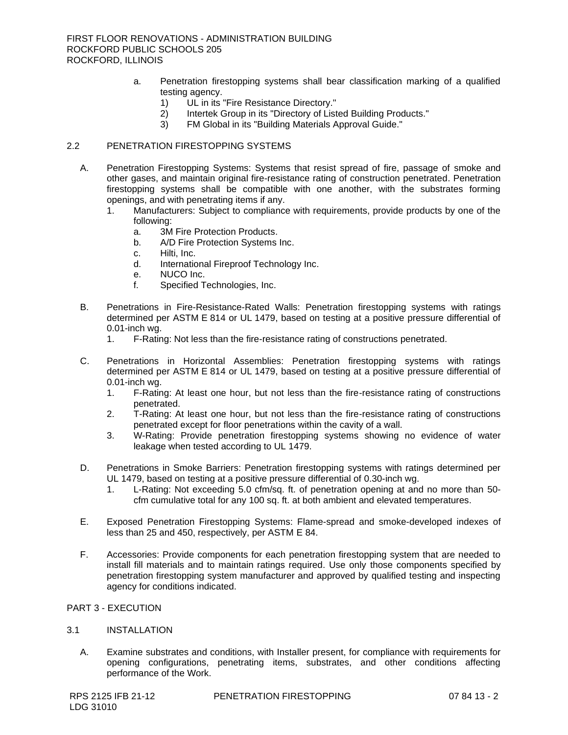a. Penetration firestopping systems shall bear classification marking of a qualified testing agency.
   1) UL in its "Fire Resistance Directory."
   2) Intertek Group in its "Directory of Listed Building Products."
   3) FM Global in its "Building Materials Approval Guide."

## 2.2 PENETRATION FIRESTOPPING SYSTEMS

A. Penetration Firestopping Systems: Systems that resist spread of fire, passage of smoke and other gases, and maintain original fire-resistance rating of construction penetrated. Penetration firestopping systems shall be compatible with one another, with the substrates forming openings, and with penetrating items if any.
   1. Manufacturers: Subject to compliance with requirements, provide products by one of the following:
      a. 3M Fire Protection Products.
      b. A/D Fire Protection Systems Inc.
      c. Hilti, Inc.
      d. International Fireproof Technology Inc.
      e. NUCO Inc.
      f. Specified Technologies, Inc.

B. Penetrations in Fire-Resistance-Rated Walls: Penetration firestopping systems with ratings determined per ASTM E 814 or UL 1479, based on testing at a positive pressure differential of 0.01-inch wg.
   1. F-Rating: Not less than the fire-resistance rating of constructions penetrated.

C. Penetrations in Horizontal Assemblies: Penetration firestopping systems with ratings determined per ASTM E 814 or UL 1479, based on testing at a positive pressure differential of 0.01-inch wg.
   1. F-Rating: At least one hour, but not less than the fire-resistance rating of constructions penetrated.
   2. T-Rating: At least one hour, but not less than the fire-resistance rating of constructions penetrated except for floor penetrations within the cavity of a wall.
   3. W-Rating: Provide penetration firestopping systems showing no evidence of water leakage when tested according to UL 1479.

D. Penetrations in Smoke Barriers: Penetration firestopping systems with ratings determined per UL 1479, based on testing at a positive pressure differential of 0.30-inch wg.
   1. L-Rating: Not exceeding 5.0 cfm/sq. ft. of penetration opening at and no more than 50-cfm cumulative total for any 100 sq. ft. at both ambient and elevated temperatures.

E. Exposed Penetration Firestopping Systems: Flame-spread and smoke-developed indexes of less than 25 and 450, respectively, per ASTM E 84.

F. Accessories: Provide components for each penetration firestopping system that are needed to install fill materials and to maintain ratings required. Use only those components specified by penetration firestopping system manufacturer and approved by qualified testing and inspecting agency for conditions indicated.

# PART 3 - EXECUTION

## 3.1 INSTALLATION

A. Examine substrates and conditions, with Installer present, for compliance with requirements for opening configurations, penetrating items, substrates, and other conditions affecting performance of the Work.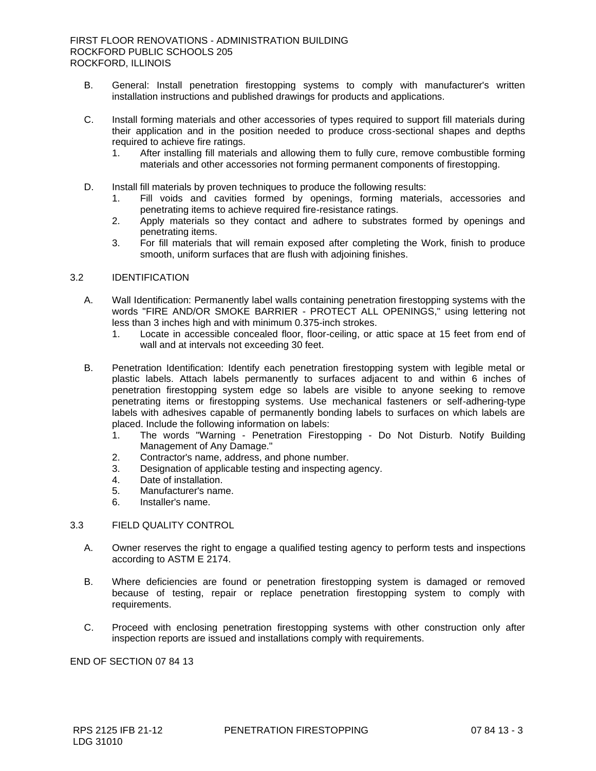B. General: Install penetration firestopping systems to comply with manufacturer's written installation instructions and published drawings for products and applications.

C. Install forming materials and other accessories of types required to support fill materials during their application and in the position needed to produce cross-sectional shapes and depths required to achieve fire ratings.
   1. After installing fill materials and allowing them to fully cure, remove combustible forming materials and other accessories not forming permanent components of firestopping.

D. Install fill materials by proven techniques to produce the following results:
   1. Fill voids and cavities formed by openings, forming materials, accessories and penetrating items to achieve required fire-resistance ratings.
   2. Apply materials so they contact and adhere to substrates formed by openings and penetrating items.
   3. For fill materials that will remain exposed after completing the Work, finish to produce smooth, uniform surfaces that are flush with adjoining finishes.

## 3.2 IDENTIFICATION

A. Wall Identification: Permanently label walls containing penetration firestopping systems with the words "FIRE AND/OR SMOKE BARRIER - PROTECT ALL OPENINGS," using lettering not less than 3 inches high and with minimum 0.375-inch strokes.
   1. Locate in accessible concealed floor, floor-ceiling, or attic space at 15 feet from end of wall and at intervals not exceeding 30 feet.

B. Penetration Identification: Identify each penetration firestopping system with legible metal or plastic labels. Attach labels permanently to surfaces adjacent to and within 6 inches of penetration firestopping system edge so labels are visible to anyone seeking to remove penetrating items or firestopping systems. Use mechanical fasteners or self-adhering-type labels with adhesives capable of permanently bonding labels to surfaces on which labels are placed. Include the following information on labels:
   1. The words "Warning - Penetration Firestopping - Do Not Disturb. Notify Building Management of Any Damage."
   2. Contractor's name, address, and phone number.
   3. Designation of applicable testing and inspecting agency.
   4. Date of installation.
   5. Manufacturer's name.
   6. Installer's name.

## 3.3 FIELD QUALITY CONTROL

A. Owner reserves the right to engage a qualified testing agency to perform tests and inspections according to ASTM E 2174.

B. Where deficiencies are found or penetration firestopping system is damaged or removed because of testing, repair or replace penetration firestopping system to comply with requirements.

C. Proceed with enclosing penetration firestopping systems with other construction only after inspection reports are issued and installations comply with requirements.

END OF SECTION 07 84 13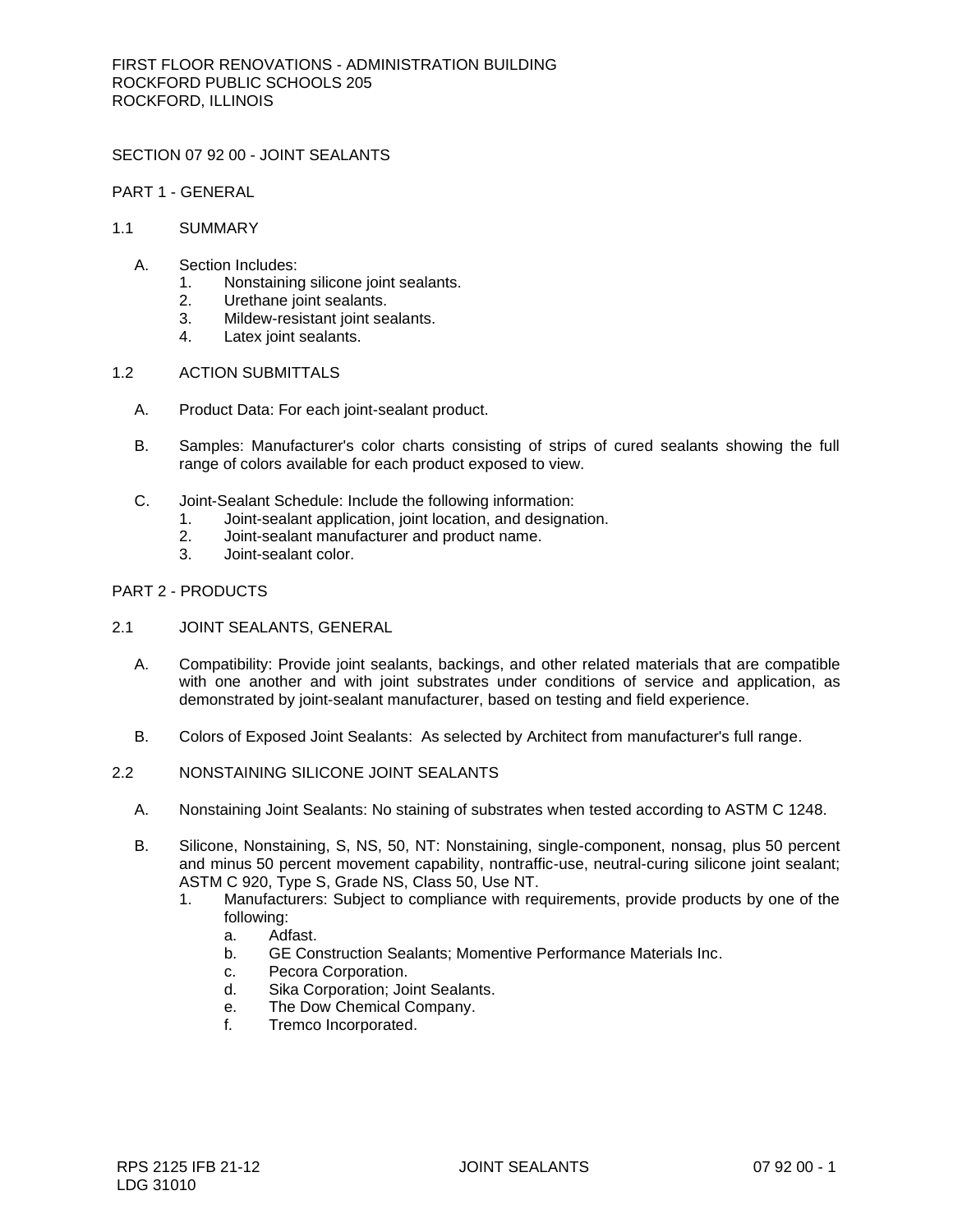FIRST FLOOR RENOVATIONS - ADMINISTRATION BUILDING
ROCKFORD PUBLIC SCHOOLS 205
ROCKFORD, ILLINOIS

# SECTION 07 92 00 - JOINT SEALANTS

## PART 1 - GENERAL

### 1.1 SUMMARY

A. Section Includes:
   1. Nonstaining silicone joint sealants.
   2. Urethane joint sealants.
   3. Mildew-resistant joint sealants.
   4. Latex joint sealants.

### 1.2 ACTION SUBMITTALS

A. Product Data: For each joint-sealant product.

B. Samples: Manufacturer's color charts consisting of strips of cured sealants showing the full range of colors available for each product exposed to view.

C. Joint-Sealant Schedule: Include the following information:
   1. Joint-sealant application, joint location, and designation.
   2. Joint-sealant manufacturer and product name.
   3. Joint-sealant color.

## PART 2 - PRODUCTS

### 2.1 JOINT SEALANTS, GENERAL

A. Compatibility: Provide joint sealants, backings, and other related materials that are compatible with one another and with joint substrates under conditions of service and application, as demonstrated by joint-sealant manufacturer, based on testing and field experience.

B. Colors of Exposed Joint Sealants: As selected by Architect from manufacturer's full range.

### 2.2 NONSTAINING SILICONE JOINT SEALANTS

A. Nonstaining Joint Sealants: No staining of substrates when tested according to ASTM C 1248.

B. Silicone, Nonstaining, S, NS, 50, NT: Nonstaining, single-component, nonsag, plus 50 percent and minus 50 percent movement capability, nontraffic-use, neutral-curing silicone joint sealant; ASTM C 920, Type S, Grade NS, Class 50, Use NT.
   1. Manufacturers: Subject to compliance with requirements, provide products by one of the following:
      a. Adfast.
      b. GE Construction Sealants; Momentive Performance Materials Inc.
      c. Pecora Corporation.
      d. Sika Corporation; Joint Sealants.
      e. The Dow Chemical Company.
      f. Tremco Incorporated.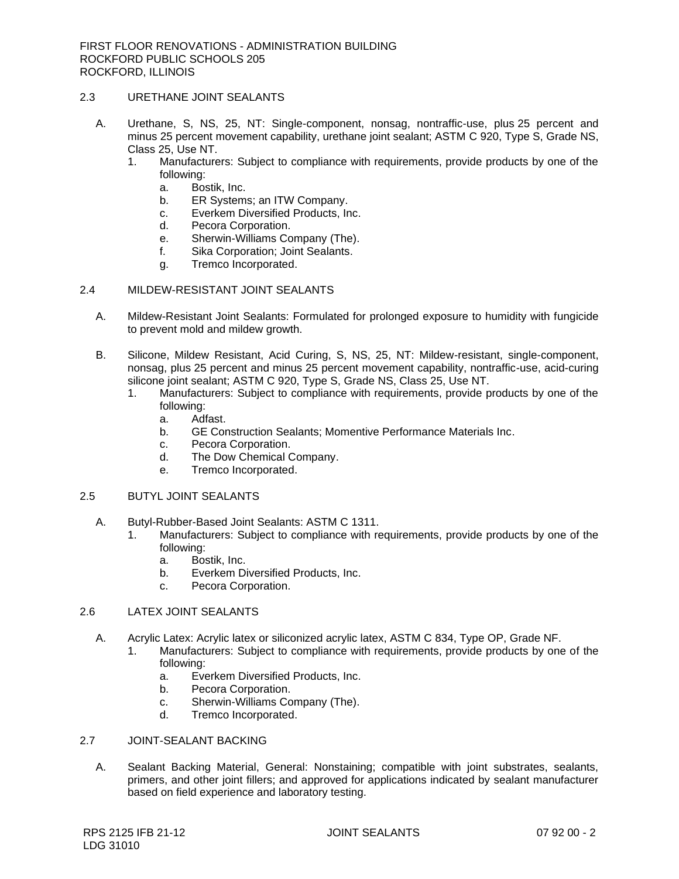## 2.3 URETHANE JOINT SEALANTS

A. Urethane, S, NS, 25, NT: Single-component, nonsag, nontraffic-use, plus 25 percent and minus 25 percent movement capability, urethane joint sealant; ASTM C 920, Type S, Grade NS, Class 25, Use NT.

1. Manufacturers: Subject to compliance with requirements, provide products by one of the following:
    a. Bostik, Inc.
    b. ER Systems; an ITW Company.
    c. Everkem Diversified Products, Inc.
    d. Pecora Corporation.
    e. Sherwin-Williams Company (The).
    f. Sika Corporation; Joint Sealants.
    g. Tremco Incorporated.

## 2.4 MILDEW-RESISTANT JOINT SEALANTS

A. Mildew-Resistant Joint Sealants: Formulated for prolonged exposure to humidity with fungicide to prevent mold and mildew growth.

B. Silicone, Mildew Resistant, Acid Curing, S, NS, 25, NT: Mildew-resistant, single-component, nonsag, plus 25 percent and minus 25 percent movement capability, nontraffic-use, acid-curing silicone joint sealant; ASTM C 920, Type S, Grade NS, Class 25, Use NT.

1. Manufacturers: Subject to compliance with requirements, provide products by one of the following:
    a. Adfast.
    b. GE Construction Sealants; Momentive Performance Materials Inc.
    c. Pecora Corporation.
    d. The Dow Chemical Company.
    e. Tremco Incorporated.

## 2.5 BUTYL JOINT SEALANTS

A. Butyl-Rubber-Based Joint Sealants: ASTM C 1311.

1. Manufacturers: Subject to compliance with requirements, provide products by one of the following:
    a. Bostik, Inc.
    b. Everkem Diversified Products, Inc.
    c. Pecora Corporation.

## 2.6 LATEX JOINT SEALANTS

A. Acrylic Latex: Acrylic latex or siliconized acrylic latex, ASTM C 834, Type OP, Grade NF.

1. Manufacturers: Subject to compliance with requirements, provide products by one of the following:
    a. Everkem Diversified Products, Inc.
    b. Pecora Corporation.
    c. Sherwin-Williams Company (The).
    d. Tremco Incorporated.

## 2.7 JOINT-SEALANT BACKING

A. Sealant Backing Material, General: Nonstaining; compatible with joint substrates, sealants, primers, and other joint fillers; and approved for applications indicated by sealant manufacturer based on field experience and laboratory testing.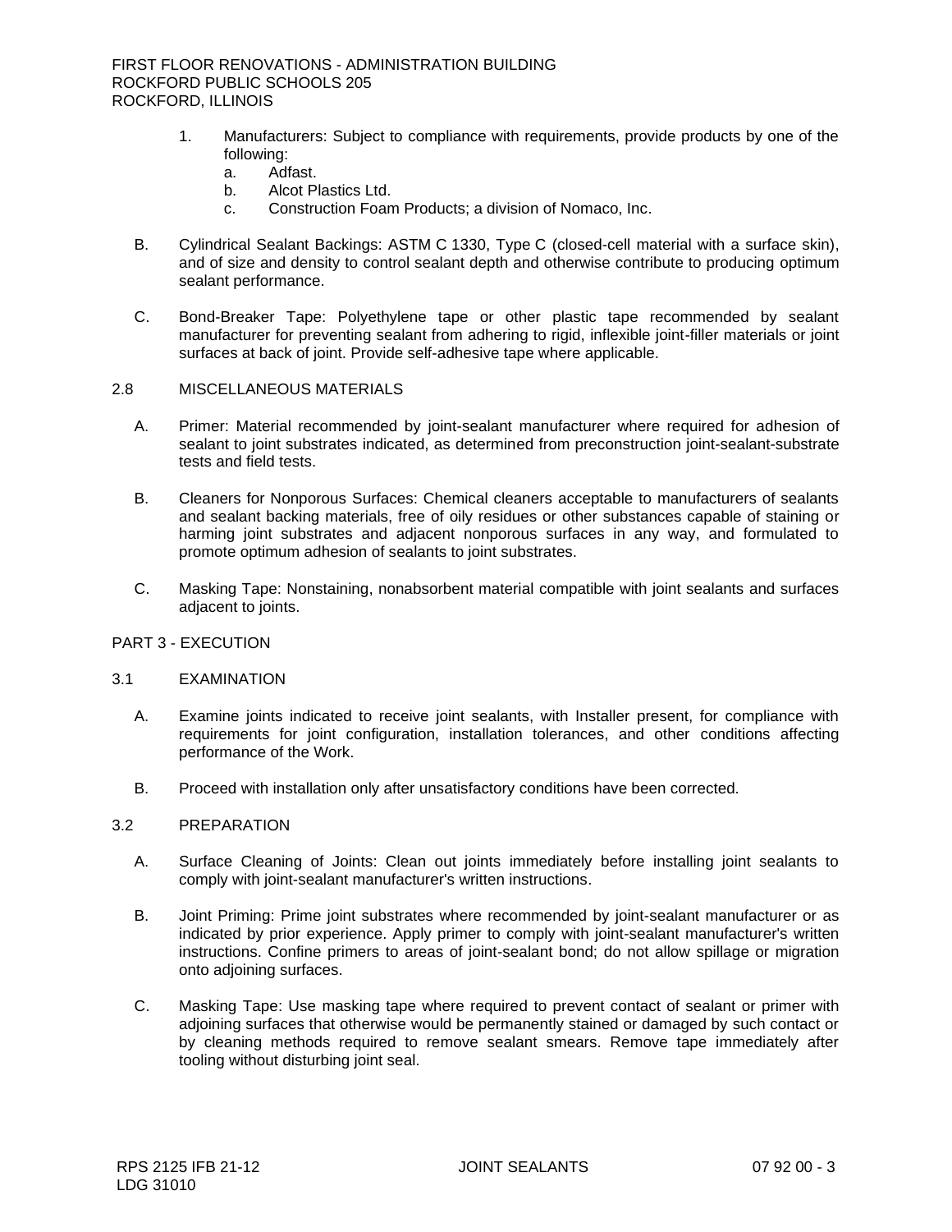1. Manufacturers: Subject to compliance with requirements, provide products by one of the following:
   a. Adfast.
   b. Alcot Plastics Ltd.
   c. Construction Foam Products; a division of Nomaco, Inc.

B. Cylindrical Sealant Backings: ASTM C 1330, Type C (closed-cell material with a surface skin), and of size and density to control sealant depth and otherwise contribute to producing optimum sealant performance.

C. Bond-Breaker Tape: Polyethylene tape or other plastic tape recommended by sealant manufacturer for preventing sealant from adhering to rigid, inflexible joint-filler materials or joint surfaces at back of joint. Provide self-adhesive tape where applicable.

## 2.8 MISCELLANEOUS MATERIALS

A. Primer: Material recommended by joint-sealant manufacturer where required for adhesion of sealant to joint substrates indicated, as determined from preconstruction joint-sealant-substrate tests and field tests.

B. Cleaners for Nonporous Surfaces: Chemical cleaners acceptable to manufacturers of sealants and sealant backing materials, free of oily residues or other substances capable of staining or harming joint substrates and adjacent nonporous surfaces in any way, and formulated to promote optimum adhesion of sealants to joint substrates.

C. Masking Tape: Nonstaining, nonabsorbent material compatible with joint sealants and surfaces adjacent to joints.

# PART 3 - EXECUTION

## 3.1 EXAMINATION

A. Examine joints indicated to receive joint sealants, with Installer present, for compliance with requirements for joint configuration, installation tolerances, and other conditions affecting performance of the Work.

B. Proceed with installation only after unsatisfactory conditions have been corrected.

## 3.2 PREPARATION

A. Surface Cleaning of Joints: Clean out joints immediately before installing joint sealants to comply with joint-sealant manufacturer's written instructions.

B. Joint Priming: Prime joint substrates where recommended by joint-sealant manufacturer or as indicated by prior experience. Apply primer to comply with joint-sealant manufacturer's written instructions. Confine primers to areas of joint-sealant bond; do not allow spillage or migration onto adjoining surfaces.

C. Masking Tape: Use masking tape where required to prevent contact of sealant or primer with adjoining surfaces that otherwise would be permanently stained or damaged by such contact or by cleaning methods required to remove sealant smears. Remove tape immediately after tooling without disturbing joint seal.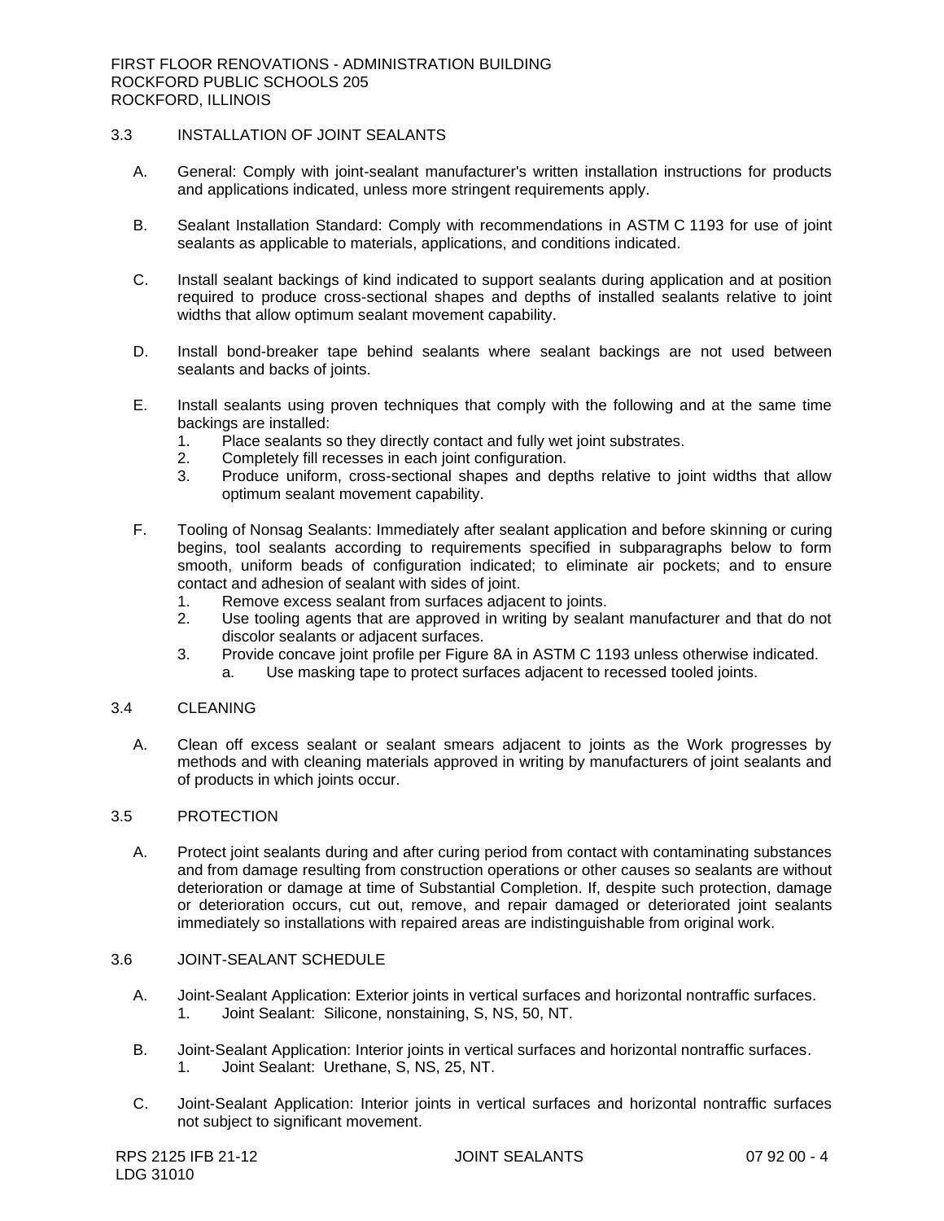## 3.3 INSTALLATION OF JOINT SEALANTS

A. General: Comply with joint-sealant manufacturer's written installation instructions for products and applications indicated, unless more stringent requirements apply.

B. Sealant Installation Standard: Comply with recommendations in ASTM C 1193 for use of joint sealants as applicable to materials, applications, and conditions indicated.

C. Install sealant backings of kind indicated to support sealants during application and at position required to produce cross-sectional shapes and depths of installed sealants relative to joint widths that allow optimum sealant movement capability.

D. Install bond-breaker tape behind sealants where sealant backings are not used between sealants and backs of joints.

E. Install sealants using proven techniques that comply with the following and at the same time backings are installed:
   1. Place sealants so they directly contact and fully wet joint substrates.
   2. Completely fill recesses in each joint configuration.
   3. Produce uniform, cross-sectional shapes and depths relative to joint widths that allow optimum sealant movement capability.

F. Tooling of Nonsag Sealants: Immediately after sealant application and before skinning or curing begins, tool sealants according to requirements specified in subparagraphs below to form smooth, uniform beads of configuration indicated; to eliminate air pockets; and to ensure contact and adhesion of sealant with sides of joint.
   1. Remove excess sealant from surfaces adjacent to joints.
   2. Use tooling agents that are approved in writing by sealant manufacturer and that do not discolor sealants or adjacent surfaces.
   3. Provide concave joint profile per Figure 8A in ASTM C 1193 unless otherwise indicated.
      a. Use masking tape to protect surfaces adjacent to recessed tooled joints.

## 3.4 CLEANING

A. Clean off excess sealant or sealant smears adjacent to joints as the Work progresses by methods and with cleaning materials approved in writing by manufacturers of joint sealants and of products in which joints occur.

## 3.5 PROTECTION

A. Protect joint sealants during and after curing period from contact with contaminating substances and from damage resulting from construction operations or other causes so sealants are without deterioration or damage at time of Substantial Completion. If, despite such protection, damage or deterioration occurs, cut out, remove, and repair damaged or deteriorated joint sealants immediately so installations with repaired areas are indistinguishable from original work.

## 3.6 JOINT-SEALANT SCHEDULE

A. Joint-Sealant Application: Exterior joints in vertical surfaces and horizontal nontraffic surfaces.
   1. Joint Sealant: Silicone, nonstaining, S, NS, 50, NT.

B. Joint-Sealant Application: Interior joints in vertical surfaces and horizontal nontraffic surfaces.
   1. Joint Sealant: Urethane, S, NS, 25, NT.

C. Joint-Sealant Application: Interior joints in vertical surfaces and horizontal nontraffic surfaces not subject to significant movement.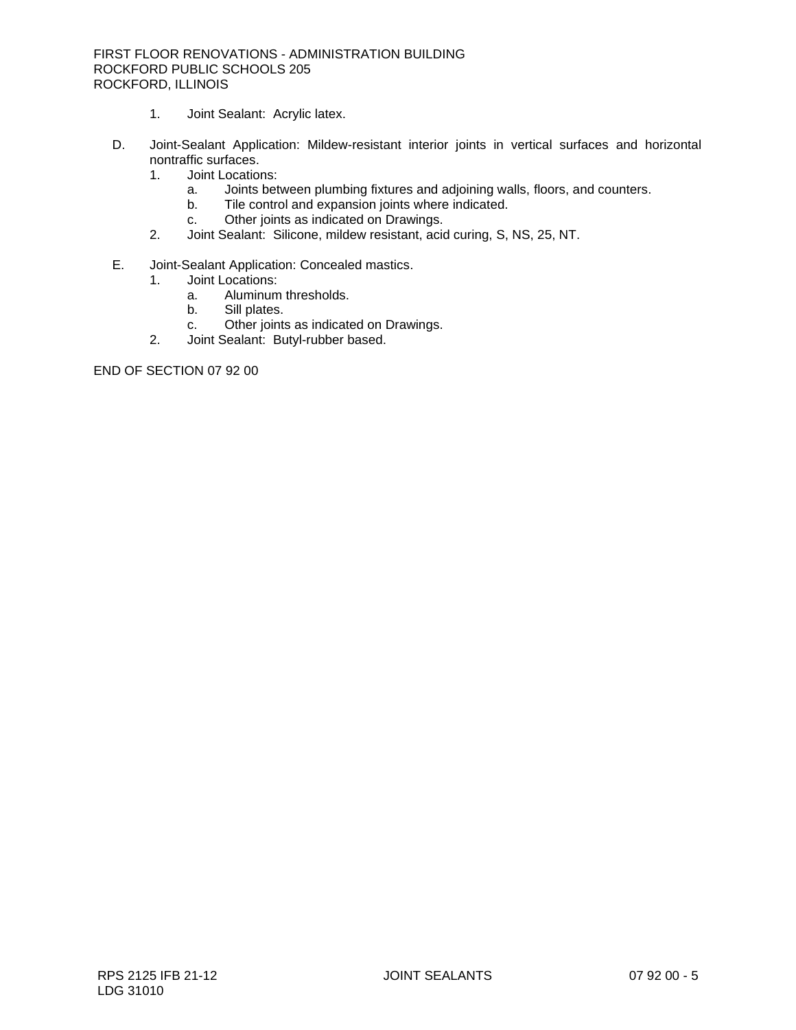1. Joint Sealant: Acrylic latex.

D. Joint-Sealant Application: Mildew-resistant interior joints in vertical surfaces and horizontal nontraffic surfaces.
   1. Joint Locations:
      a. Joints between plumbing fixtures and adjoining walls, floors, and counters.
      b. Tile control and expansion joints where indicated.
      c. Other joints as indicated on Drawings.
   2. Joint Sealant: Silicone, mildew resistant, acid curing, S, NS, 25, NT.

E. Joint-Sealant Application: Concealed mastics.
   1. Joint Locations:
      a. Aluminum thresholds.
      b. Sill plates.
      c. Other joints as indicated on Drawings.
   2. Joint Sealant: Butyl-rubber based.

END OF SECTION 07 92 00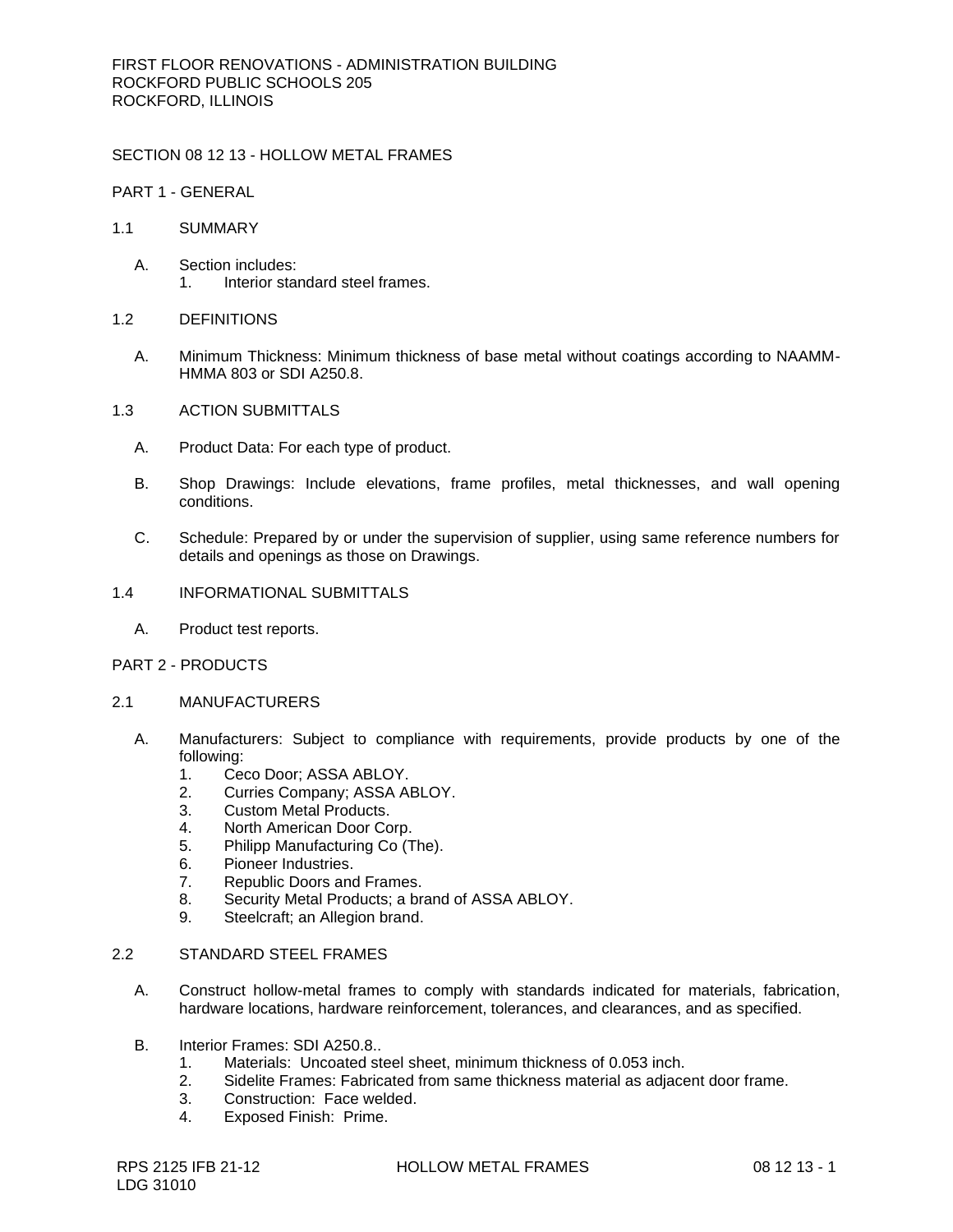FIRST FLOOR RENOVATIONS - ADMINISTRATION BUILDING
ROCKFORD PUBLIC SCHOOLS 205
ROCKFORD, ILLINOIS

# SECTION 08 12 13 - HOLLOW METAL FRAMES

## PART 1 - GENERAL

### 1.1 SUMMARY

A. Section includes:
   1. Interior standard steel frames.

### 1.2 DEFINITIONS

A. Minimum Thickness: Minimum thickness of base metal without coatings according to NAAMM-HMMA 803 or SDI A250.8.

### 1.3 ACTION SUBMITTALS

A. Product Data: For each type of product.

B. Shop Drawings: Include elevations, frame profiles, metal thicknesses, and wall opening conditions.

C. Schedule: Prepared by or under the supervision of supplier, using same reference numbers for details and openings as those on Drawings.

### 1.4 INFORMATIONAL SUBMITTALS

A. Product test reports.

## PART 2 - PRODUCTS

### 2.1 MANUFACTURERS

A. Manufacturers: Subject to compliance with requirements, provide products by one of the following:
   1. Ceco Door; ASSA ABLOY.
   2. Curries Company; ASSA ABLOY.
   3. Custom Metal Products.
   4. North American Door Corp.
   5. Philipp Manufacturing Co (The).
   6. Pioneer Industries.
   7. Republic Doors and Frames.
   8. Security Metal Products; a brand of ASSA ABLOY.
   9. Steelcraft; an Allegion brand.

### 2.2 STANDARD STEEL FRAMES

A. Construct hollow-metal frames to comply with standards indicated for materials, fabrication, hardware locations, hardware reinforcement, tolerances, and clearances, and as specified.

B. Interior Frames: SDI A250.8..
   1. Materials: Uncoated steel sheet, minimum thickness of 0.053 inch.
   2. Sidelite Frames: Fabricated from same thickness material as adjacent door frame.
   3. Construction: Face welded.
   4. Exposed Finish: Prime.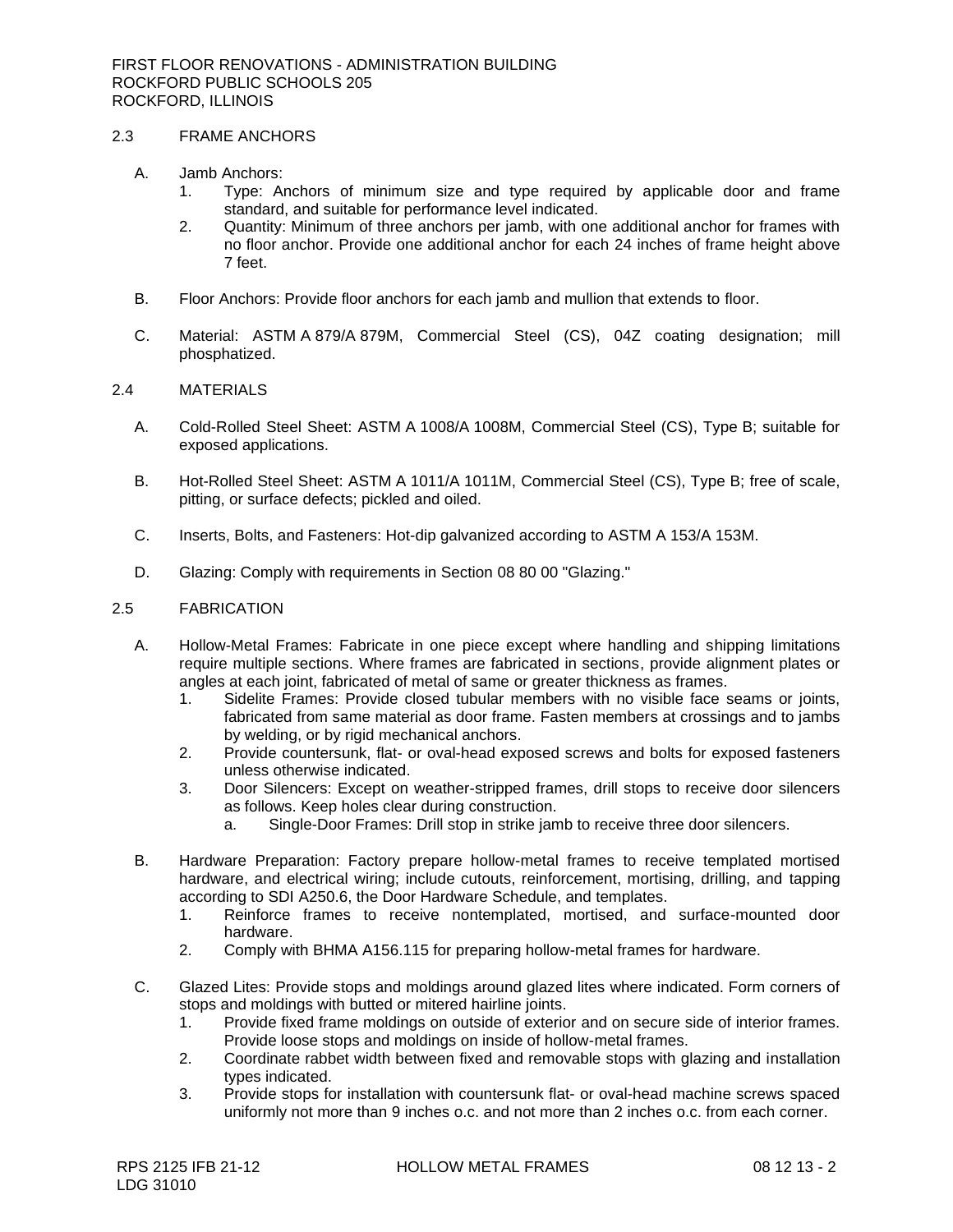## 2.3 FRAME ANCHORS

A. Jamb Anchors:
   1. Type: Anchors of minimum size and type required by applicable door and frame standard, and suitable for performance level indicated.
   2. Quantity: Minimum of three anchors per jamb, with one additional anchor for frames with no floor anchor. Provide one additional anchor for each 24 inches of frame height above 7 feet.

B. Floor Anchors: Provide floor anchors for each jamb and mullion that extends to floor.

C. Material: ASTM A 879/A 879M, Commercial Steel (CS), 04Z coating designation; mill phosphatized.

## 2.4 MATERIALS

A. Cold-Rolled Steel Sheet: ASTM A 1008/A 1008M, Commercial Steel (CS), Type B; suitable for exposed applications.

B. Hot-Rolled Steel Sheet: ASTM A 1011/A 1011M, Commercial Steel (CS), Type B; free of scale, pitting, or surface defects; pickled and oiled.

C. Inserts, Bolts, and Fasteners: Hot-dip galvanized according to ASTM A 153/A 153M.

D. Glazing: Comply with requirements in Section 08 80 00 "Glazing."

## 2.5 FABRICATION

A. Hollow-Metal Frames: Fabricate in one piece except where handling and shipping limitations require multiple sections. Where frames are fabricated in sections, provide alignment plates or angles at each joint, fabricated of metal of same or greater thickness as frames.
   1. Sidelite Frames: Provide closed tubular members with no visible face seams or joints, fabricated from same material as door frame. Fasten members at crossings and to jambs by welding, or by rigid mechanical anchors.
   2. Provide countersunk, flat- or oval-head exposed screws and bolts for exposed fasteners unless otherwise indicated.
   3. Door Silencers: Except on weather-stripped frames, drill stops to receive door silencers as follows. Keep holes clear during construction.
      a. Single-Door Frames: Drill stop in strike jamb to receive three door silencers.

B. Hardware Preparation: Factory prepare hollow-metal frames to receive templated mortised hardware, and electrical wiring; include cutouts, reinforcement, mortising, drilling, and tapping according to SDI A250.6, the Door Hardware Schedule, and templates.
   1. Reinforce frames to receive nontemplated, mortised, and surface-mounted door hardware.
   2. Comply with BHMA A156.115 for preparing hollow-metal frames for hardware.

C. Glazed Lites: Provide stops and moldings around glazed lites where indicated. Form corners of stops and moldings with butted or mitered hairline joints.
   1. Provide fixed frame moldings on outside of exterior and on secure side of interior frames. Provide loose stops and moldings on inside of hollow-metal frames.
   2. Coordinate rabbet width between fixed and removable stops with glazing and installation types indicated.
   3. Provide stops for installation with countersunk flat- or oval-head machine screws spaced uniformly not more than 9 inches o.c. and not more than 2 inches o.c. from each corner.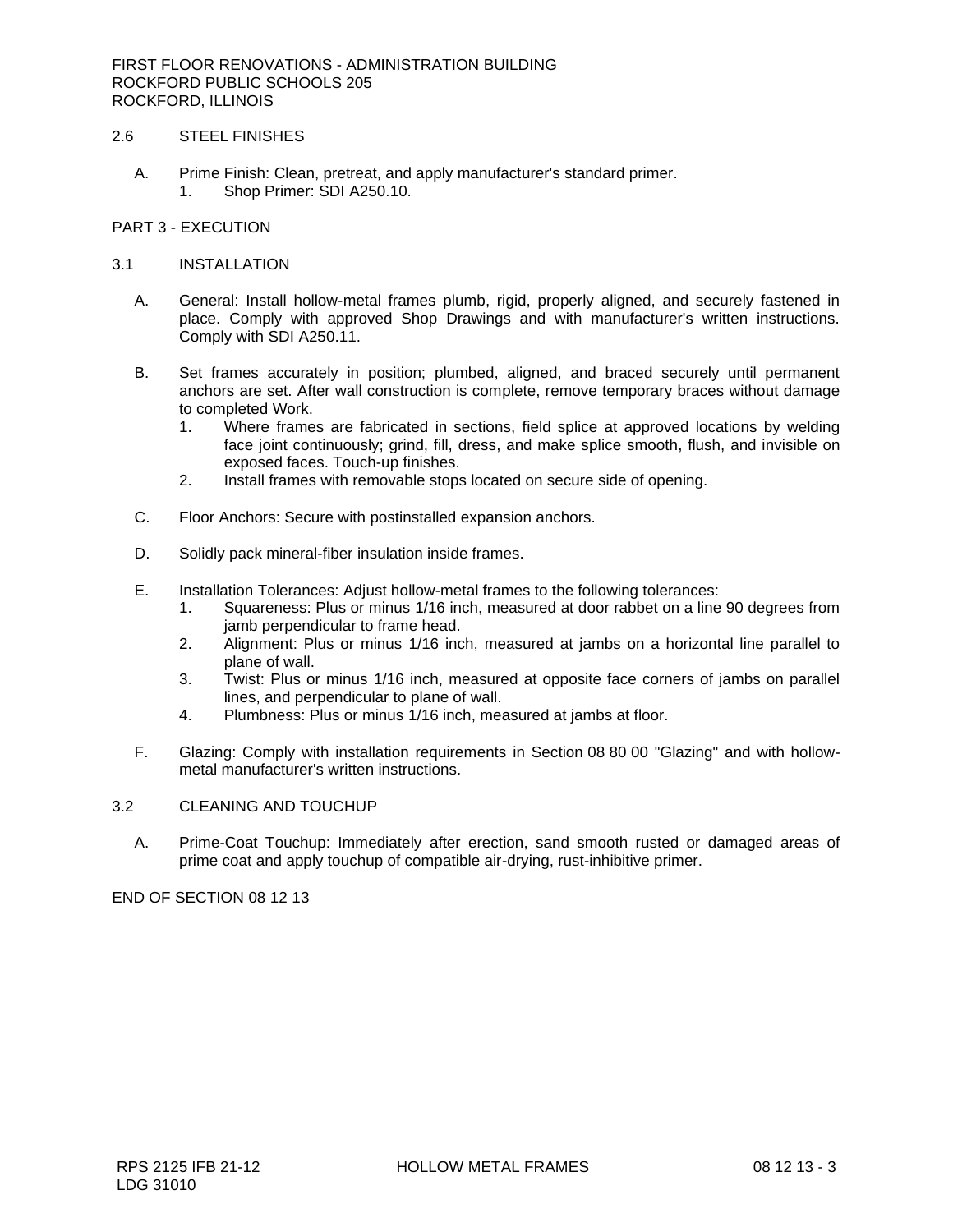## 2.6 STEEL FINISHES

A. Prime Finish: Clean, pretreat, and apply manufacturer's standard primer.
   1. Shop Primer: SDI A250.10.

# PART 3 - EXECUTION

## 3.1 INSTALLATION

A. General: Install hollow-metal frames plumb, rigid, properly aligned, and securely fastened in place. Comply with approved Shop Drawings and with manufacturer's written instructions. Comply with SDI A250.11.

B. Set frames accurately in position; plumbed, aligned, and braced securely until permanent anchors are set. After wall construction is complete, remove temporary braces without damage to completed Work.
   1. Where frames are fabricated in sections, field splice at approved locations by welding face joint continuously; grind, fill, dress, and make splice smooth, flush, and invisible on exposed faces. Touch-up finishes.
   2. Install frames with removable stops located on secure side of opening.

C. Floor Anchors: Secure with postinstalled expansion anchors.

D. Solidly pack mineral-fiber insulation inside frames.

E. Installation Tolerances: Adjust hollow-metal frames to the following tolerances:
   1. Squareness: Plus or minus 1/16 inch, measured at door rabbet on a line 90 degrees from jamb perpendicular to frame head.
   2. Alignment: Plus or minus 1/16 inch, measured at jambs on a horizontal line parallel to plane of wall.
   3. Twist: Plus or minus 1/16 inch, measured at opposite face corners of jambs on parallel lines, and perpendicular to plane of wall.
   4. Plumbness: Plus or minus 1/16 inch, measured at jambs at floor.

F. Glazing: Comply with installation requirements in Section 08 80 00 "Glazing" and with hollow-metal manufacturer's written instructions.

## 3.2 CLEANING AND TOUCHUP

A. Prime-Coat Touchup: Immediately after erection, sand smooth rusted or damaged areas of prime coat and apply touchup of compatible air-drying, rust-inhibitive primer.

END OF SECTION 08 12 13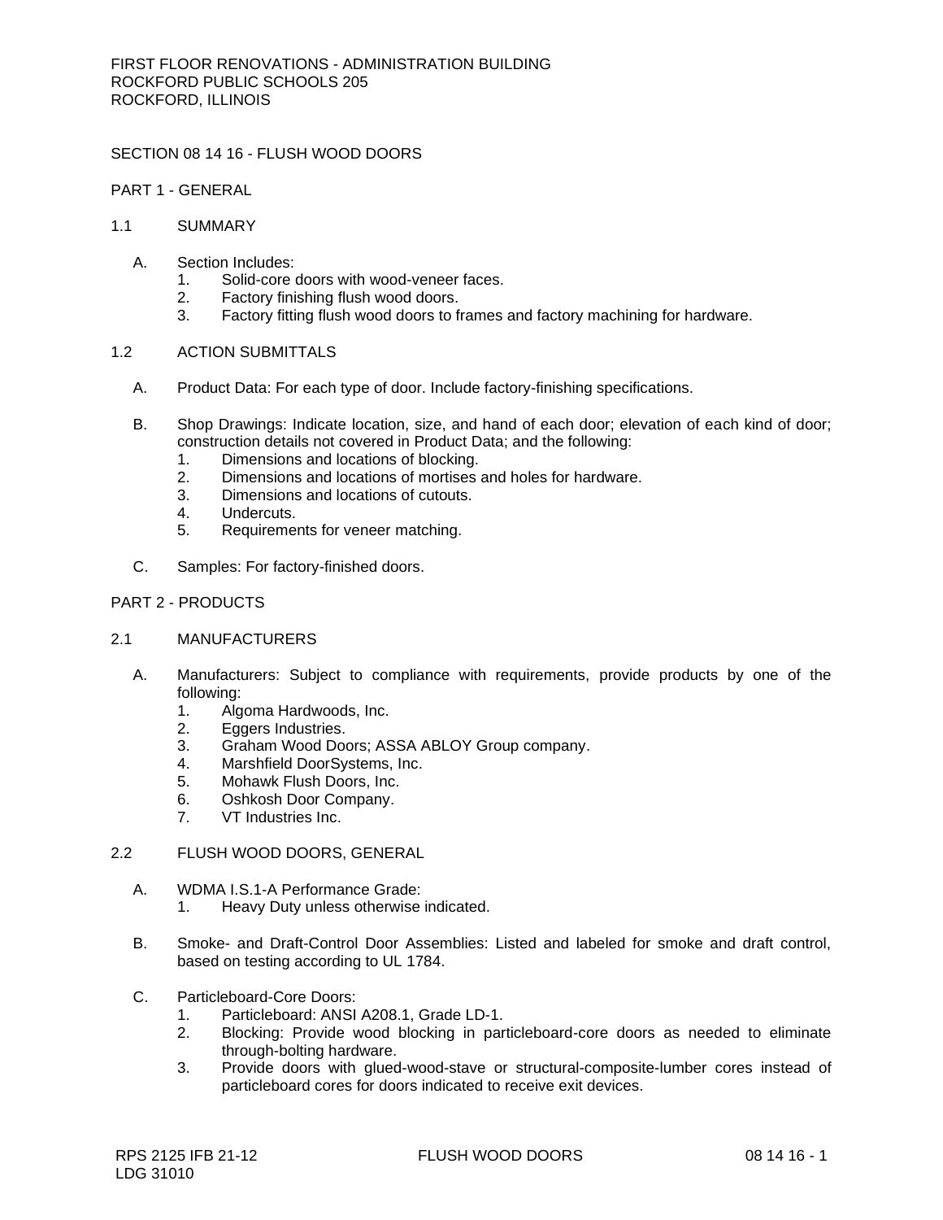# SECTION 08 14 16 - FLUSH WOOD DOORS

## PART 1 - GENERAL

### 1.1 SUMMARY

A. Section Includes:
   1. Solid-core doors with wood-veneer faces.
   2. Factory finishing flush wood doors.
   3. Factory fitting flush wood doors to frames and factory machining for hardware.

### 1.2 ACTION SUBMITTALS

A. Product Data: For each type of door. Include factory-finishing specifications.

B. Shop Drawings: Indicate location, size, and hand of each door; elevation of each kind of door; construction details not covered in Product Data; and the following:
   1. Dimensions and locations of blocking.
   2. Dimensions and locations of mortises and holes for hardware.
   3. Dimensions and locations of cutouts.
   4. Undercuts.
   5. Requirements for veneer matching.

C. Samples: For factory-finished doors.

## PART 2 - PRODUCTS

### 2.1 MANUFACTURERS

A. Manufacturers: Subject to compliance with requirements, provide products by one of the following:
   1. Algoma Hardwoods, Inc.
   2. Eggers Industries.
   3. Graham Wood Doors; ASSA ABLOY Group company.
   4. Marshfield DoorSystems, Inc.
   5. Mohawk Flush Doors, Inc.
   6. Oshkosh Door Company.
   7. VT Industries Inc.

### 2.2 FLUSH WOOD DOORS, GENERAL

A. WDMA I.S.1-A Performance Grade:
   1. Heavy Duty unless otherwise indicated.

B. Smoke- and Draft-Control Door Assemblies: Listed and labeled for smoke and draft control, based on testing according to UL 1784.

C. Particleboard-Core Doors:
   1. Particleboard: ANSI A208.1, Grade LD-1.
   2. Blocking: Provide wood blocking in particleboard-core doors as needed to eliminate through-bolting hardware.
   3. Provide doors with glued-wood-stave or structural-composite-lumber cores instead of particleboard cores for doors indicated to receive exit devices.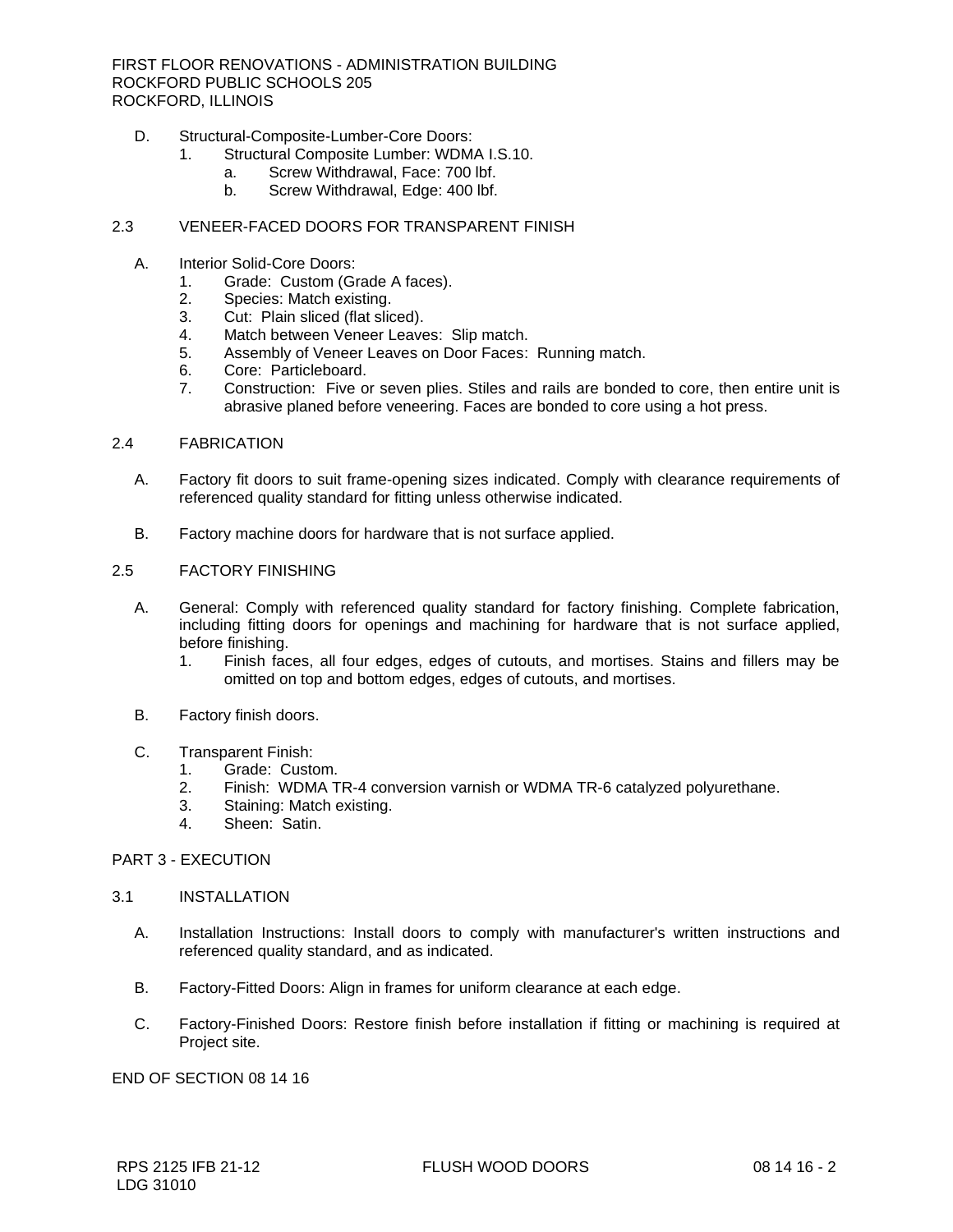D. Structural-Composite-Lumber-Core Doors:
   1. Structural Composite Lumber: WDMA I.S.10.
      a. Screw Withdrawal, Face: 700 lbf.
      b. Screw Withdrawal, Edge: 400 lbf.

## 2.3 VENEER-FACED DOORS FOR TRANSPARENT FINISH

A. Interior Solid-Core Doors:
   1. Grade: Custom (Grade A faces).
   2. Species: Match existing.
   3. Cut: Plain sliced (flat sliced).
   4. Match between Veneer Leaves: Slip match.
   5. Assembly of Veneer Leaves on Door Faces: Running match.
   6. Core: Particleboard.
   7. Construction: Five or seven plies. Stiles and rails are bonded to core, then entire unit is abrasive planed before veneering. Faces are bonded to core using a hot press.

## 2.4 FABRICATION

A. Factory fit doors to suit frame-opening sizes indicated. Comply with clearance requirements of referenced quality standard for fitting unless otherwise indicated.

B. Factory machine doors for hardware that is not surface applied.

## 2.5 FACTORY FINISHING

A. General: Comply with referenced quality standard for factory finishing. Complete fabrication, including fitting doors for openings and machining for hardware that is not surface applied, before finishing.
   1. Finish faces, all four edges, edges of cutouts, and mortises. Stains and fillers may be omitted on top and bottom edges, edges of cutouts, and mortises.

B. Factory finish doors.

C. Transparent Finish:
   1. Grade: Custom.
   2. Finish: WDMA TR-4 conversion varnish or WDMA TR-6 catalyzed polyurethane.
   3. Staining: Match existing.
   4. Sheen: Satin.

# PART 3 - EXECUTION

## 3.1 INSTALLATION

A. Installation Instructions: Install doors to comply with manufacturer's written instructions and referenced quality standard, and as indicated.

B. Factory-Fitted Doors: Align in frames for uniform clearance at each edge.

C. Factory-Finished Doors: Restore finish before installation if fitting or machining is required at Project site.

END OF SECTION 08 14 16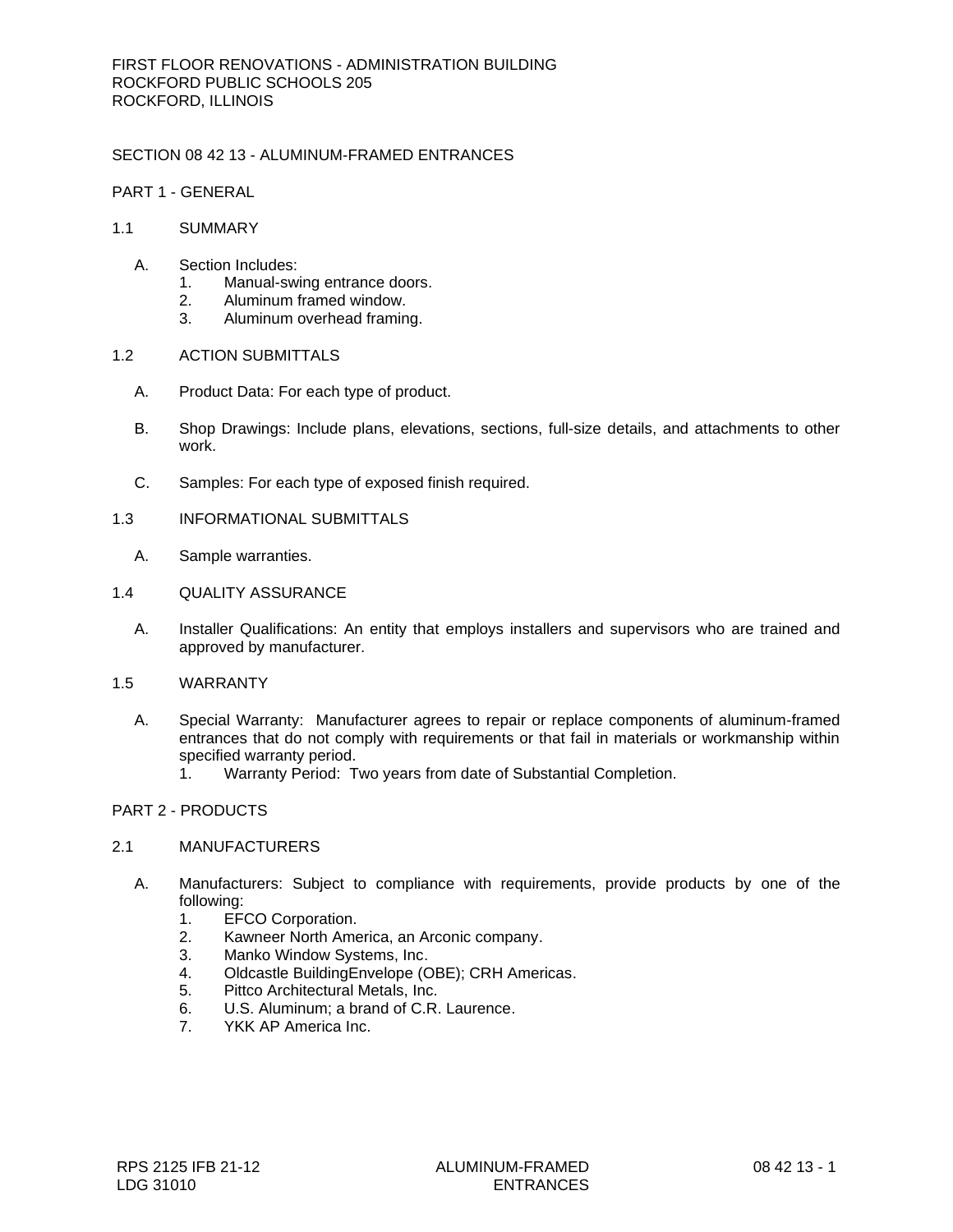# SECTION 08 42 13 - ALUMINUM-FRAMED ENTRANCES

## PART 1 - GENERAL

### 1.1 SUMMARY

A. Section Includes:
   1. Manual-swing entrance doors.
   2. Aluminum framed window.
   3. Aluminum overhead framing.

### 1.2 ACTION SUBMITTALS

A. Product Data: For each type of product.

B. Shop Drawings: Include plans, elevations, sections, full-size details, and attachments to other work.

C. Samples: For each type of exposed finish required.

### 1.3 INFORMATIONAL SUBMITTALS

A. Sample warranties.

### 1.4 QUALITY ASSURANCE

A. Installer Qualifications: An entity that employs installers and supervisors who are trained and approved by manufacturer.

### 1.5 WARRANTY

A. Special Warranty: Manufacturer agrees to repair or replace components of aluminum-framed entrances that do not comply with requirements or that fail in materials or workmanship within specified warranty period.
   1. Warranty Period: Two years from date of Substantial Completion.

## PART 2 - PRODUCTS

### 2.1 MANUFACTURERS

A. Manufacturers: Subject to compliance with requirements, provide products by one of the following:
   1. EFCO Corporation.
   2. Kawneer North America, an Arconic company.
   3. Manko Window Systems, Inc.
   4. Oldcastle BuildingEnvelope (OBE); CRH Americas.
   5. Pittco Architectural Metals, Inc.
   6. U.S. Aluminum; a brand of C.R. Laurence.
   7. YKK AP America Inc.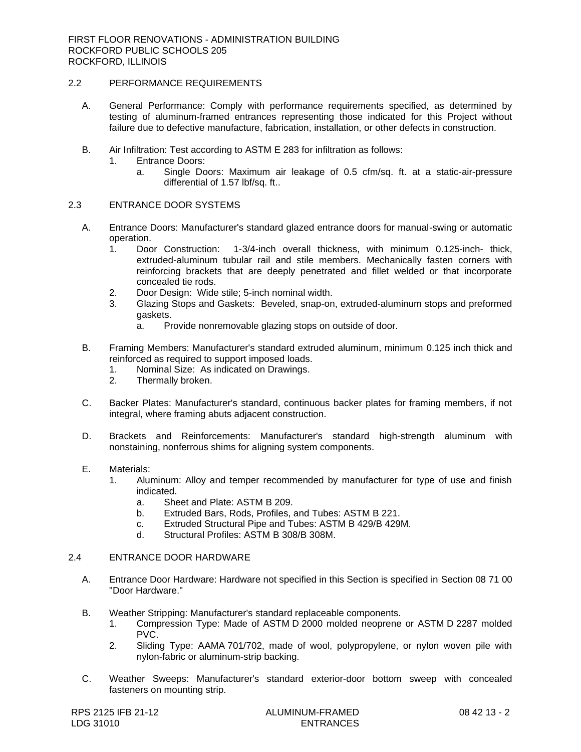## 2.2 PERFORMANCE REQUIREMENTS

A. General Performance: Comply with performance requirements specified, as determined by testing of aluminum-framed entrances representing those indicated for this Project without failure due to defective manufacture, fabrication, installation, or other defects in construction.

B. Air Infiltration: Test according to ASTM E 283 for infiltration as follows:
   1. Entrance Doors:
      a. Single Doors: Maximum air leakage of 0.5 cfm/sq. ft. at a static-air-pressure differential of 1.57 lbf/sq. ft..

## 2.3 ENTRANCE DOOR SYSTEMS

A. Entrance Doors: Manufacturer's standard glazed entrance doors for manual-swing or automatic operation.
   1. Door Construction: 1-3/4-inch overall thickness, with minimum 0.125-inch- thick, extruded-aluminum tubular rail and stile members. Mechanically fasten corners with reinforcing brackets that are deeply penetrated and fillet welded or that incorporate concealed tie rods.
   2. Door Design: Wide stile; 5-inch nominal width.
   3. Glazing Stops and Gaskets: Beveled, snap-on, extruded-aluminum stops and preformed gaskets.
      a. Provide nonremovable glazing stops on outside of door.

B. Framing Members: Manufacturer's standard extruded aluminum, minimum 0.125 inch thick and reinforced as required to support imposed loads.
   1. Nominal Size: As indicated on Drawings.
   2. Thermally broken.

C. Backer Plates: Manufacturer's standard, continuous backer plates for framing members, if not integral, where framing abuts adjacent construction.

D. Brackets and Reinforcements: Manufacturer's standard high-strength aluminum with nonstaining, nonferrous shims for aligning system components.

E. Materials:
   1. Aluminum: Alloy and temper recommended by manufacturer for type of use and finish indicated.
      a. Sheet and Plate: ASTM B 209.
      b. Extruded Bars, Rods, Profiles, and Tubes: ASTM B 221.
      c. Extruded Structural Pipe and Tubes: ASTM B 429/B 429M.
      d. Structural Profiles: ASTM B 308/B 308M.

## 2.4 ENTRANCE DOOR HARDWARE

A. Entrance Door Hardware: Hardware not specified in this Section is specified in Section 08 71 00 "Door Hardware."

B. Weather Stripping: Manufacturer's standard replaceable components.
   1. Compression Type: Made of ASTM D 2000 molded neoprene or ASTM D 2287 molded PVC.
   2. Sliding Type: AAMA 701/702, made of wool, polypropylene, or nylon woven pile with nylon-fabric or aluminum-strip backing.

C. Weather Sweeps: Manufacturer's standard exterior-door bottom sweep with concealed fasteners on mounting strip.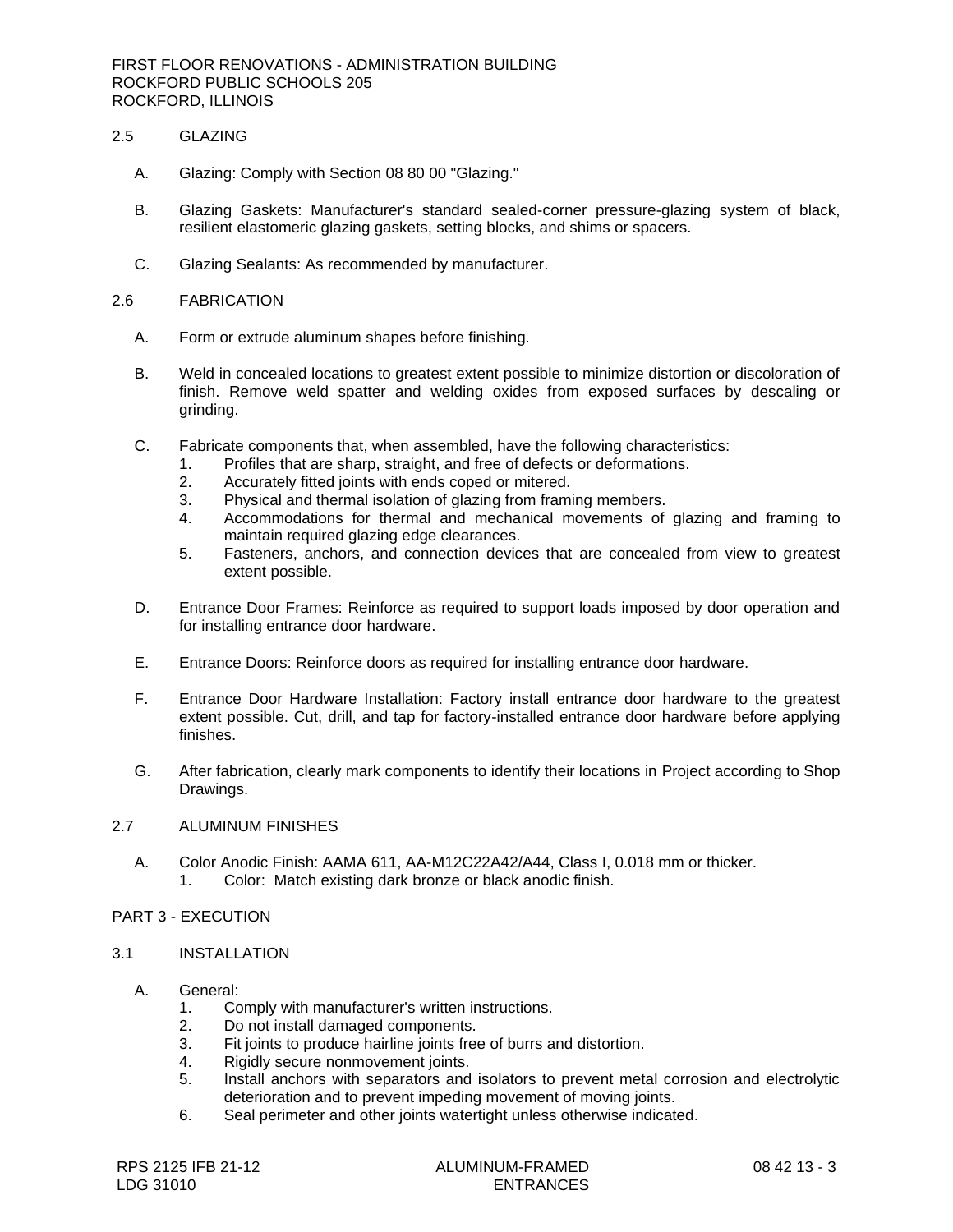## 2.5 GLAZING

A. Glazing: Comply with Section 08 80 00 "Glazing."

B. Glazing Gaskets: Manufacturer's standard sealed-corner pressure-glazing system of black, resilient elastomeric glazing gaskets, setting blocks, and shims or spacers.

C. Glazing Sealants: As recommended by manufacturer.

## 2.6 FABRICATION

A. Form or extrude aluminum shapes before finishing.

B. Weld in concealed locations to greatest extent possible to minimize distortion or discoloration of finish. Remove weld spatter and welding oxides from exposed surfaces by descaling or grinding.

C. Fabricate components that, when assembled, have the following characteristics:
   1. Profiles that are sharp, straight, and free of defects or deformations.
   2. Accurately fitted joints with ends coped or mitered.
   3. Physical and thermal isolation of glazing from framing members.
   4. Accommodations for thermal and mechanical movements of glazing and framing to maintain required glazing edge clearances.
   5. Fasteners, anchors, and connection devices that are concealed from view to greatest extent possible.

D. Entrance Door Frames: Reinforce as required to support loads imposed by door operation and for installing entrance door hardware.

E. Entrance Doors: Reinforce doors as required for installing entrance door hardware.

F. Entrance Door Hardware Installation: Factory install entrance door hardware to the greatest extent possible. Cut, drill, and tap for factory-installed entrance door hardware before applying finishes.

G. After fabrication, clearly mark components to identify their locations in Project according to Shop Drawings.

## 2.7 ALUMINUM FINISHES

A. Color Anodic Finish: AAMA 611, AA-M12C22A42/A44, Class I, 0.018 mm or thicker.
   1. Color: Match existing dark bronze or black anodic finish.

# PART 3 - EXECUTION

## 3.1 INSTALLATION

A. General:
   1. Comply with manufacturer's written instructions.
   2. Do not install damaged components.
   3. Fit joints to produce hairline joints free of burrs and distortion.
   4. Rigidly secure nonmovement joints.
   5. Install anchors with separators and isolators to prevent metal corrosion and electrolytic deterioration and to prevent impeding movement of moving joints.
   6. Seal perimeter and other joints watertight unless otherwise indicated.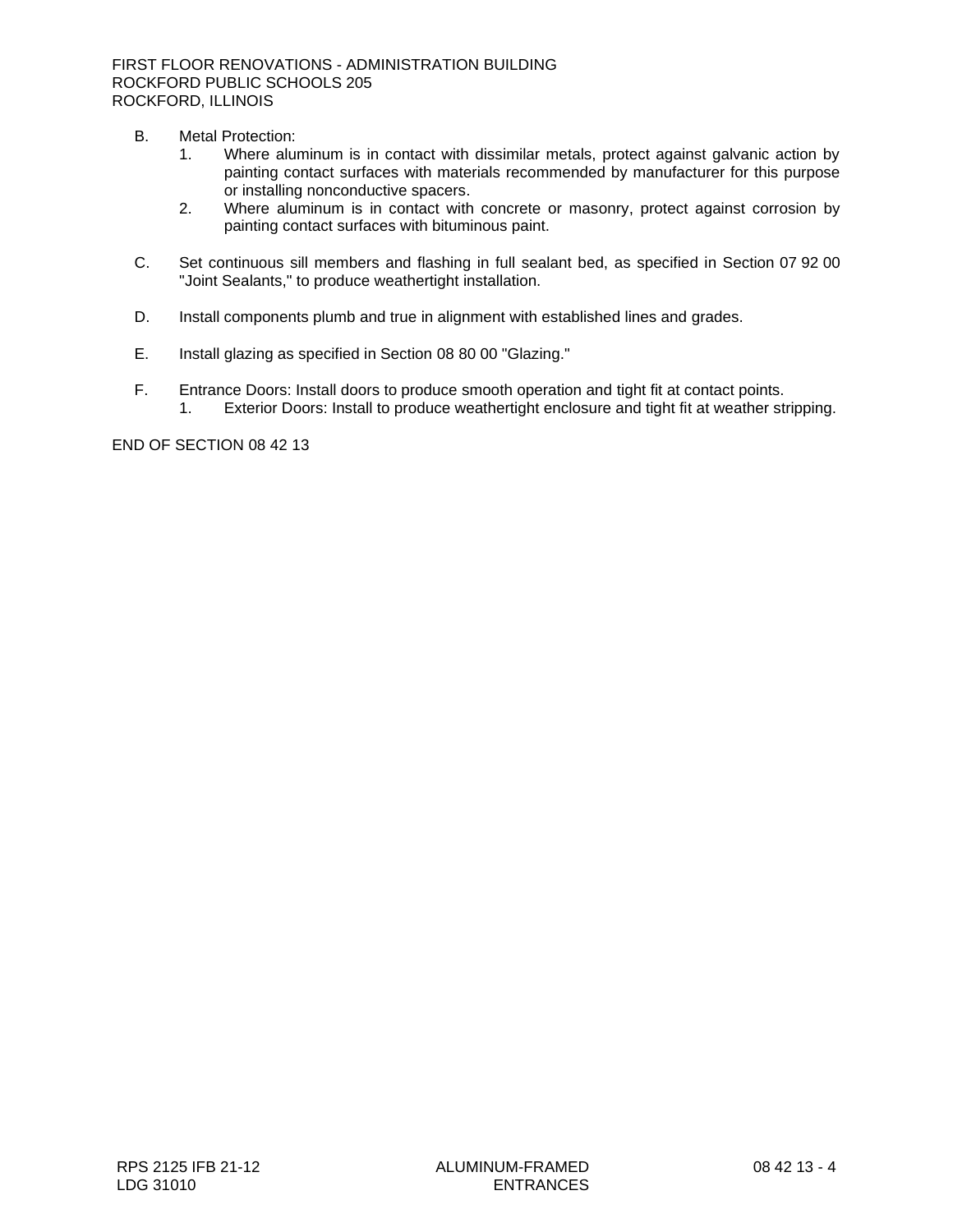B. Metal Protection:
   1. Where aluminum is in contact with dissimilar metals, protect against galvanic action by painting contact surfaces with materials recommended by manufacturer for this purpose or installing nonconductive spacers.
   2. Where aluminum is in contact with concrete or masonry, protect against corrosion by painting contact surfaces with bituminous paint.

C. Set continuous sill members and flashing in full sealant bed, as specified in Section 07 92 00 "Joint Sealants," to produce weathertight installation.

D. Install components plumb and true in alignment with established lines and grades.

E. Install glazing as specified in Section 08 80 00 "Glazing."

F. Entrance Doors: Install doors to produce smooth operation and tight fit at contact points.
   1. Exterior Doors: Install to produce weathertight enclosure and tight fit at weather stripping.

END OF SECTION 08 42 13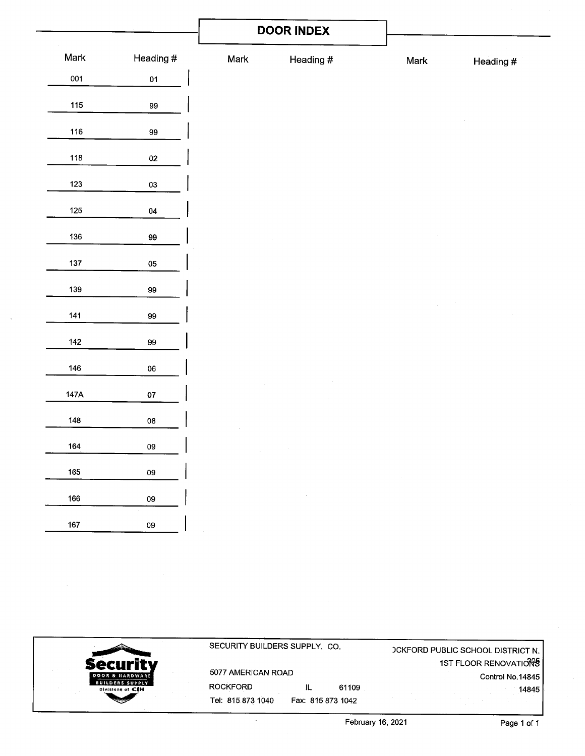# DOOR INDEX

| Mark | Heading # | Mark | Heading # | Mark | Heading # |
|---|---|---|---|---|---|
| 001 | 01 | | | | |
| 115 | 99 | | | | |
| 116 | 99 | | | | |
| 118 | 02 | | | | |
| 123 | 03 | | | | |
| 125 | 04 | | | | |
| 136 | 99 | | | | |
| 137 | 05 | | | | |
| 139 | 99 | | | | |
| 141 | 99 | | | | |
| 142 | 99 | | | | |
| 146 | 06 | | | | |
| 147A | 07 | | | | |
| 148 | 08 | | | | |
| 164 | 09 | | | | |
| 165 | 09 | | | | |
| 166 | 09 | | | | |
| 167 | 09 | | | | |

Security Door & Hardware Builders Supply Divisions of CIH

SECURITY BUILDERS SUPPLY, CO.

5077 AMERICAN ROAD
ROCKFORD IL 61109
Tel: 815 873 1040 Fax: 815 873 1042

ROCKFORD PUBLIC SCHOOL DISTRICT N. 205
1ST FLOOR RENOVATIONS
Control No.14845
14845

February 16, 2021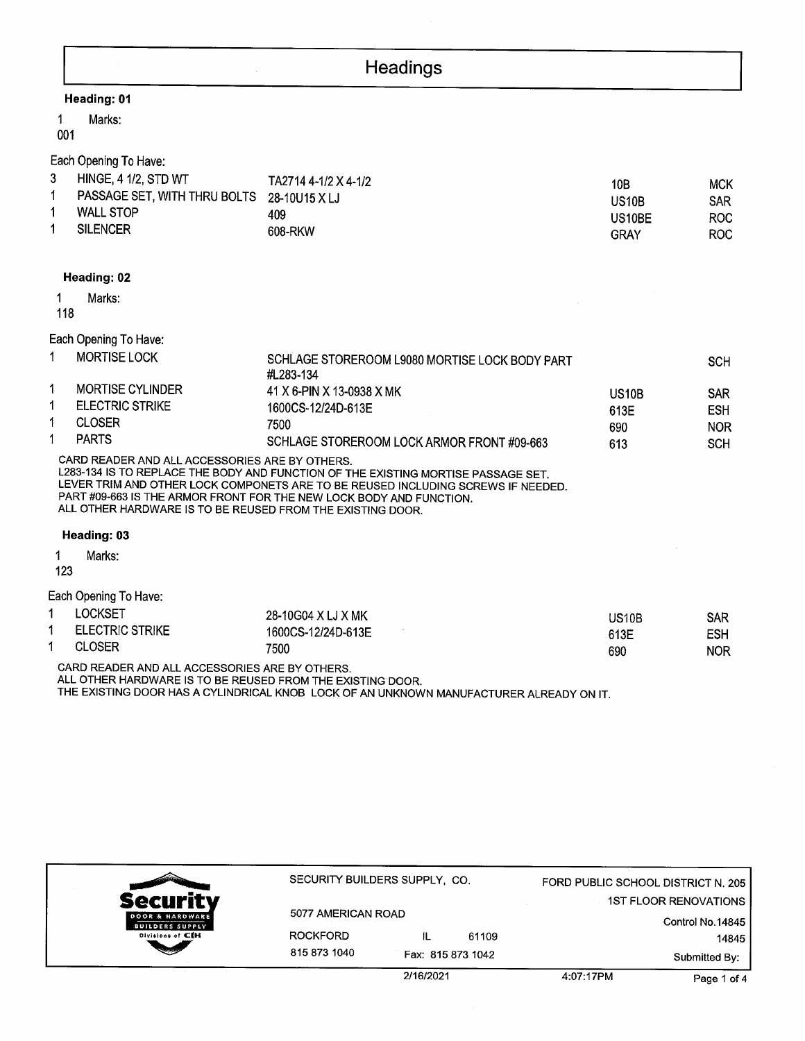# Headings

**Heading: 01**

1 Marks:
001

Each Opening To Have:

| Qty | Item | Description | Finish | Mfr |
|---|---|---|---|---|
| 3 | HINGE, 4 1/2, STD WT | TA2714 4-1/2 X 4-1/2 | 10B | MCK |
| 1 | PASSAGE SET, WITH THRU BOLTS | 28-10U15 X LJ | US10B | SAR |
| 1 | WALL STOP | 409 | US10BE | ROC |
| 1 | SILENCER | 608-RKW | GRAY | ROC |

**Heading: 02**

1 Marks:
118

Each Opening To Have:

| Qty | Item | Description | Finish | Mfr |
|---|---|---|---|---|
| 1 | MORTISE LOCK | SCHLAGE STOREROOM L9080 MORTISE LOCK BODY PART #L283-134 | | SCH |
| 1 | MORTISE CYLINDER | 41 X 6-PIN X 13-0938 X MK | US10B | SAR |
| 1 | ELECTRIC STRIKE | 1600CS-12/24D-613E | 613E | ESH |
| 1 | CLOSER | 7500 | 690 | NOR |
| 1 | PARTS | SCHLAGE STOREROOM LOCK ARMOR FRONT #09-663 | 613 | SCH |

CARD READER AND ALL ACCESSORIES ARE BY OTHERS.
L283-134 IS TO REPLACE THE BODY AND FUNCTION OF THE EXISTING MORTISE PASSAGE SET.
LEVER TRIM AND OTHER LOCK COMPONETS ARE TO BE REUSED INCLUDING SCREWS IF NEEDED.
PART #09-663 IS THE ARMOR FRONT FOR THE NEW LOCK BODY AND FUNCTION.
ALL OTHER HARDWARE IS TO BE REUSED FROM THE EXISTING DOOR.

**Heading: 03**

1 Marks:
123

Each Opening To Have:

| Qty | Item | Description | Finish | Mfr |
|---|---|---|---|---|
| 1 | LOCKSET | 28-10G04 X LJ X MK | US10B | SAR |
| 1 | ELECTRIC STRIKE | 1600CS-12/24D-613E | 613E | ESH |
| 1 | CLOSER | 7500 | 690 | NOR |

CARD READER AND ALL ACCESSORIES ARE BY OTHERS.
ALL OTHER HARDWARE IS TO BE REUSED FROM THE EXISTING DOOR.
THE EXISTING DOOR HAS A CYLINDRICAL KNOB LOCK OF AN UNKNOWN MANUFACTURER ALREADY ON IT.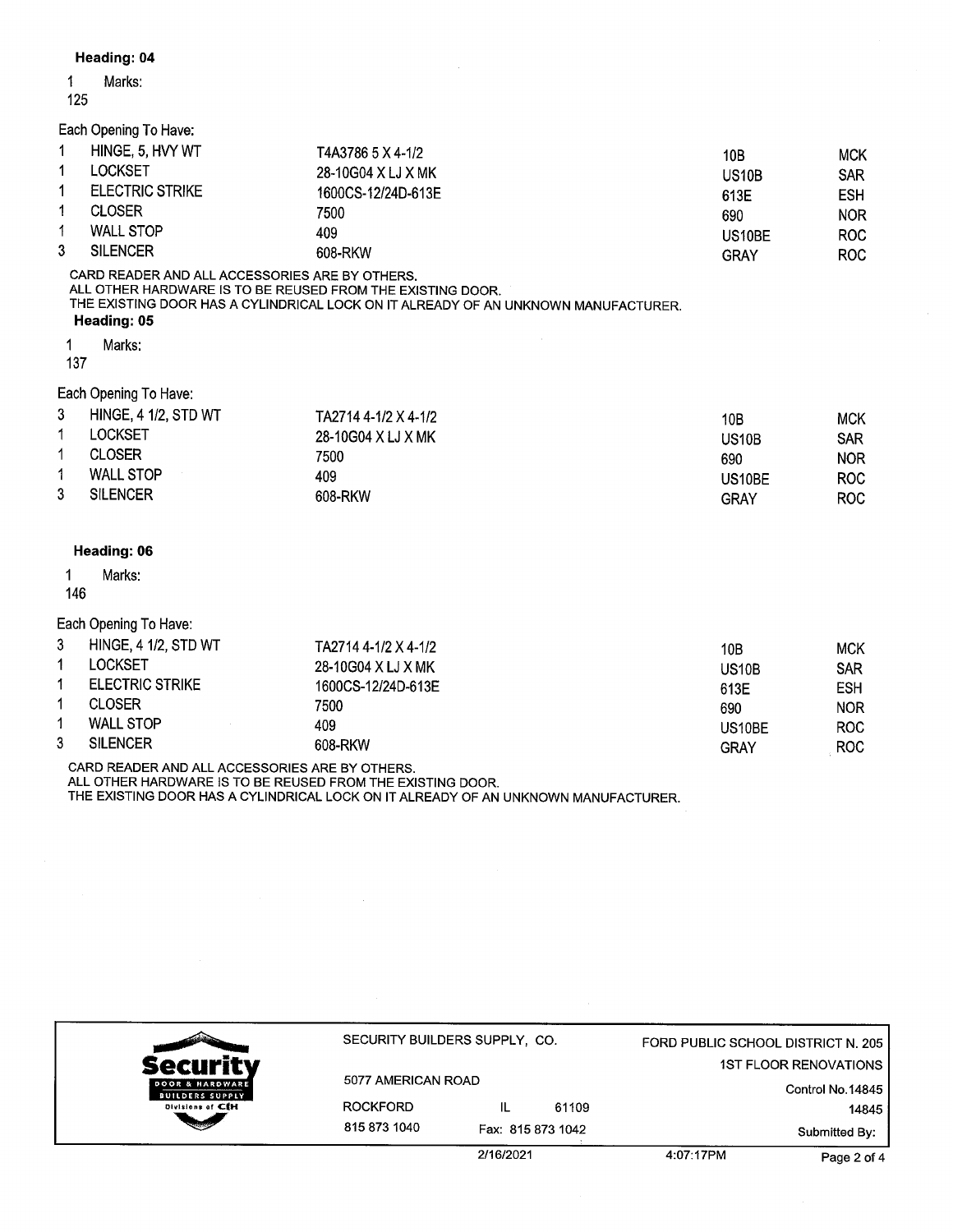**Heading: 04**

1 Marks:
125

Each Opening To Have:

| Qty | Description | Catalog No. | Finish | Mfr |
|---|---|---|---|---|
| 1 | HINGE, 5, HVY WT | T4A3786 5 X 4-1/2 | 10B | MCK |
| 1 | LOCKSET | 28-10G04 X LJ X MK | US10B | SAR |
| 1 | ELECTRIC STRIKE | 1600CS-12/24D-613E | 613E | ESH |
| 1 | CLOSER | 7500 | 690 | NOR |
| 1 | WALL STOP | 409 | US10BE | ROC |
| 3 | SILENCER | 608-RKW | GRAY | ROC |

CARD READER AND ALL ACCESSORIES ARE BY OTHERS.
ALL OTHER HARDWARE IS TO BE REUSED FROM THE EXISTING DOOR.
THE EXISTING DOOR HAS A CYLINDRICAL LOCK ON IT ALREADY OF AN UNKNOWN MANUFACTURER.

**Heading: 05**

1 Marks:
137

Each Opening To Have:

| Qty | Description | Catalog No. | Finish | Mfr |
|---|---|---|---|---|
| 3 | HINGE, 4 1/2, STD WT | TA2714 4-1/2 X 4-1/2 | 10B | MCK |
| 1 | LOCKSET | 28-10G04 X LJ X MK | US10B | SAR |
| 1 | CLOSER | 7500 | 690 | NOR |
| 1 | WALL STOP | 409 | US10BE | ROC |
| 3 | SILENCER | 608-RKW | GRAY | ROC |

**Heading: 06**

1 Marks:
146

Each Opening To Have:

| Qty | Description | Catalog No. | Finish | Mfr |
|---|---|---|---|---|
| 3 | HINGE, 4 1/2, STD WT | TA2714 4-1/2 X 4-1/2 | 10B | MCK |
| 1 | LOCKSET | 28-10G04 X LJ X MK | US10B | SAR |
| 1 | ELECTRIC STRIKE | 1600CS-12/24D-613E | 613E | ESH |
| 1 | CLOSER | 7500 | 690 | NOR |
| 1 | WALL STOP | 409 | US10BE | ROC |
| 3 | SILENCER | 608-RKW | GRAY | ROC |

CARD READER AND ALL ACCESSORIES ARE BY OTHERS.
ALL OTHER HARDWARE IS TO BE REUSED FROM THE EXISTING DOOR.
THE EXISTING DOOR HAS A CYLINDRICAL LOCK ON IT ALREADY OF AN UNKNOWN MANUFACTURER.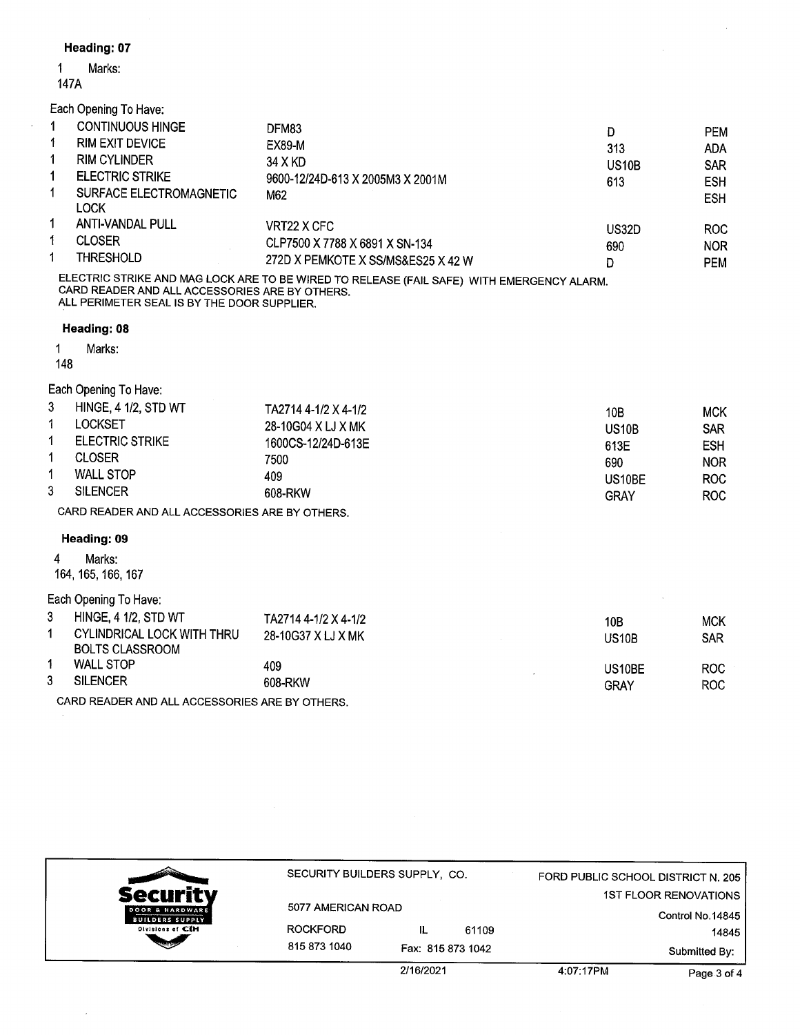**Heading: 07**

1 Marks:
147A

Each Opening To Have:

| Qty | Description | Model | Finish | Mfr |
|---|---|---|---|---|
| 1 | CONTINUOUS HINGE | DFM83 | D | PEM |
| 1 | RIM EXIT DEVICE | EX89-M | 313 | ADA |
| 1 | RIM CYLINDER | 34 X KD | US10B | SAR |
| 1 | ELECTRIC STRIKE | 9600-12/24D-613 X 2005M3 X 2001M | 613 | ESH |
| 1 | SURFACE ELECTROMAGNETIC LOCK | M62 | | ESH |
| 1 | ANTI-VANDAL PULL | VRT22 X CFC | US32D | ROC |
| 1 | CLOSER | CLP7500 X 7788 X 6891 X SN-134 | 690 | NOR |
| 1 | THRESHOLD | 272D X PEMKOTE X SS/MS&ES25 X 42 W | D | PEM |

ELECTRIC STRIKE AND MAG LOCK ARE TO BE WIRED TO RELEASE (FAIL SAFE) WITH EMERGENCY ALARM.
CARD READER AND ALL ACCESSORIES ARE BY OTHERS.
ALL PERIMETER SEAL IS BY THE DOOR SUPPLIER.

**Heading: 08**

1 Marks:
148

Each Opening To Have:

| Qty | Description | Model | Finish | Mfr |
|---|---|---|---|---|
| 3 | HINGE, 4 1/2, STD WT | TA2714 4-1/2 X 4-1/2 | 10B | MCK |
| 1 | LOCKSET | 28-10G04 X LJ X MK | US10B | SAR |
| 1 | ELECTRIC STRIKE | 1600CS-12/24D-613E | 613E | ESH |
| 1 | CLOSER | 7500 | 690 | NOR |
| 1 | WALL STOP | 409 | US10BE | ROC |
| 3 | SILENCER | 608-RKW | GRAY | ROC |

CARD READER AND ALL ACCESSORIES ARE BY OTHERS.

**Heading: 09**

4 Marks:
164, 165, 166, 167

Each Opening To Have:

| Qty | Description | Model | Finish | Mfr |
|---|---|---|---|---|
| 3 | HINGE, 4 1/2, STD WT | TA2714 4-1/2 X 4-1/2 | 10B | MCK |
| 1 | CYLINDRICAL LOCK WITH THRU BOLTS CLASSROOM | 28-10G37 X LJ X MK | US10B | SAR |
| 1 | WALL STOP | 409 | US10BE | ROC |
| 3 | SILENCER | 608-RKW | GRAY | ROC |

CARD READER AND ALL ACCESSORIES ARE BY OTHERS.

SECURITY BUILDERS SUPPLY, CO.
5077 AMERICAN ROAD
ROCKFORD IL 61109
815 873 1040 Fax: 815 873 1042

FORD PUBLIC SCHOOL DISTRICT N. 205
1ST FLOOR RENOVATIONS
Control No.14845
14845
Submitted By:

2/16/2021 4:07:17PM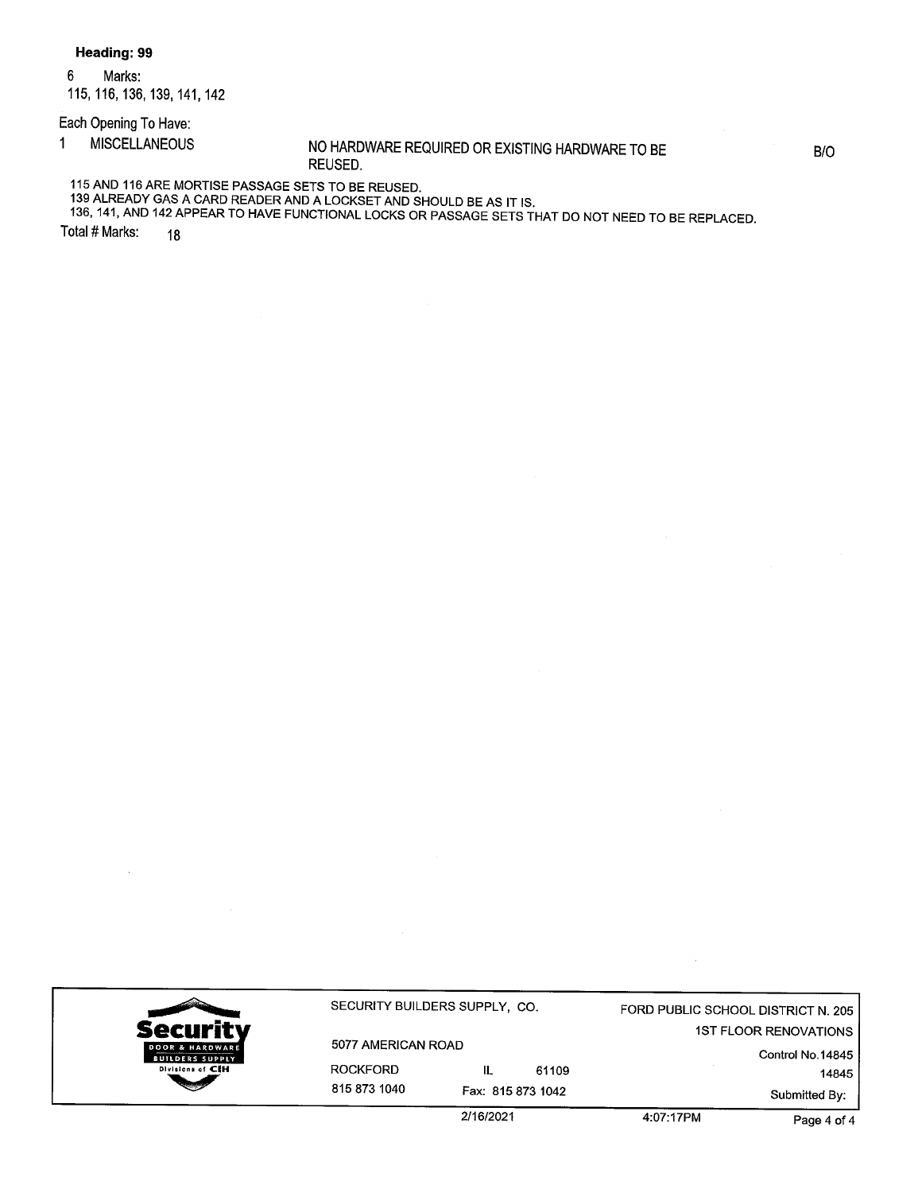**Heading: 99**

6 Marks:
115, 116, 136, 139, 141, 142

Each Opening To Have:

| | | | |
|---|---|---|---|
| 1 | MISCELLANEOUS | NO HARDWARE REQUIRED OR EXISTING HARDWARE TO BE REUSED. | B/O |

115 AND 116 ARE MORTISE PASSAGE SETS TO BE REUSED.
139 ALREADY GAS A CARD READER AND A LOCKSET AND SHOULD BE AS IT IS.
136, 141, AND 142 APPEAR TO HAVE FUNCTIONAL LOCKS OR PASSAGE SETS THAT DO NOT NEED TO BE REPLACED.

Total # Marks: 18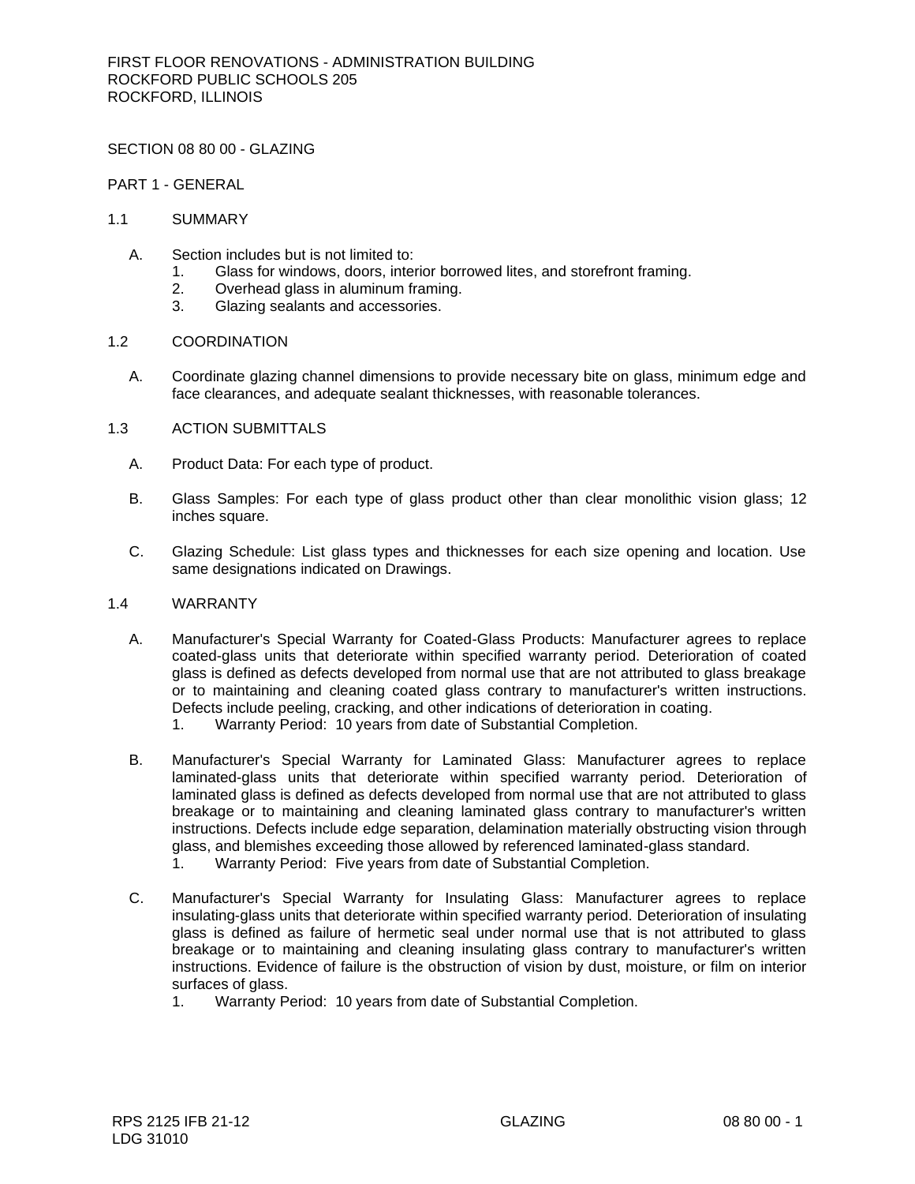## SECTION 08 80 00 - GLAZING

### PART 1 - GENERAL

#### 1.1 SUMMARY

A. Section includes but is not limited to:
   1. Glass for windows, doors, interior borrowed lites, and storefront framing.
   2. Overhead glass in aluminum framing.
   3. Glazing sealants and accessories.

#### 1.2 COORDINATION

A. Coordinate glazing channel dimensions to provide necessary bite on glass, minimum edge and face clearances, and adequate sealant thicknesses, with reasonable tolerances.

#### 1.3 ACTION SUBMITTALS

A. Product Data: For each type of product.

B. Glass Samples: For each type of glass product other than clear monolithic vision glass; 12 inches square.

C. Glazing Schedule: List glass types and thicknesses for each size opening and location. Use same designations indicated on Drawings.

#### 1.4 WARRANTY

A. Manufacturer's Special Warranty for Coated-Glass Products: Manufacturer agrees to replace coated-glass units that deteriorate within specified warranty period. Deterioration of coated glass is defined as defects developed from normal use that are not attributed to glass breakage or to maintaining and cleaning coated glass contrary to manufacturer's written instructions. Defects include peeling, cracking, and other indications of deterioration in coating.
   1. Warranty Period: 10 years from date of Substantial Completion.

B. Manufacturer's Special Warranty for Laminated Glass: Manufacturer agrees to replace laminated-glass units that deteriorate within specified warranty period. Deterioration of laminated glass is defined as defects developed from normal use that are not attributed to glass breakage or to maintaining and cleaning laminated glass contrary to manufacturer's written instructions. Defects include edge separation, delamination materially obstructing vision through glass, and blemishes exceeding those allowed by referenced laminated-glass standard.
   1. Warranty Period: Five years from date of Substantial Completion.

C. Manufacturer's Special Warranty for Insulating Glass: Manufacturer agrees to replace insulating-glass units that deteriorate within specified warranty period. Deterioration of insulating glass is defined as failure of hermetic seal under normal use that is not attributed to glass breakage or to maintaining and cleaning insulating glass contrary to manufacturer's written instructions. Evidence of failure is the obstruction of vision by dust, moisture, or film on interior surfaces of glass.
   1. Warranty Period: 10 years from date of Substantial Completion.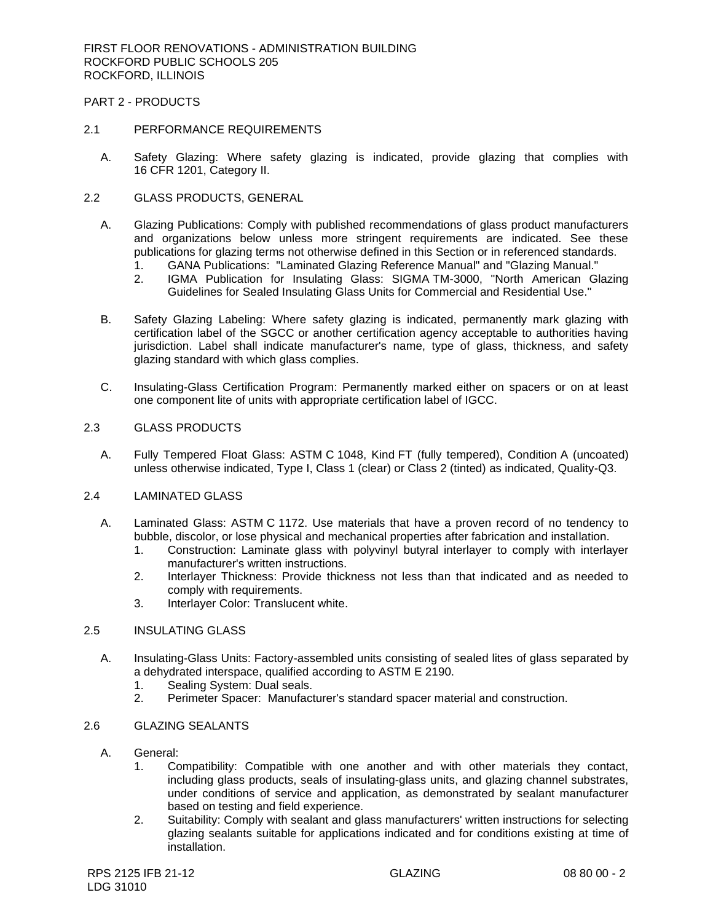## PART 2 - PRODUCTS

### 2.1 PERFORMANCE REQUIREMENTS

A. Safety Glazing: Where safety glazing is indicated, provide glazing that complies with 16 CFR 1201, Category II.

### 2.2 GLASS PRODUCTS, GENERAL

A. Glazing Publications: Comply with published recommendations of glass product manufacturers and organizations below unless more stringent requirements are indicated. See these publications for glazing terms not otherwise defined in this Section or in referenced standards.
   1. GANA Publications: "Laminated Glazing Reference Manual" and "Glazing Manual."
   2. IGMA Publication for Insulating Glass: SIGMA TM-3000, "North American Glazing Guidelines for Sealed Insulating Glass Units for Commercial and Residential Use."

B. Safety Glazing Labeling: Where safety glazing is indicated, permanently mark glazing with certification label of the SGCC or another certification agency acceptable to authorities having jurisdiction. Label shall indicate manufacturer's name, type of glass, thickness, and safety glazing standard with which glass complies.

C. Insulating-Glass Certification Program: Permanently marked either on spacers or on at least one component lite of units with appropriate certification label of IGCC.

### 2.3 GLASS PRODUCTS

A. Fully Tempered Float Glass: ASTM C 1048, Kind FT (fully tempered), Condition A (uncoated) unless otherwise indicated, Type I, Class 1 (clear) or Class 2 (tinted) as indicated, Quality-Q3.

### 2.4 LAMINATED GLASS

A. Laminated Glass: ASTM C 1172. Use materials that have a proven record of no tendency to bubble, discolor, or lose physical and mechanical properties after fabrication and installation.
   1. Construction: Laminate glass with polyvinyl butyral interlayer to comply with interlayer manufacturer's written instructions.
   2. Interlayer Thickness: Provide thickness not less than that indicated and as needed to comply with requirements.
   3. Interlayer Color: Translucent white.

### 2.5 INSULATING GLASS

A. Insulating-Glass Units: Factory-assembled units consisting of sealed lites of glass separated by a dehydrated interspace, qualified according to ASTM E 2190.
   1. Sealing System: Dual seals.
   2. Perimeter Spacer: Manufacturer's standard spacer material and construction.

### 2.6 GLAZING SEALANTS

A. General:
   1. Compatibility: Compatible with one another and with other materials they contact, including glass products, seals of insulating-glass units, and glazing channel substrates, under conditions of service and application, as demonstrated by sealant manufacturer based on testing and field experience.
   2. Suitability: Comply with sealant and glass manufacturers' written instructions for selecting glazing sealants suitable for applications indicated and for conditions existing at time of installation.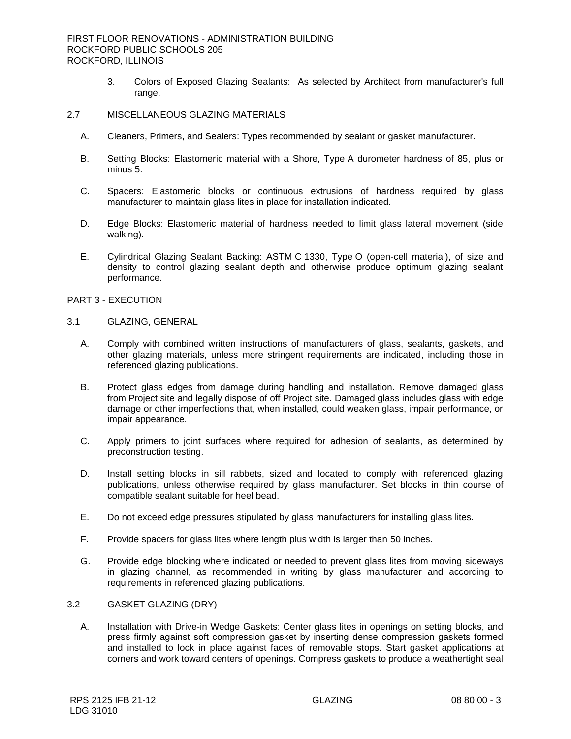3. Colors of Exposed Glazing Sealants: As selected by Architect from manufacturer's full range.

## 2.7 MISCELLANEOUS GLAZING MATERIALS

A. Cleaners, Primers, and Sealers: Types recommended by sealant or gasket manufacturer.

B. Setting Blocks: Elastomeric material with a Shore, Type A durometer hardness of 85, plus or minus 5.

C. Spacers: Elastomeric blocks or continuous extrusions of hardness required by glass manufacturer to maintain glass lites in place for installation indicated.

D. Edge Blocks: Elastomeric material of hardness needed to limit glass lateral movement (side walking).

E. Cylindrical Glazing Sealant Backing: ASTM C 1330, Type O (open-cell material), of size and density to control glazing sealant depth and otherwise produce optimum glazing sealant performance.

# PART 3 - EXECUTION

## 3.1 GLAZING, GENERAL

A. Comply with combined written instructions of manufacturers of glass, sealants, gaskets, and other glazing materials, unless more stringent requirements are indicated, including those in referenced glazing publications.

B. Protect glass edges from damage during handling and installation. Remove damaged glass from Project site and legally dispose of off Project site. Damaged glass includes glass with edge damage or other imperfections that, when installed, could weaken glass, impair performance, or impair appearance.

C. Apply primers to joint surfaces where required for adhesion of sealants, as determined by preconstruction testing.

D. Install setting blocks in sill rabbets, sized and located to comply with referenced glazing publications, unless otherwise required by glass manufacturer. Set blocks in thin course of compatible sealant suitable for heel bead.

E. Do not exceed edge pressures stipulated by glass manufacturers for installing glass lites.

F. Provide spacers for glass lites where length plus width is larger than 50 inches.

G. Provide edge blocking where indicated or needed to prevent glass lites from moving sideways in glazing channel, as recommended in writing by glass manufacturer and according to requirements in referenced glazing publications.

## 3.2 GASKET GLAZING (DRY)

A. Installation with Drive-in Wedge Gaskets: Center glass lites in openings on setting blocks, and press firmly against soft compression gasket by inserting dense compression gaskets formed and installed to lock in place against faces of removable stops. Start gasket applications at corners and work toward centers of openings. Compress gaskets to produce a weathertight seal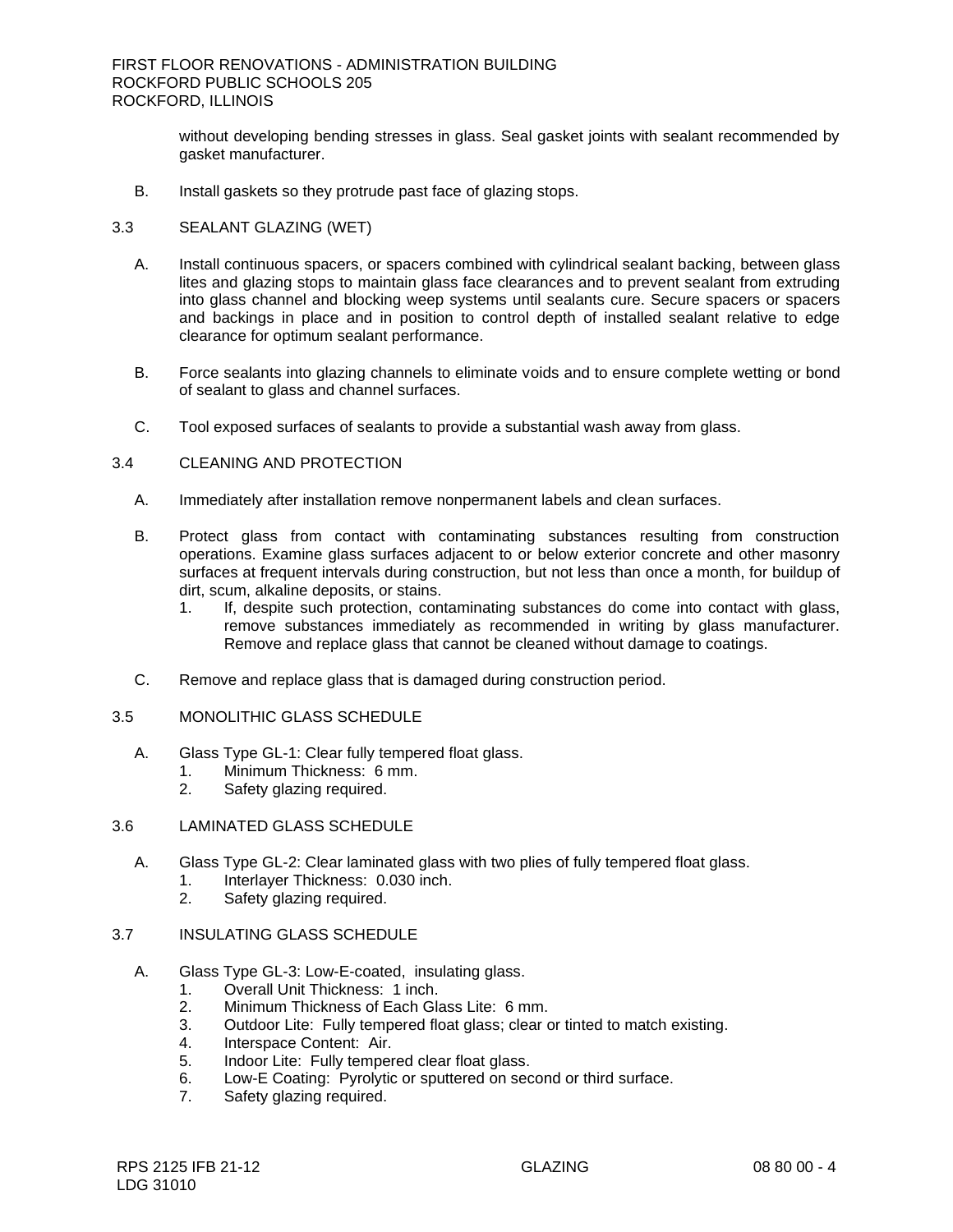without developing bending stresses in glass. Seal gasket joints with sealant recommended by gasket manufacturer.

B. Install gaskets so they protrude past face of glazing stops.

## 3.3 SEALANT GLAZING (WET)

A. Install continuous spacers, or spacers combined with cylindrical sealant backing, between glass lites and glazing stops to maintain glass face clearances and to prevent sealant from extruding into glass channel and blocking weep systems until sealants cure. Secure spacers or spacers and backings in place and in position to control depth of installed sealant relative to edge clearance for optimum sealant performance.

B. Force sealants into glazing channels to eliminate voids and to ensure complete wetting or bond of sealant to glass and channel surfaces.

C. Tool exposed surfaces of sealants to provide a substantial wash away from glass.

## 3.4 CLEANING AND PROTECTION

A. Immediately after installation remove nonpermanent labels and clean surfaces.

B. Protect glass from contact with contaminating substances resulting from construction operations. Examine glass surfaces adjacent to or below exterior concrete and other masonry surfaces at frequent intervals during construction, but not less than once a month, for buildup of dirt, scum, alkaline deposits, or stains.
   1. If, despite such protection, contaminating substances do come into contact with glass, remove substances immediately as recommended in writing by glass manufacturer. Remove and replace glass that cannot be cleaned without damage to coatings.

C. Remove and replace glass that is damaged during construction period.

## 3.5 MONOLITHIC GLASS SCHEDULE

A. Glass Type GL-1: Clear fully tempered float glass.
   1. Minimum Thickness: 6 mm.
   2. Safety glazing required.

## 3.6 LAMINATED GLASS SCHEDULE

A. Glass Type GL-2: Clear laminated glass with two plies of fully tempered float glass.
   1. Interlayer Thickness: 0.030 inch.
   2. Safety glazing required.

## 3.7 INSULATING GLASS SCHEDULE

A. Glass Type GL-3: Low-E-coated, insulating glass.
   1. Overall Unit Thickness: 1 inch.
   2. Minimum Thickness of Each Glass Lite: 6 mm.
   3. Outdoor Lite: Fully tempered float glass; clear or tinted to match existing.
   4. Interspace Content: Air.
   5. Indoor Lite: Fully tempered clear float glass.
   6. Low-E Coating: Pyrolytic or sputtered on second or third surface.
   7. Safety glazing required.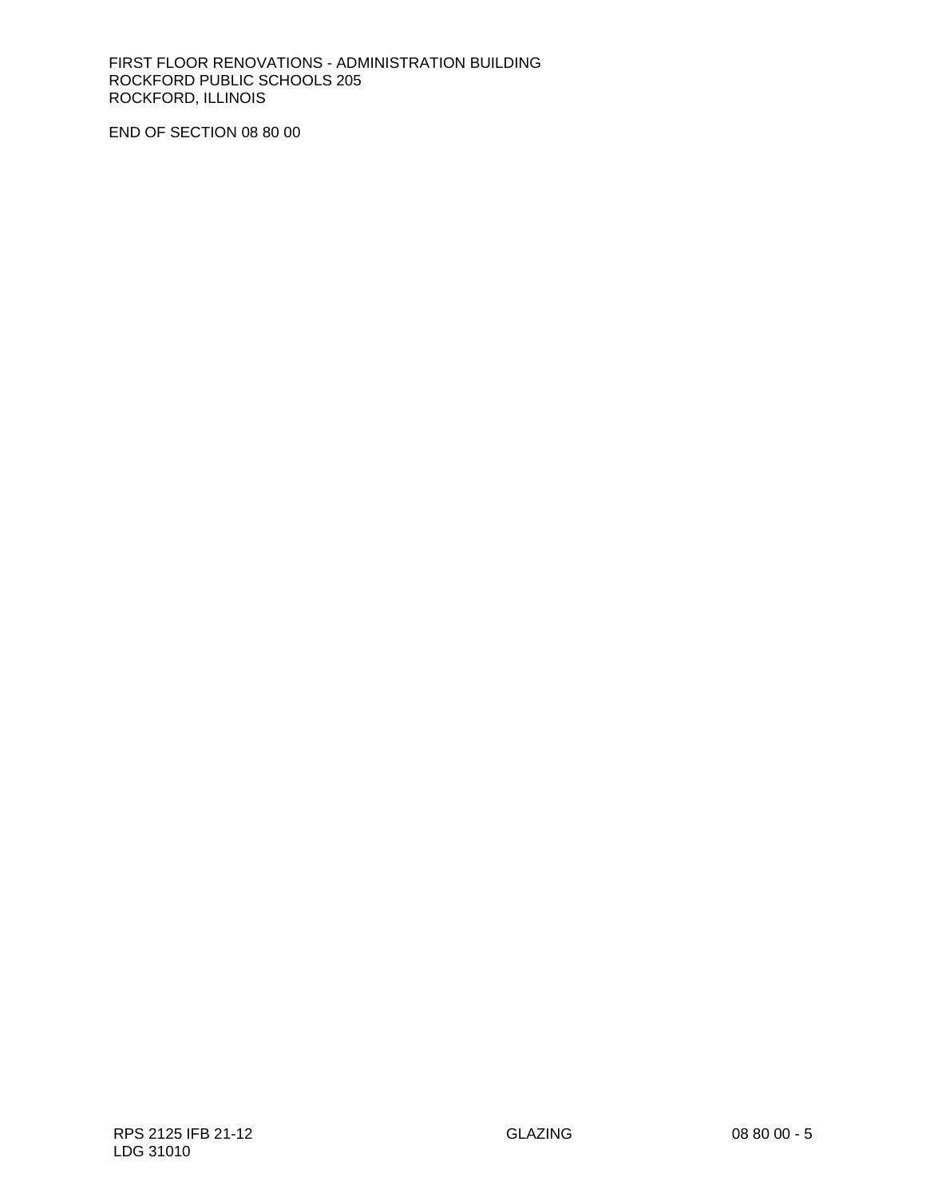END OF SECTION 08 80 00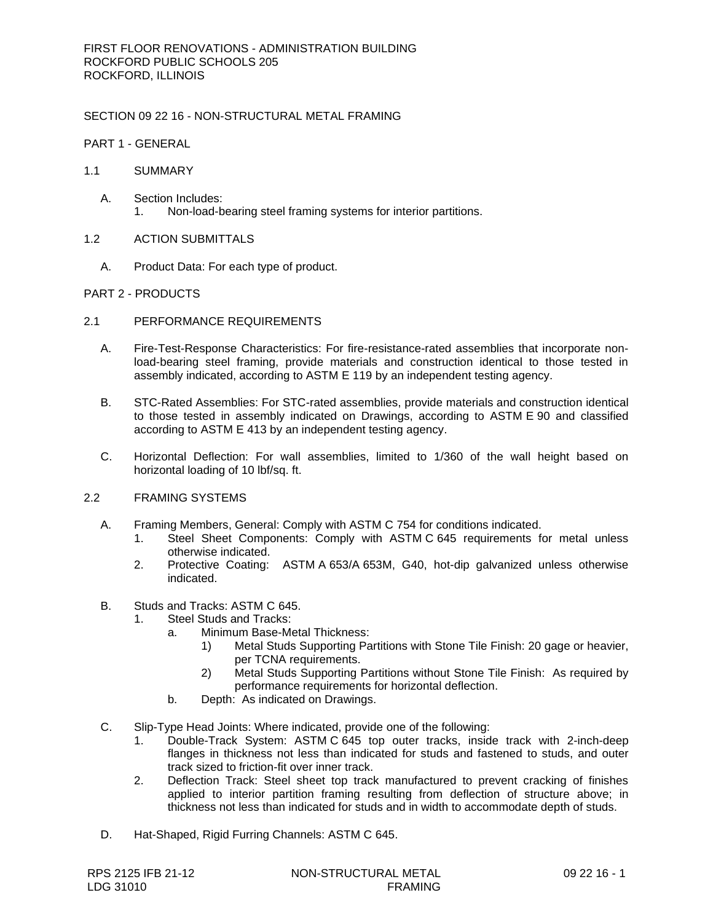FIRST FLOOR RENOVATIONS - ADMINISTRATION BUILDING
ROCKFORD PUBLIC SCHOOLS 205
ROCKFORD, ILLINOIS

# SECTION 09 22 16 - NON-STRUCTURAL METAL FRAMING

## PART 1 - GENERAL

### 1.1 SUMMARY

A. Section Includes:
   1. Non-load-bearing steel framing systems for interior partitions.

### 1.2 ACTION SUBMITTALS

A. Product Data: For each type of product.

## PART 2 - PRODUCTS

### 2.1 PERFORMANCE REQUIREMENTS

A. Fire-Test-Response Characteristics: For fire-resistance-rated assemblies that incorporate non-load-bearing steel framing, provide materials and construction identical to those tested in assembly indicated, according to ASTM E 119 by an independent testing agency.

B. STC-Rated Assemblies: For STC-rated assemblies, provide materials and construction identical to those tested in assembly indicated on Drawings, according to ASTM E 90 and classified according to ASTM E 413 by an independent testing agency.

C. Horizontal Deflection: For wall assemblies, limited to 1/360 of the wall height based on horizontal loading of 10 lbf/sq. ft.

### 2.2 FRAMING SYSTEMS

A. Framing Members, General: Comply with ASTM C 754 for conditions indicated.
   1. Steel Sheet Components: Comply with ASTM C 645 requirements for metal unless otherwise indicated.
   2. Protective Coating: ASTM A 653/A 653M, G40, hot-dip galvanized unless otherwise indicated.

B. Studs and Tracks: ASTM C 645.
   1. Steel Studs and Tracks:
      a. Minimum Base-Metal Thickness:
         1) Metal Studs Supporting Partitions with Stone Tile Finish: 20 gage or heavier, per TCNA requirements.
         2) Metal Studs Supporting Partitions without Stone Tile Finish: As required by performance requirements for horizontal deflection.
      b. Depth: As indicated on Drawings.

C. Slip-Type Head Joints: Where indicated, provide one of the following:
   1. Double-Track System: ASTM C 645 top outer tracks, inside track with 2-inch-deep flanges in thickness not less than indicated for studs and fastened to studs, and outer track sized to friction-fit over inner track.
   2. Deflection Track: Steel sheet top track manufactured to prevent cracking of finishes applied to interior partition framing resulting from deflection of structure above; in thickness not less than indicated for studs and in width to accommodate depth of studs.

D. Hat-Shaped, Rigid Furring Channels: ASTM C 645.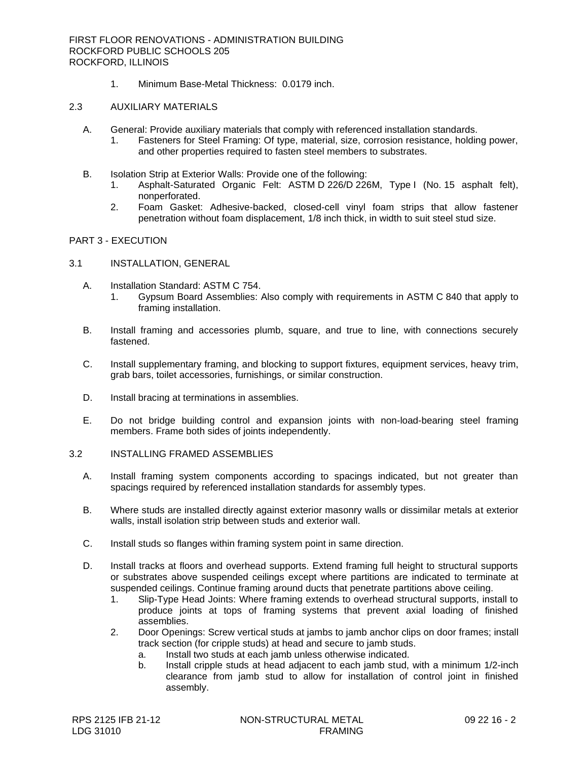1. Minimum Base-Metal Thickness: 0.0179 inch.

## 2.3 AUXILIARY MATERIALS

A. General: Provide auxiliary materials that comply with referenced installation standards.
   1. Fasteners for Steel Framing: Of type, material, size, corrosion resistance, holding power, and other properties required to fasten steel members to substrates.

B. Isolation Strip at Exterior Walls: Provide one of the following:
   1. Asphalt-Saturated Organic Felt: ASTM D 226/D 226M, Type I (No. 15 asphalt felt), nonperforated.
   2. Foam Gasket: Adhesive-backed, closed-cell vinyl foam strips that allow fastener penetration without foam displacement, 1/8 inch thick, in width to suit steel stud size.

# PART 3 - EXECUTION

## 3.1 INSTALLATION, GENERAL

A. Installation Standard: ASTM C 754.
   1. Gypsum Board Assemblies: Also comply with requirements in ASTM C 840 that apply to framing installation.

B. Install framing and accessories plumb, square, and true to line, with connections securely fastened.

C. Install supplementary framing, and blocking to support fixtures, equipment services, heavy trim, grab bars, toilet accessories, furnishings, or similar construction.

D. Install bracing at terminations in assemblies.

E. Do not bridge building control and expansion joints with non-load-bearing steel framing members. Frame both sides of joints independently.

## 3.2 INSTALLING FRAMED ASSEMBLIES

A. Install framing system components according to spacings indicated, but not greater than spacings required by referenced installation standards for assembly types.

B. Where studs are installed directly against exterior masonry walls or dissimilar metals at exterior walls, install isolation strip between studs and exterior wall.

C. Install studs so flanges within framing system point in same direction.

D. Install tracks at floors and overhead supports. Extend framing full height to structural supports or substrates above suspended ceilings except where partitions are indicated to terminate at suspended ceilings. Continue framing around ducts that penetrate partitions above ceiling.
   1. Slip-Type Head Joints: Where framing extends to overhead structural supports, install to produce joints at tops of framing systems that prevent axial loading of finished assemblies.
   2. Door Openings: Screw vertical studs at jambs to jamb anchor clips on door frames; install track section (for cripple studs) at head and secure to jamb studs.
      a. Install two studs at each jamb unless otherwise indicated.
      b. Install cripple studs at head adjacent to each jamb stud, with a minimum 1/2-inch clearance from jamb stud to allow for installation of control joint in finished assembly.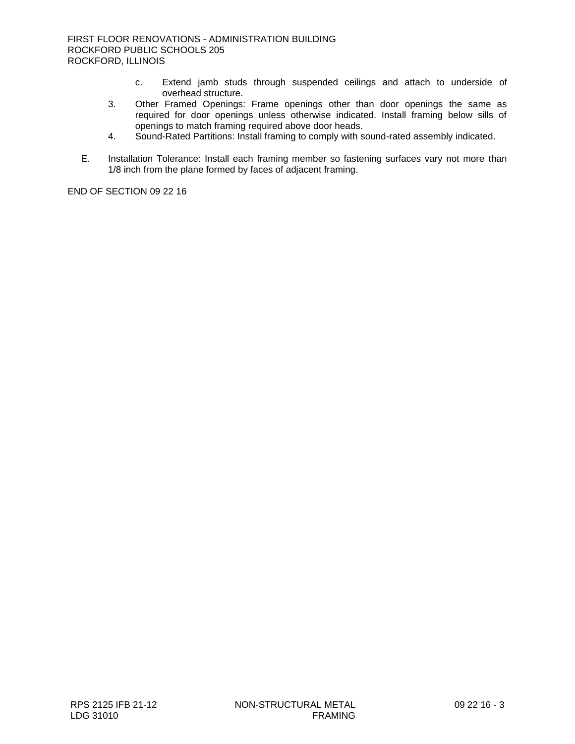c. Extend jamb studs through suspended ceilings and attach to underside of overhead structure.

3. Other Framed Openings: Frame openings other than door openings the same as required for door openings unless otherwise indicated. Install framing below sills of openings to match framing required above door heads.
4. Sound-Rated Partitions: Install framing to comply with sound-rated assembly indicated.

E. Installation Tolerance: Install each framing member so fastening surfaces vary not more than 1/8 inch from the plane formed by faces of adjacent framing.

END OF SECTION 09 22 16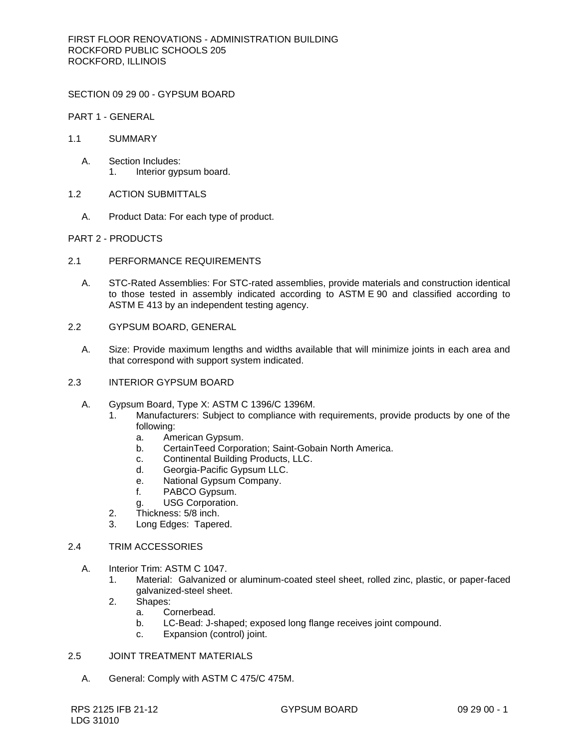# SECTION 09 29 00 - GYPSUM BOARD

## PART 1 - GENERAL

### 1.1 SUMMARY

A. Section Includes:
   1. Interior gypsum board.

### 1.2 ACTION SUBMITTALS

A. Product Data: For each type of product.

## PART 2 - PRODUCTS

### 2.1 PERFORMANCE REQUIREMENTS

A. STC-Rated Assemblies: For STC-rated assemblies, provide materials and construction identical to those tested in assembly indicated according to ASTM E 90 and classified according to ASTM E 413 by an independent testing agency.

### 2.2 GYPSUM BOARD, GENERAL

A. Size: Provide maximum lengths and widths available that will minimize joints in each area and that correspond with support system indicated.

### 2.3 INTERIOR GYPSUM BOARD

A. Gypsum Board, Type X: ASTM C 1396/C 1396M.
   1. Manufacturers: Subject to compliance with requirements, provide products by one of the following:
      a. American Gypsum.
      b. CertainTeed Corporation; Saint-Gobain North America.
      c. Continental Building Products, LLC.
      d. Georgia-Pacific Gypsum LLC.
      e. National Gypsum Company.
      f. PABCO Gypsum.
      g. USG Corporation.
   2. Thickness: 5/8 inch.
   3. Long Edges: Tapered.

### 2.4 TRIM ACCESSORIES

A. Interior Trim: ASTM C 1047.
   1. Material: Galvanized or aluminum-coated steel sheet, rolled zinc, plastic, or paper-faced galvanized-steel sheet.
   2. Shapes:
      a. Cornerbead.
      b. LC-Bead: J-shaped; exposed long flange receives joint compound.
      c. Expansion (control) joint.

### 2.5 JOINT TREATMENT MATERIALS

A. General: Comply with ASTM C 475/C 475M.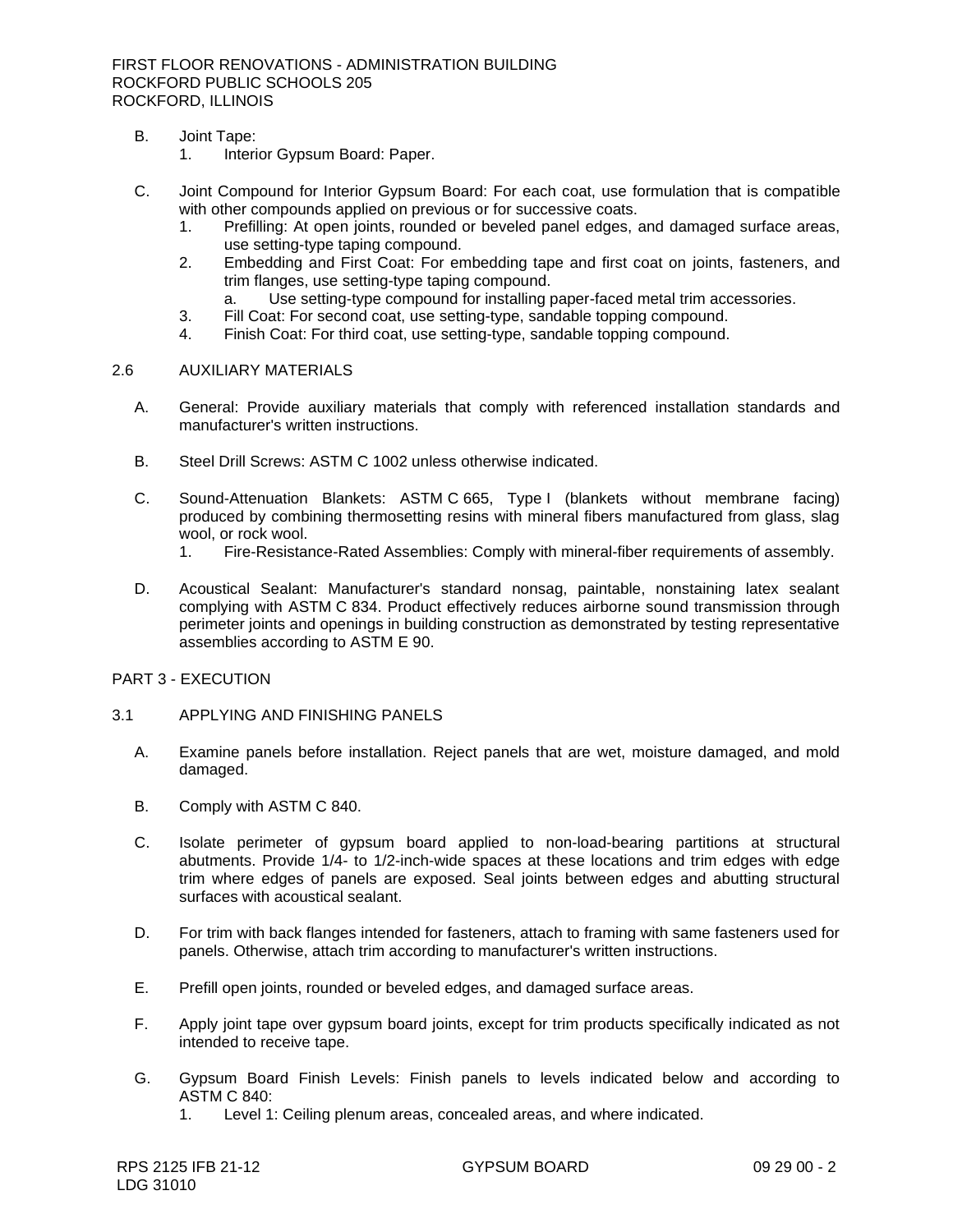B. Joint Tape:
   1. Interior Gypsum Board: Paper.

C. Joint Compound for Interior Gypsum Board: For each coat, use formulation that is compatible with other compounds applied on previous or for successive coats.
   1. Prefilling: At open joints, rounded or beveled panel edges, and damaged surface areas, use setting-type taping compound.
   2. Embedding and First Coat: For embedding tape and first coat on joints, fasteners, and trim flanges, use setting-type taping compound.
      a. Use setting-type compound for installing paper-faced metal trim accessories.
   3. Fill Coat: For second coat, use setting-type, sandable topping compound.
   4. Finish Coat: For third coat, use setting-type, sandable topping compound.

## 2.6 AUXILIARY MATERIALS

A. General: Provide auxiliary materials that comply with referenced installation standards and manufacturer's written instructions.

B. Steel Drill Screws: ASTM C 1002 unless otherwise indicated.

C. Sound-Attenuation Blankets: ASTM C 665, Type I (blankets without membrane facing) produced by combining thermosetting resins with mineral fibers manufactured from glass, slag wool, or rock wool.
   1. Fire-Resistance-Rated Assemblies: Comply with mineral-fiber requirements of assembly.

D. Acoustical Sealant: Manufacturer's standard nonsag, paintable, nonstaining latex sealant complying with ASTM C 834. Product effectively reduces airborne sound transmission through perimeter joints and openings in building construction as demonstrated by testing representative assemblies according to ASTM E 90.

# PART 3 - EXECUTION

## 3.1 APPLYING AND FINISHING PANELS

A. Examine panels before installation. Reject panels that are wet, moisture damaged, and mold damaged.

B. Comply with ASTM C 840.

C. Isolate perimeter of gypsum board applied to non-load-bearing partitions at structural abutments. Provide 1/4- to 1/2-inch-wide spaces at these locations and trim edges with edge trim where edges of panels are exposed. Seal joints between edges and abutting structural surfaces with acoustical sealant.

D. For trim with back flanges intended for fasteners, attach to framing with same fasteners used for panels. Otherwise, attach trim according to manufacturer's written instructions.

E. Prefill open joints, rounded or beveled edges, and damaged surface areas.

F. Apply joint tape over gypsum board joints, except for trim products specifically indicated as not intended to receive tape.

G. Gypsum Board Finish Levels: Finish panels to levels indicated below and according to ASTM C 840:
   1. Level 1: Ceiling plenum areas, concealed areas, and where indicated.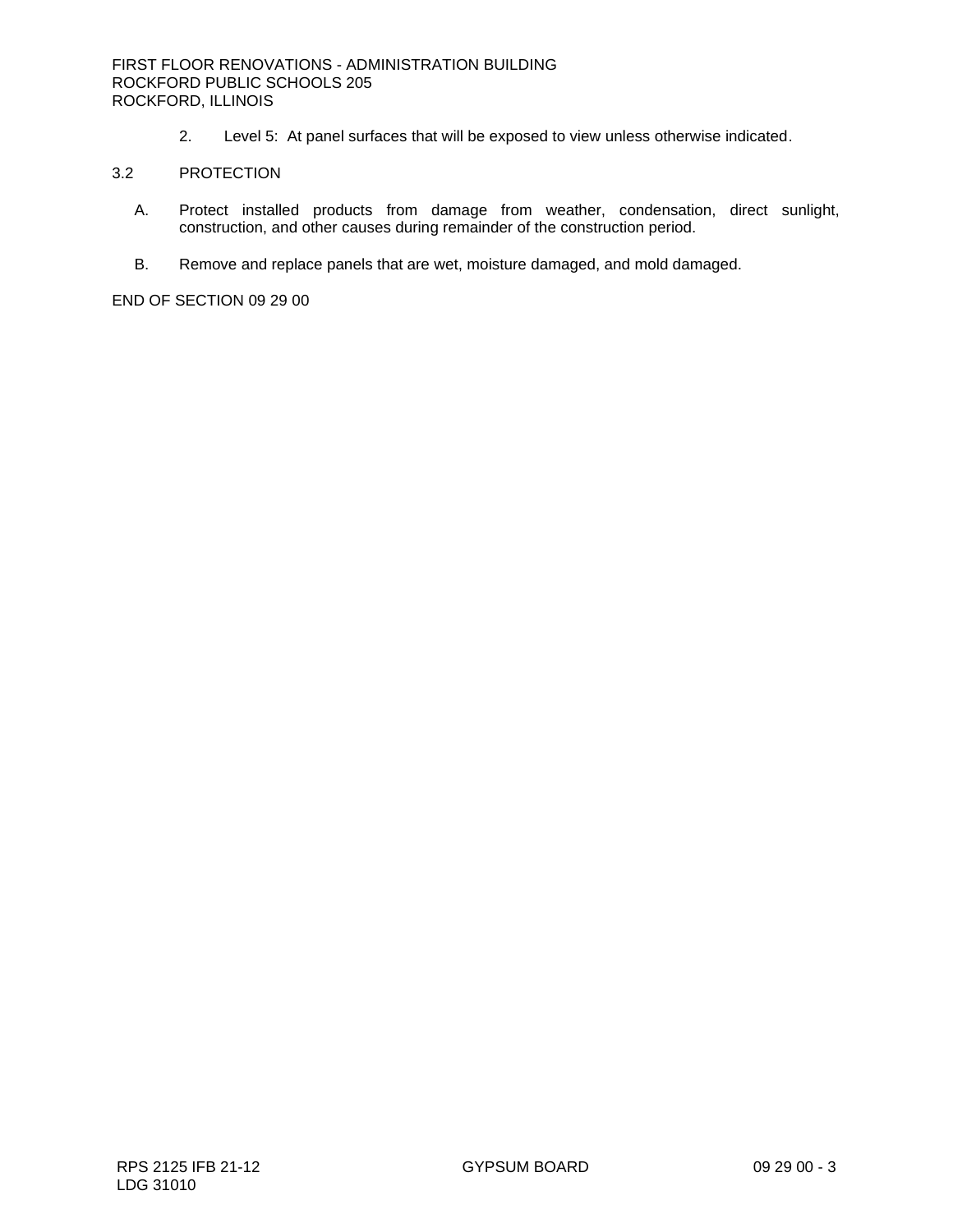2. Level 5: At panel surfaces that will be exposed to view unless otherwise indicated.

## 3.2 PROTECTION

A. Protect installed products from damage from weather, condensation, direct sunlight, construction, and other causes during remainder of the construction period.

B. Remove and replace panels that are wet, moisture damaged, and mold damaged.

END OF SECTION 09 29 00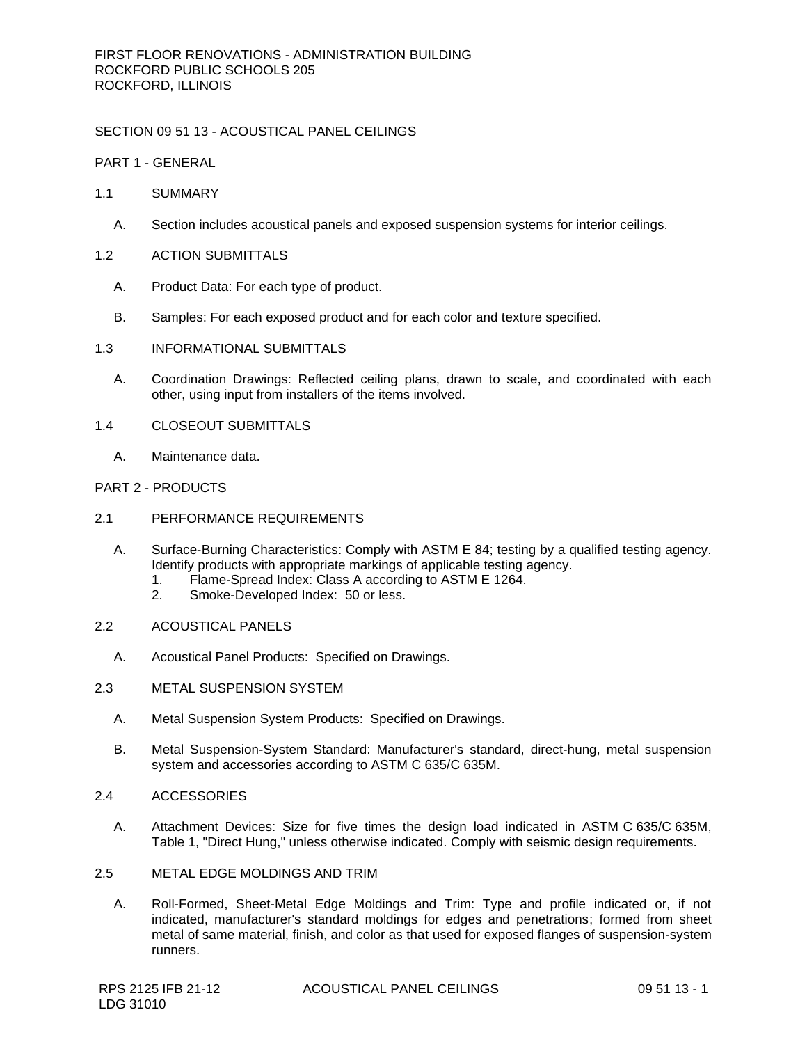FIRST FLOOR RENOVATIONS - ADMINISTRATION BUILDING
ROCKFORD PUBLIC SCHOOLS 205
ROCKFORD, ILLINOIS

# SECTION 09 51 13 - ACOUSTICAL PANEL CEILINGS

## PART 1 - GENERAL

### 1.1 SUMMARY

A. Section includes acoustical panels and exposed suspension systems for interior ceilings.

### 1.2 ACTION SUBMITTALS

A. Product Data: For each type of product.

B. Samples: For each exposed product and for each color and texture specified.

### 1.3 INFORMATIONAL SUBMITTALS

A. Coordination Drawings: Reflected ceiling plans, drawn to scale, and coordinated with each other, using input from installers of the items involved.

### 1.4 CLOSEOUT SUBMITTALS

A. Maintenance data.

## PART 2 - PRODUCTS

### 2.1 PERFORMANCE REQUIREMENTS

A. Surface-Burning Characteristics: Comply with ASTM E 84; testing by a qualified testing agency. Identify products with appropriate markings of applicable testing agency.
   1. Flame-Spread Index: Class A according to ASTM E 1264.
   2. Smoke-Developed Index: 50 or less.

### 2.2 ACOUSTICAL PANELS

A. Acoustical Panel Products: Specified on Drawings.

### 2.3 METAL SUSPENSION SYSTEM

A. Metal Suspension System Products: Specified on Drawings.

B. Metal Suspension-System Standard: Manufacturer's standard, direct-hung, metal suspension system and accessories according to ASTM C 635/C 635M.

### 2.4 ACCESSORIES

A. Attachment Devices: Size for five times the design load indicated in ASTM C 635/C 635M, Table 1, "Direct Hung," unless otherwise indicated. Comply with seismic design requirements.

### 2.5 METAL EDGE MOLDINGS AND TRIM

A. Roll-Formed, Sheet-Metal Edge Moldings and Trim: Type and profile indicated or, if not indicated, manufacturer's standard moldings for edges and penetrations; formed from sheet metal of same material, finish, and color as that used for exposed flanges of suspension-system runners.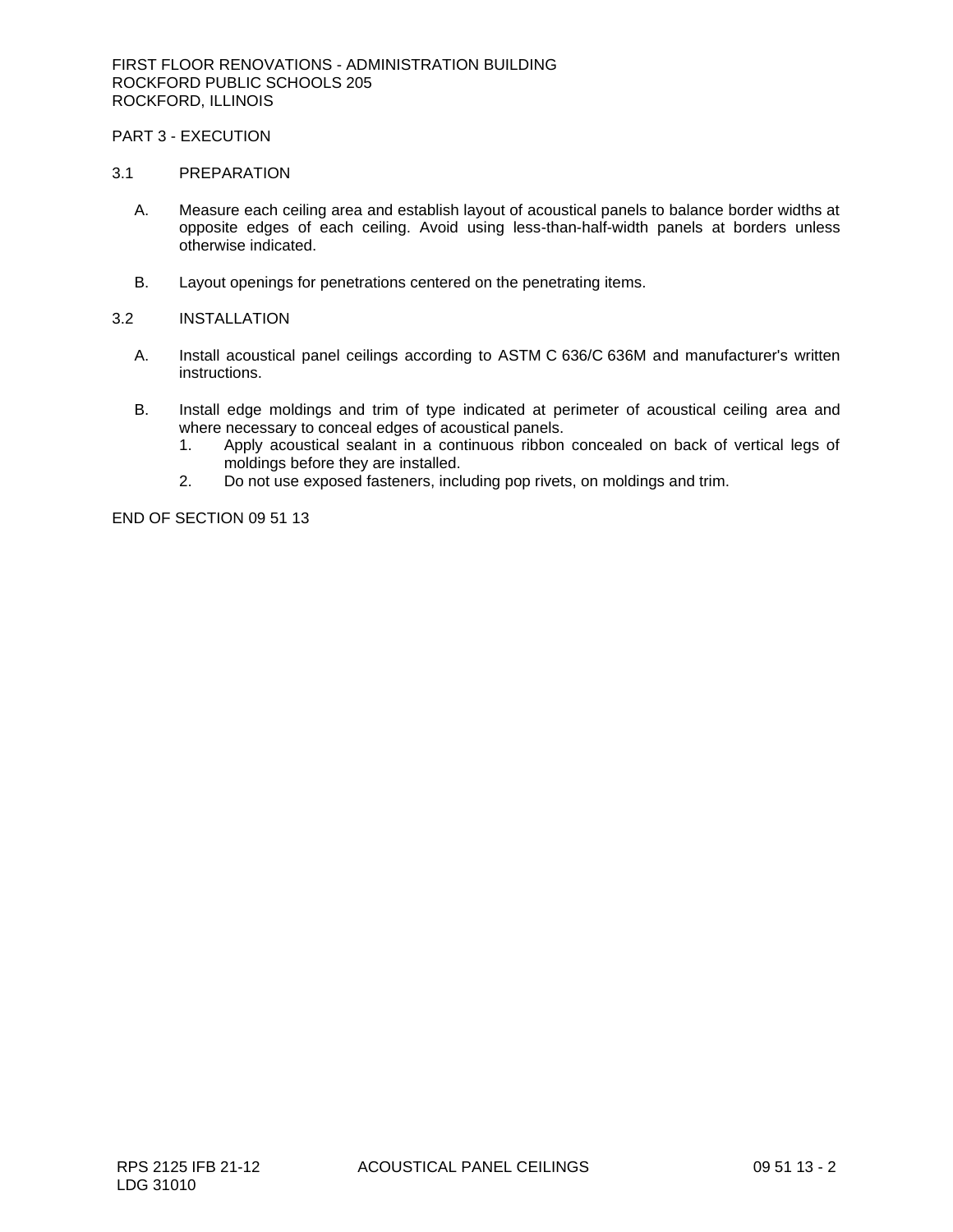PART 3 - EXECUTION

3.1 PREPARATION

A. Measure each ceiling area and establish layout of acoustical panels to balance border widths at opposite edges of each ceiling. Avoid using less-than-half-width panels at borders unless otherwise indicated.

B. Layout openings for penetrations centered on the penetrating items.

3.2 INSTALLATION

A. Install acoustical panel ceilings according to ASTM C 636/C 636M and manufacturer's written instructions.

B. Install edge moldings and trim of type indicated at perimeter of acoustical ceiling area and where necessary to conceal edges of acoustical panels.
   1. Apply acoustical sealant in a continuous ribbon concealed on back of vertical legs of moldings before they are installed.
   2. Do not use exposed fasteners, including pop rivets, on moldings and trim.

END OF SECTION 09 51 13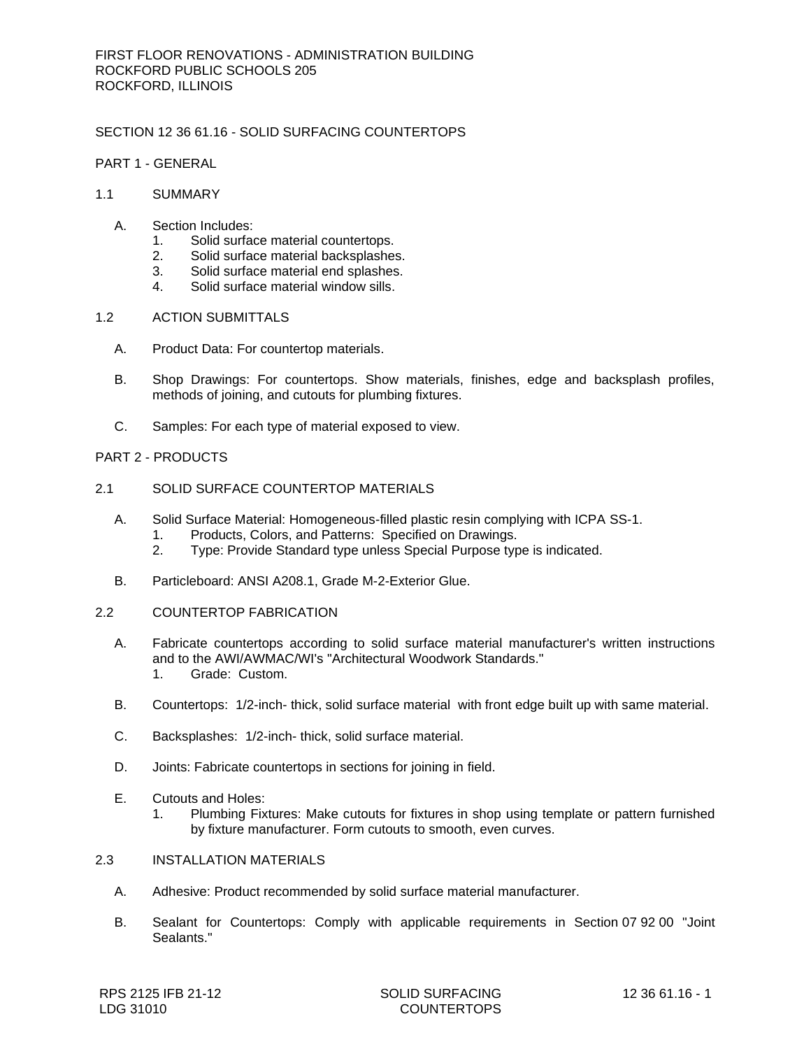## SECTION 12 36 61.16 - SOLID SURFACING COUNTERTOPS

### PART 1 - GENERAL

#### 1.1 SUMMARY

A. Section Includes:
   1. Solid surface material countertops.
   2. Solid surface material backsplashes.
   3. Solid surface material end splashes.
   4. Solid surface material window sills.

#### 1.2 ACTION SUBMITTALS

A. Product Data: For countertop materials.

B. Shop Drawings: For countertops. Show materials, finishes, edge and backsplash profiles, methods of joining, and cutouts for plumbing fixtures.

C. Samples: For each type of material exposed to view.

### PART 2 - PRODUCTS

#### 2.1 SOLID SURFACE COUNTERTOP MATERIALS

A. Solid Surface Material: Homogeneous-filled plastic resin complying with ICPA SS-1.
   1. Products, Colors, and Patterns: Specified on Drawings.
   2. Type: Provide Standard type unless Special Purpose type is indicated.

B. Particleboard: ANSI A208.1, Grade M-2-Exterior Glue.

#### 2.2 COUNTERTOP FABRICATION

A. Fabricate countertops according to solid surface material manufacturer's written instructions and to the AWI/AWMAC/WI's "Architectural Woodwork Standards."
   1. Grade: Custom.

B. Countertops: 1/2-inch- thick, solid surface material with front edge built up with same material.

C. Backsplashes: 1/2-inch- thick, solid surface material.

D. Joints: Fabricate countertops in sections for joining in field.

E. Cutouts and Holes:
   1. Plumbing Fixtures: Make cutouts for fixtures in shop using template or pattern furnished by fixture manufacturer. Form cutouts to smooth, even curves.

#### 2.3 INSTALLATION MATERIALS

A. Adhesive: Product recommended by solid surface material manufacturer.

B. Sealant for Countertops: Comply with applicable requirements in Section 07 92 00 "Joint Sealants."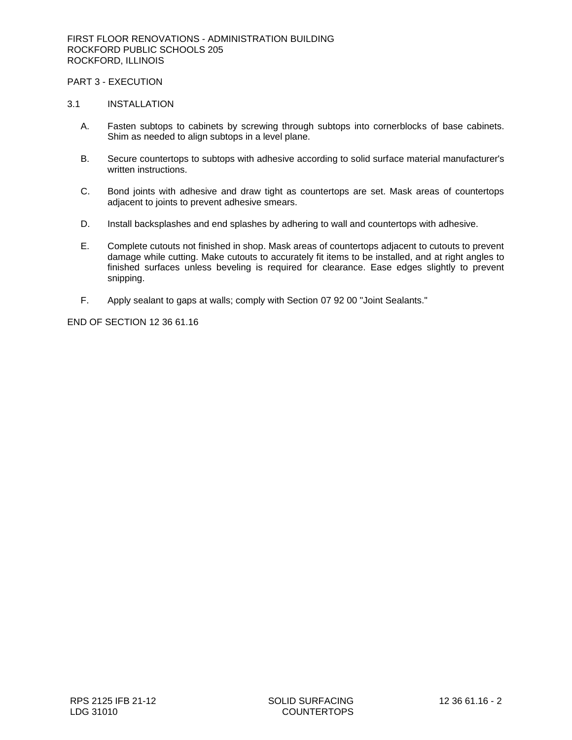PART 3 - EXECUTION

3.1 INSTALLATION

A. Fasten subtops to cabinets by screwing through subtops into cornerblocks of base cabinets. Shim as needed to align subtops in a level plane.

B. Secure countertops to subtops with adhesive according to solid surface material manufacturer's written instructions.

C. Bond joints with adhesive and draw tight as countertops are set. Mask areas of countertops adjacent to joints to prevent adhesive smears.

D. Install backsplashes and end splashes by adhering to wall and countertops with adhesive.

E. Complete cutouts not finished in shop. Mask areas of countertops adjacent to cutouts to prevent damage while cutting. Make cutouts to accurately fit items to be installed, and at right angles to finished surfaces unless beveling is required for clearance. Ease edges slightly to prevent snipping.

F. Apply sealant to gaps at walls; comply with Section 07 92 00 "Joint Sealants."

END OF SECTION 12 36 61.16